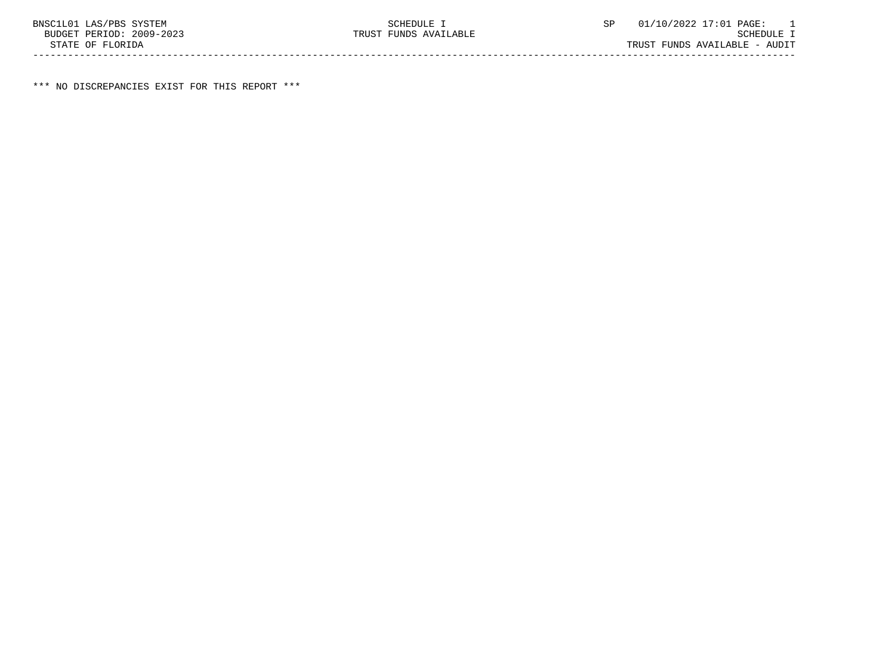BNSC1L01 LAS/PBS SYSTEM

BUDGET PERIOD: 2009-2023

STATE OF FLORIDA

SCHEDULE I

TRUST FUNDS AVAILABLE

SP 01/10/2022 17:01

SCHEDULE I

TRUST FUNDS AVAILABLE - AUDIT

---

*** NO DISCREPANCIES EXIST FOR THIS REPORT ***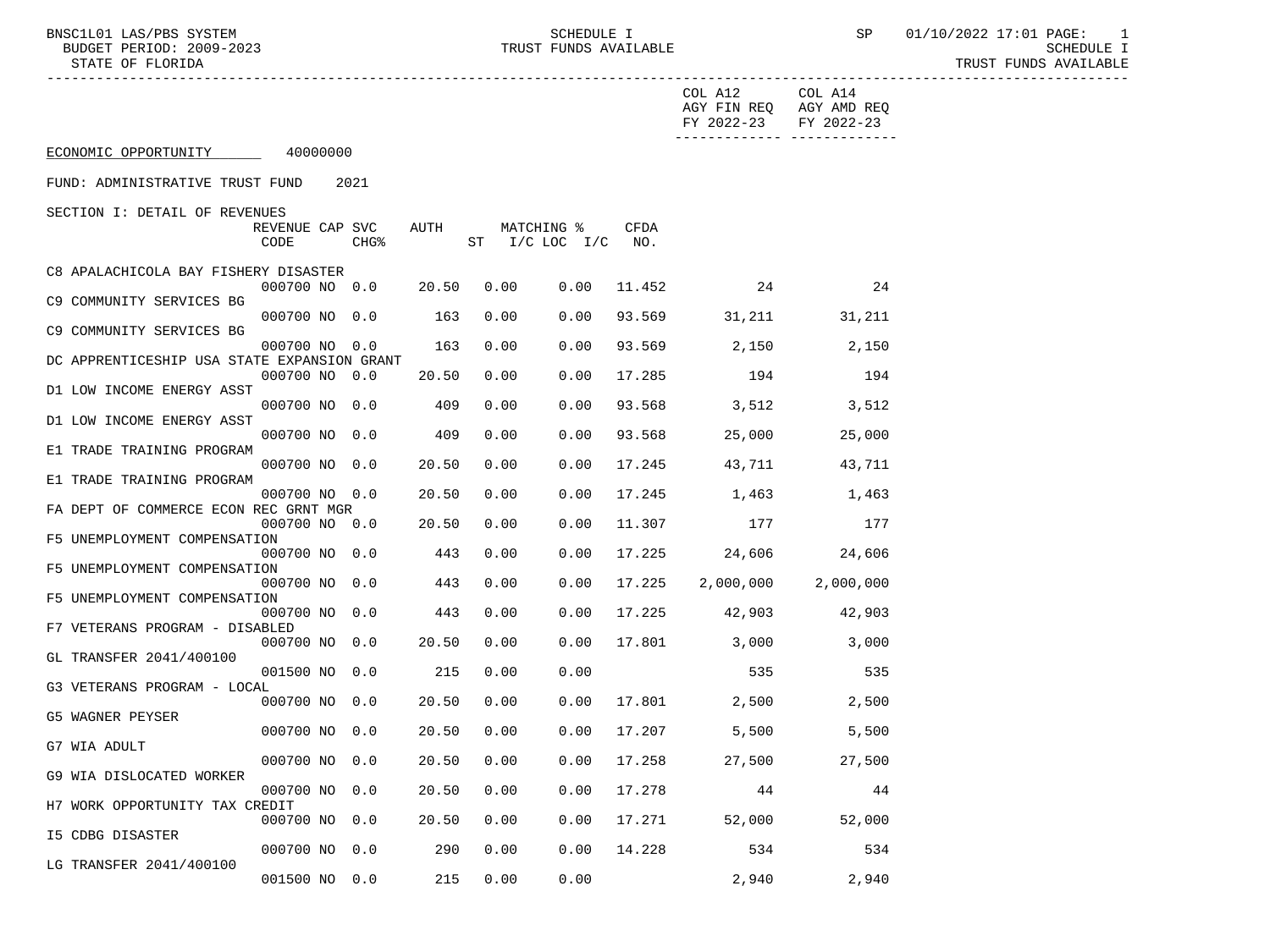SCHEDULE I
TRUST FUNDS AVAILABLE

ECONOMIC OPPORTUNITY 40000000

FUND: ADMINISTRATIVE TRUST FUND 2021

SECTION I: DETAIL OF REVENUES

| | REVENUE CODE | CAP | SVC CHG% | AUTH | MATCHING % ST | I/C LOC | I/C | CFDA NO. | COL A12 AGY FIN REQ FY 2022-23 | COL A14 AGY AMD REQ FY 2022-23 |
|---|---|---|---|---|---|---|---|---|---|---|
| C8 APALACHICOLA BAY FISHERY DISASTER | 000700 | NO | 0.0 | 20.50 | 0.00 | 0.00 | | 11.452 | 24 | 24 |
| C9 COMMUNITY SERVICES BG | 000700 | NO | 0.0 | 163 | 0.00 | 0.00 | | 93.569 | 31,211 | 31,211 |
| C9 COMMUNITY SERVICES BG | 000700 | NO | 0.0 | 163 | 0.00 | 0.00 | | 93.569 | 2,150 | 2,150 |
| DC APPRENTICESHIP USA STATE EXPANSION GRANT | 000700 | NO | 0.0 | 20.50 | 0.00 | 0.00 | | 17.285 | 194 | 194 |
| D1 LOW INCOME ENERGY ASST | 000700 | NO | 0.0 | 409 | 0.00 | 0.00 | | 93.568 | 3,512 | 3,512 |
| D1 LOW INCOME ENERGY ASST | 000700 | NO | 0.0 | 409 | 0.00 | 0.00 | | 93.568 | 25,000 | 25,000 |
| E1 TRADE TRAINING PROGRAM | 000700 | NO | 0.0 | 20.50 | 0.00 | 0.00 | | 17.245 | 43,711 | 43,711 |
| E1 TRADE TRAINING PROGRAM | 000700 | NO | 0.0 | 20.50 | 0.00 | 0.00 | | 17.245 | 1,463 | 1,463 |
| FA DEPT OF COMMERCE ECON REC GRNT MGR | 000700 | NO | 0.0 | 20.50 | 0.00 | 0.00 | | 11.307 | 177 | 177 |
| F5 UNEMPLOYMENT COMPENSATION | 000700 | NO | 0.0 | 443 | 0.00 | 0.00 | | 17.225 | 24,606 | 24,606 |
| F5 UNEMPLOYMENT COMPENSATION | 000700 | NO | 0.0 | 443 | 0.00 | 0.00 | | 17.225 | 2,000,000 | 2,000,000 |
| F5 UNEMPLOYMENT COMPENSATION | 000700 | NO | 0.0 | 443 | 0.00 | 0.00 | | 17.225 | 42,903 | 42,903 |
| F7 VETERANS PROGRAM - DISABLED | 000700 | NO | 0.0 | 20.50 | 0.00 | 0.00 | | 17.801 | 3,000 | 3,000 |
| GL TRANSFER 2041/400100 | 001500 | NO | 0.0 | 215 | 0.00 | 0.00 | | | 535 | 535 |
| G3 VETERANS PROGRAM - LOCAL | 000700 | NO | 0.0 | 20.50 | 0.00 | 0.00 | | 17.801 | 2,500 | 2,500 |
| G5 WAGNER PEYSER | 000700 | NO | 0.0 | 20.50 | 0.00 | 0.00 | | 17.207 | 5,500 | 5,500 |
| G7 WIA ADULT | 000700 | NO | 0.0 | 20.50 | 0.00 | 0.00 | | 17.258 | 27,500 | 27,500 |
| G9 WIA DISLOCATED WORKER | 000700 | NO | 0.0 | 20.50 | 0.00 | 0.00 | | 17.278 | 44 | 44 |
| H7 WORK OPPORTUNITY TAX CREDIT | 000700 | NO | 0.0 | 20.50 | 0.00 | 0.00 | | 17.271 | 52,000 | 52,000 |
| I5 CDBG DISASTER | 000700 | NO | 0.0 | 290 | 0.00 | 0.00 | | 14.228 | 534 | 534 |
| LG TRANSFER 2041/400100 | 001500 | NO | 0.0 | 215 | 0.00 | 0.00 | | | 2,940 | 2,940 |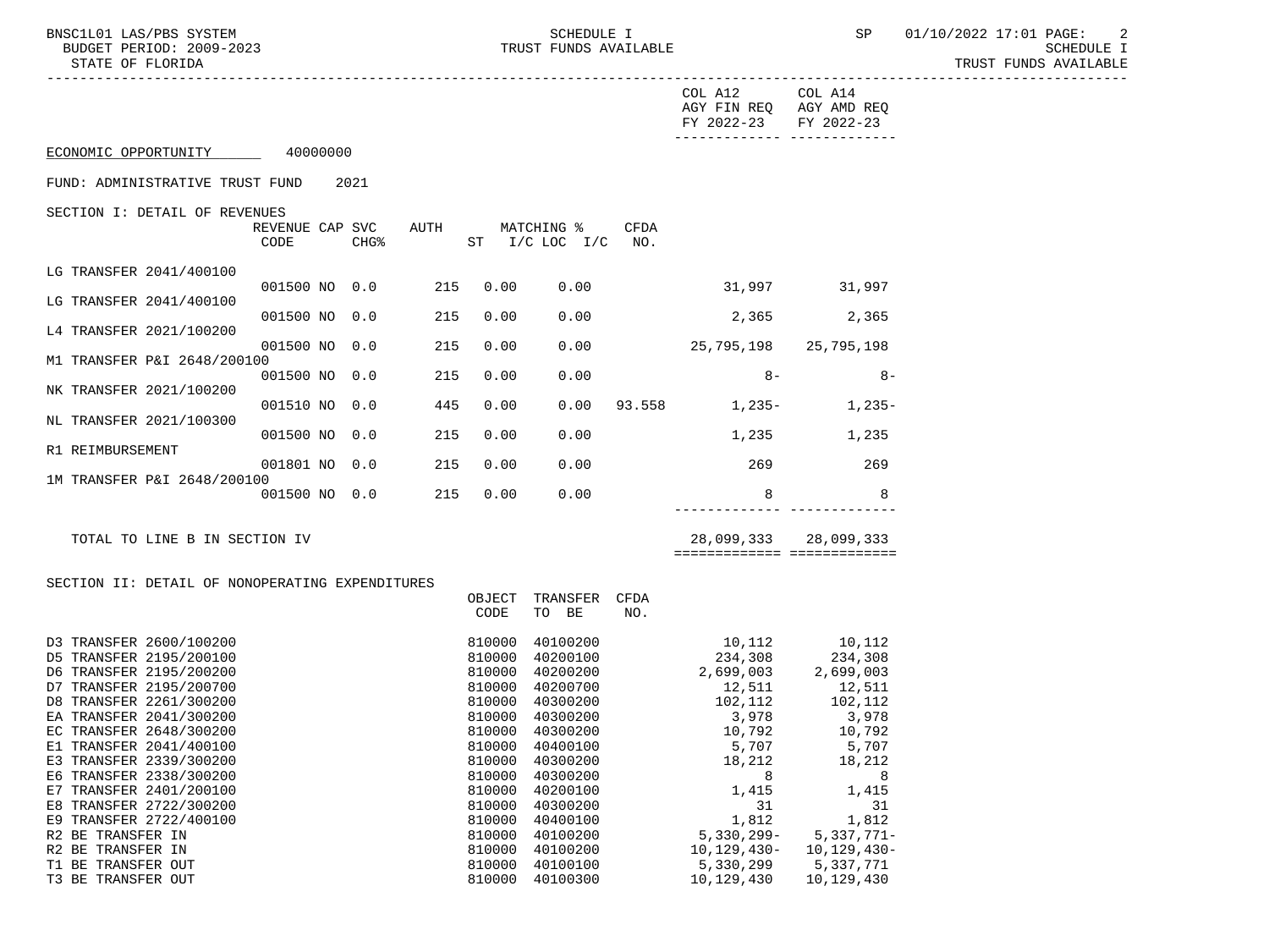COL A12 AGY FIN REQ FY 2022-23 | COL A14 AGY AMD REQ FY 2022-23

ECONOMIC OPPORTUNITY 40000000

FUND: ADMINISTRATIVE TRUST FUND 2021

SECTION I: DETAIL OF REVENUES

| | REVENUE CODE | CAP | SVC CHG% | AUTH ST | MATCHING % I/C | LOC I/C | CFDA NO. | COL A12 AGY FIN REQ FY 2022-23 | COL A14 AGY AMD REQ FY 2022-23 |
|---|---|---|---|---|---|---|---|---|---|
| LG TRANSFER 2041/400100 | 001500 | NO | 0.0 | 215 | 0.00 | 0.00 | | 31,997 | 31,997 |
| LG TRANSFER 2041/400100 | 001500 | NO | 0.0 | 215 | 0.00 | 0.00 | | 2,365 | 2,365 |
| L4 TRANSFER 2021/100200 | 001500 | NO | 0.0 | 215 | 0.00 | 0.00 | | 25,795,198 | 25,795,198 |
| M1 TRANSFER P&I 2648/200100 | 001500 | NO | 0.0 | 215 | 0.00 | 0.00 | | 8- | 8- |
| NK TRANSFER 2021/100200 | 001510 | NO | 0.0 | 445 | 0.00 | 0.00 | 93.558 | 1,235- | 1,235- |
| NL TRANSFER 2021/100300 | 001500 | NO | 0.0 | 215 | 0.00 | 0.00 | | 1,235 | 1,235 |
| R1 REIMBURSEMENT | 001801 | NO | 0.0 | 215 | 0.00 | 0.00 | | 269 | 269 |
| 1M TRANSFER P&I 2648/200100 | 001500 | NO | 0.0 | 215 | 0.00 | 0.00 | | 8 | 8 |
| TOTAL TO LINE B IN SECTION IV | | | | | | | | 28,099,333 | 28,099,333 |

SECTION II: DETAIL OF NONOPERATING EXPENDITURES

| | OBJECT CODE | TRANSFER TO BE | CFDA NO. | COL A12 AGY FIN REQ FY 2022-23 | COL A14 AGY AMD REQ FY 2022-23 |
|---|---|---|---|---|---|
| D3 TRANSFER 2600/100200 | 810000 | 40100200 | | 10,112 | 10,112 |
| D5 TRANSFER 2195/200100 | 810000 | 40200100 | | 234,308 | 234,308 |
| D6 TRANSFER 2195/200200 | 810000 | 40200200 | | 2,699,003 | 2,699,003 |
| D7 TRANSFER 2195/200700 | 810000 | 40200700 | | 12,511 | 12,511 |
| D8 TRANSFER 2261/300200 | 810000 | 40300200 | | 102,112 | 102,112 |
| EA TRANSFER 2041/300200 | 810000 | 40300200 | | 3,978 | 3,978 |
| EC TRANSFER 2648/300200 | 810000 | 40300200 | | 10,792 | 10,792 |
| E1 TRANSFER 2041/400100 | 810000 | 40400100 | | 5,707 | 5,707 |
| E3 TRANSFER 2339/300200 | 810000 | 40300200 | | 18,212 | 18,212 |
| E6 TRANSFER 2338/300200 | 810000 | 40300200 | | 8 | 8 |
| E7 TRANSFER 2401/200100 | 810000 | 40200100 | | 1,415 | 1,415 |
| E8 TRANSFER 2722/300200 | 810000 | 40300200 | | 31 | 31 |
| E9 TRANSFER 2722/400100 | 810000 | 40400100 | | 1,812 | 1,812 |
| R2 BE TRANSFER IN | 810000 | 40100200 | | 5,330,299- | 5,337,771- |
| R2 BE TRANSFER IN | 810000 | 40100200 | | 10,129,430- | 10,129,430- |
| T1 BE TRANSFER OUT | 810000 | 40100100 | | 5,330,299 | 5,337,771 |
| T3 BE TRANSFER OUT | 810000 | 40100300 | | 10,129,430 | 10,129,430 |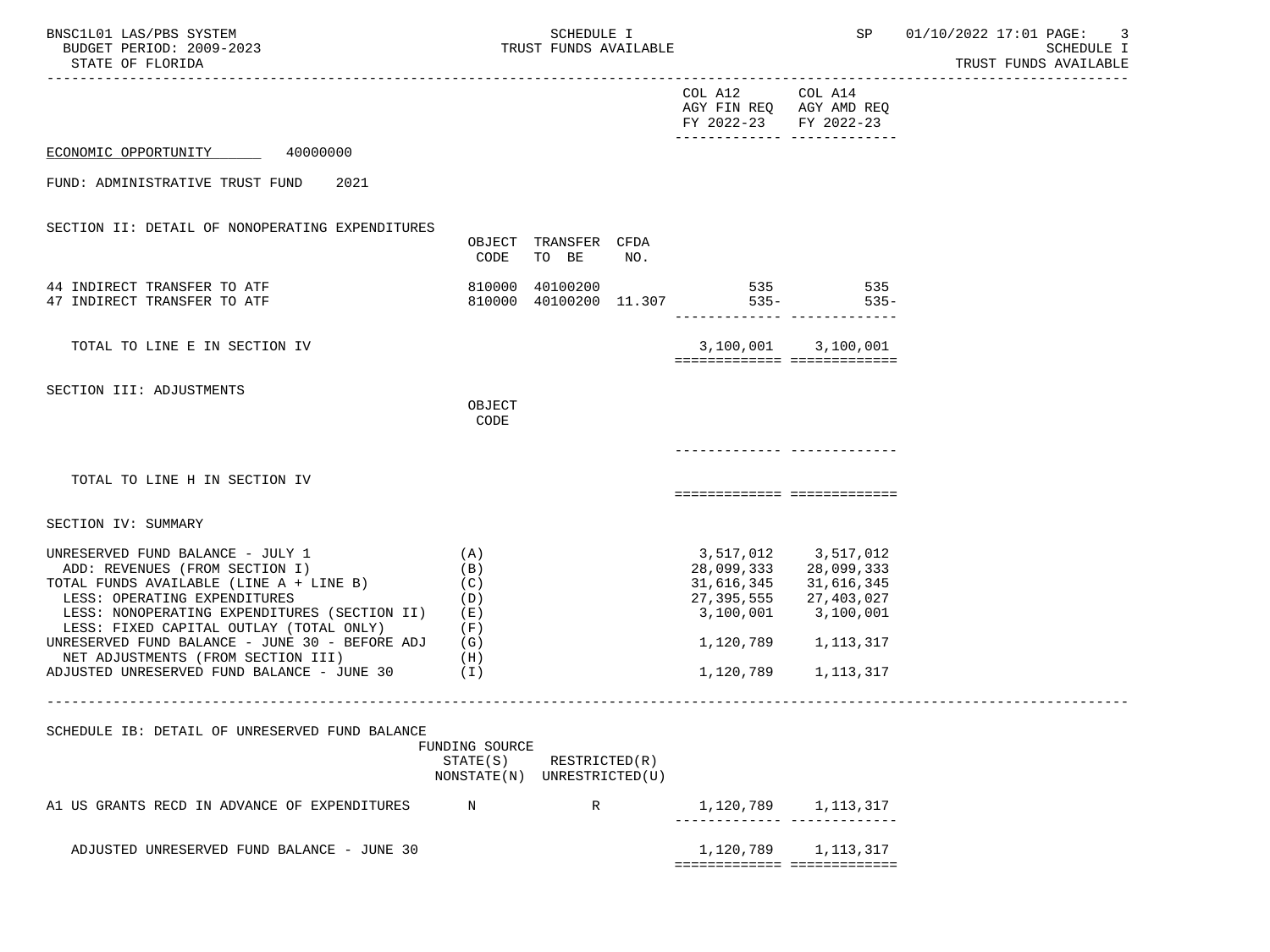| | | | | COL A12 AGY FIN REQ FY 2022-23 | COL A14 AGY AMD REQ FY 2022-23 |
|---|---|---|---|---|---|

ECONOMIC OPPORTUNITY 40000000

FUND: ADMINISTRATIVE TRUST FUND 2021

SECTION II: DETAIL OF NONOPERATING EXPENDITURES

| | OBJECT CODE | TRANSFER TO BE | CFDA NO. | COL A12 | COL A14 |
|---|---|---|---|---|---|
| 44 INDIRECT TRANSFER TO ATF | 810000 | 40100200 | | 535 | 535 |
| 47 INDIRECT TRANSFER TO ATF | 810000 | 40100200 | 11.307 | 535- | 535- |
| TOTAL TO LINE E IN SECTION IV | | | | 3,100,001 | 3,100,001 |

SECTION III: ADJUSTMENTS

| | OBJECT CODE | COL A12 | COL A14 |
|---|---|---|---|
| TOTAL TO LINE H IN SECTION IV | | | |

SECTION IV: SUMMARY

| | | COL A12 | COL A14 |
|---|---|---|---|
| UNRESERVED FUND BALANCE - JULY 1 | (A) | 3,517,012 | 3,517,012 |
| ADD: REVENUES (FROM SECTION I) | (B) | 28,099,333 | 28,099,333 |
| TOTAL FUNDS AVAILABLE (LINE A + LINE B) | (C) | 31,616,345 | 31,616,345 |
| LESS: OPERATING EXPENDITURES | (D) | 27,395,555 | 27,403,027 |
| LESS: NONOPERATING EXPENDITURES (SECTION II) | (E) | 3,100,001 | 3,100,001 |
| LESS: FIXED CAPITAL OUTLAY (TOTAL ONLY) | (F) | | |
| UNRESERVED FUND BALANCE - JUNE 30 - BEFORE ADJ | (G) | 1,120,789 | 1,113,317 |
| NET ADJUSTMENTS (FROM SECTION III) | (H) | | |
| ADJUSTED UNRESERVED FUND BALANCE - JUNE 30 | (I) | 1,120,789 | 1,113,317 |

SCHEDULE IB: DETAIL OF UNRESERVED FUND BALANCE

| | FUNDING SOURCE STATE(S) NONSTATE(N) | RESTRICTED(R) UNRESTRICTED(U) | COL A12 | COL A14 |
|---|---|---|---|---|
| A1 US GRANTS RECD IN ADVANCE OF EXPENDITURES | N | R | 1,120,789 | 1,113,317 |
| ADJUSTED UNRESERVED FUND BALANCE - JUNE 30 | | | 1,120,789 | 1,113,317 |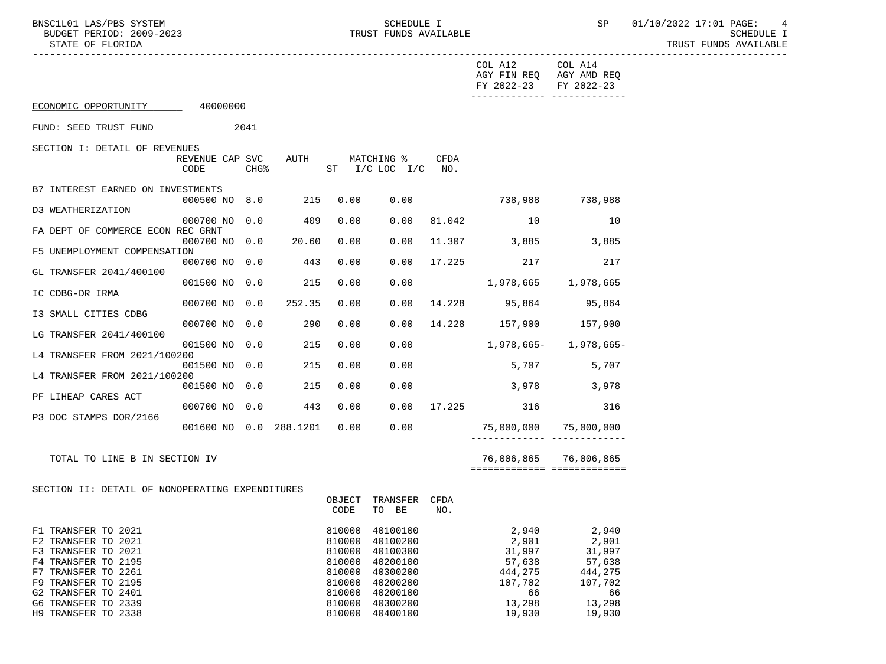COL A12 AGY FIN REQ FY 2022-23 | COL A14 AGY AMD REQ FY 2022-23

ECONOMIC OPPORTUNITY 40000000

FUND: SEED TRUST FUND 2041

SECTION I: DETAIL OF REVENUES

| | REVENUE CODE | CAP | SVC CHG% | AUTH | MATCHING % ST | I/C LOC | I/C | CFDA NO. | COL A12 AGY FIN REQ FY 2022-23 | COL A14 AGY AMD REQ FY 2022-23 |
|---|---|---|---|---|---|---|---|---|---|---|
| B7 INTEREST EARNED ON INVESTMENTS | 000500 | NO | 8.0 | 215 | 0.00 | 0.00 | | | 738,988 | 738,988 |
| D3 WEATHERIZATION | 000700 | NO | 0.0 | 409 | 0.00 | 0.00 | | 81.042 | 10 | 10 |
| FA DEPT OF COMMERCE ECON REC GRNT | 000700 | NO | 0.0 | 20.60 | 0.00 | 0.00 | | 11.307 | 3,885 | 3,885 |
| F5 UNEMPLOYMENT COMPENSATION | 000700 | NO | 0.0 | 443 | 0.00 | 0.00 | | 17.225 | 217 | 217 |
| GL TRANSFER 2041/400100 | 001500 | NO | 0.0 | 215 | 0.00 | 0.00 | | | 1,978,665 | 1,978,665 |
| IC CDBG-DR IRMA | 000700 | NO | 0.0 | 252.35 | 0.00 | 0.00 | | 14.228 | 95,864 | 95,864 |
| I3 SMALL CITIES CDBG | 000700 | NO | 0.0 | 290 | 0.00 | 0.00 | | 14.228 | 157,900 | 157,900 |
| LG TRANSFER 2041/400100 | 001500 | NO | 0.0 | 215 | 0.00 | 0.00 | | | 1,978,665- | 1,978,665- |
| L4 TRANSFER FROM 2021/100200 | 001500 | NO | 0.0 | 215 | 0.00 | 0.00 | | | 5,707 | 5,707 |
| L4 TRANSFER FROM 2021/100200 | 001500 | NO | 0.0 | 215 | 0.00 | 0.00 | | | 3,978 | 3,978 |
| PF LIHEAP CARES ACT | 000700 | NO | 0.0 | 443 | 0.00 | 0.00 | | 17.225 | 316 | 316 |
| P3 DOC STAMPS DOR/2166 | 001600 | NO | 0.0 | 288.1201 | 0.00 | 0.00 | | | 75,000,000 | 75,000,000 |
| TOTAL TO LINE B IN SECTION IV | | | | | | | | | 76,006,865 | 76,006,865 |

SECTION II: DETAIL OF NONOPERATING EXPENDITURES

| | OBJECT CODE | TRANSFER TO BE | CFDA NO. | COL A12 AGY FIN REQ FY 2022-23 | COL A14 AGY AMD REQ FY 2022-23 |
|---|---|---|---|---|---|
| F1 TRANSFER TO 2021 | 810000 | 40100100 | | 2,940 | 2,940 |
| F2 TRANSFER TO 2021 | 810000 | 40100200 | | 2,901 | 2,901 |
| F3 TRANSFER TO 2021 | 810000 | 40100300 | | 31,997 | 31,997 |
| F4 TRANSFER TO 2195 | 810000 | 40200100 | | 57,638 | 57,638 |
| F7 TRANSFER TO 2261 | 810000 | 40300200 | | 444,275 | 444,275 |
| F9 TRANSFER TO 2195 | 810000 | 40200200 | | 107,702 | 107,702 |
| G2 TRANSFER TO 2401 | 810000 | 40200100 | | 66 | 66 |
| G6 TRANSFER TO 2339 | 810000 | 40300200 | | 13,298 | 13,298 |
| H9 TRANSFER TO 2338 | 810000 | 40400100 | | 19,930 | 19,930 |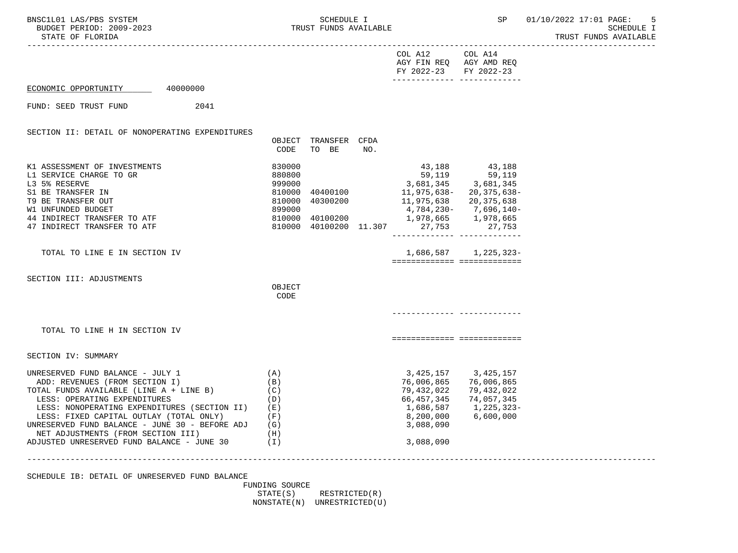SCHEDULE I
TRUST FUNDS AVAILABLE
STATE OF FLORIDA

ECONOMIC OPPORTUNITY 40000000

FUND: SEED TRUST FUND 2041

## SECTION II: DETAIL OF NONOPERATING EXPENDITURES

| | OBJECT CODE | TRANSFER TO BE | CFDA NO. | COL A12 AGY FIN REQ FY 2022-23 | COL A14 AGY AMD REQ FY 2022-23 |
|---|---|---|---|---|---|
| K1 ASSESSMENT OF INVESTMENTS | 830000 | | | 43,188 | 43,188 |
| L1 SERVICE CHARGE TO GR | 880800 | | | 59,119 | 59,119 |
| L3 5% RESERVE | 999000 | | | 3,681,345 | 3,681,345 |
| S1 BE TRANSFER IN | 810000 | 40400100 | | 11,975,638- | 20,375,638- |
| T9 BE TRANSFER OUT | 810000 | 40300200 | | 11,975,638 | 20,375,638 |
| W1 UNFUNDED BUDGET | 899000 | | | 4,784,230- | 7,696,140- |
| 44 INDIRECT TRANSFER TO ATF | 810000 | 40100200 | | 1,978,665 | 1,978,665 |
| 47 INDIRECT TRANSFER TO ATF | 810000 | 40100200 | 11.307 | 27,753 | 27,753 |
| TOTAL TO LINE E IN SECTION IV | | | | 1,686,587 | 1,225,323- |

## SECTION III: ADJUSTMENTS

| | OBJECT CODE | COL A12 | COL A14 |
|---|---|---|---|
| TOTAL TO LINE H IN SECTION IV | | | |

## SECTION IV: SUMMARY

| | | COL A12 | COL A14 |
|---|---|---|---|
| UNRESERVED FUND BALANCE - JULY 1 | (A) | 3,425,157 | 3,425,157 |
| ADD: REVENUES (FROM SECTION I) | (B) | 76,006,865 | 76,006,865 |
| TOTAL FUNDS AVAILABLE (LINE A + LINE B) | (C) | 79,432,022 | 79,432,022 |
| LESS: OPERATING EXPENDITURES | (D) | 66,457,345 | 74,057,345 |
| LESS: NONOPERATING EXPENDITURES (SECTION II) | (E) | 1,686,587 | 1,225,323- |
| LESS: FIXED CAPITAL OUTLAY (TOTAL ONLY) | (F) | 8,200,000 | 6,600,000 |
| UNRESERVED FUND BALANCE - JUNE 30 - BEFORE ADJ | (G) | 3,088,090 | |
| NET ADJUSTMENTS (FROM SECTION III) | (H) | | |
| ADJUSTED UNRESERVED FUND BALANCE - JUNE 30 | (I) | 3,088,090 | |

## SCHEDULE IB: DETAIL OF UNRESERVED FUND BALANCE

FUNDING SOURCE
STATE(S) RESTRICTED(R)
NONSTATE(N) UNRESTRICTED(U)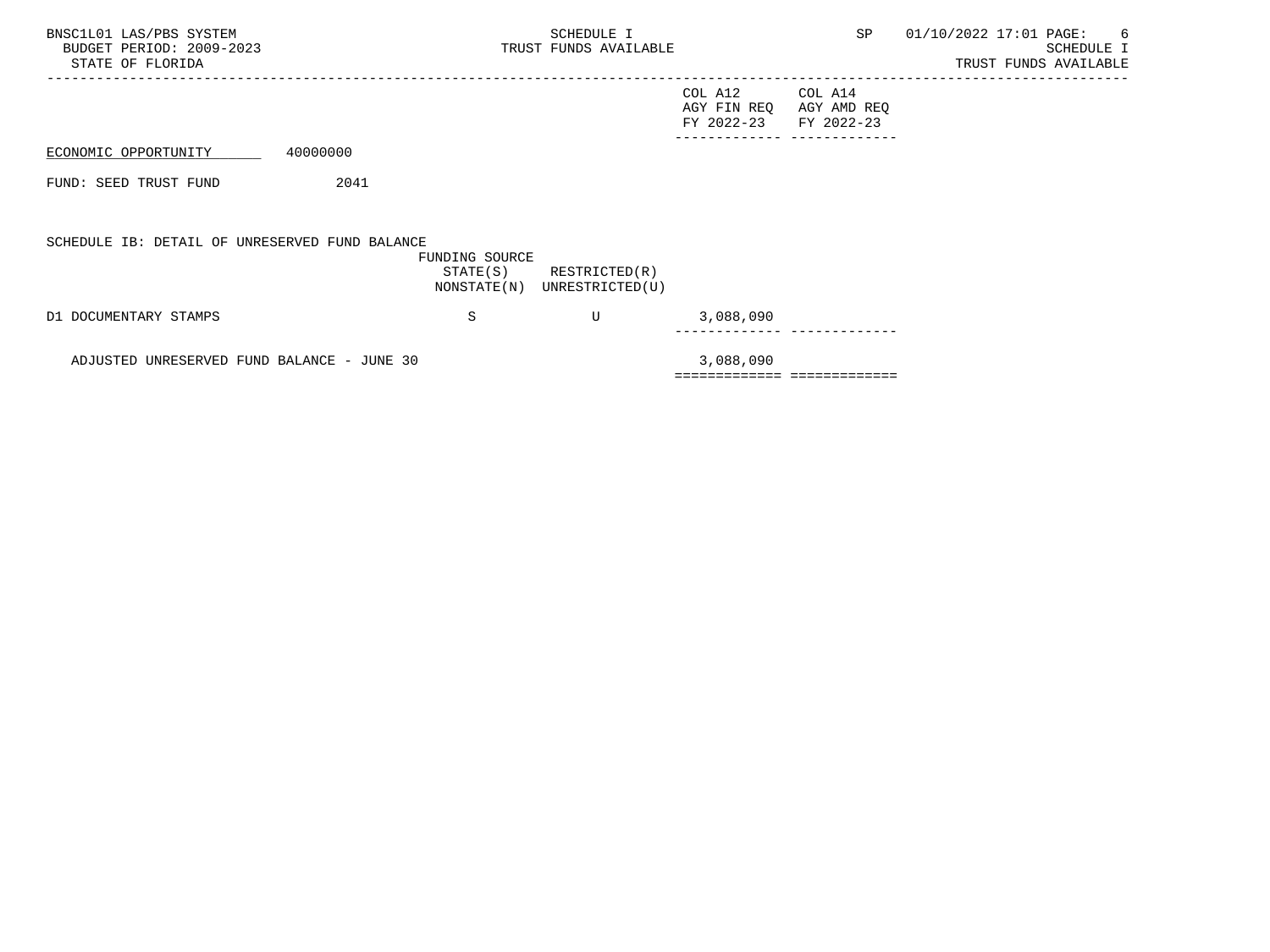ECONOMIC OPPORTUNITY 40000000

FUND: SEED TRUST FUND 2041

SCHEDULE IB: DETAIL OF UNRESERVED FUND BALANCE

| | FUNDING SOURCE STATE(S) NONSTATE(N) | RESTRICTED(R) UNRESTRICTED(U) | COL A12 AGY FIN REQ FY 2022-23 | COL A14 AGY AMD REQ FY 2022-23 |
|---|---|---|---|---|
| D1 DOCUMENTARY STAMPS | S | U | 3,088,090 | |
| ADJUSTED UNRESERVED FUND BALANCE - JUNE 30 | | | 3,088,090 | |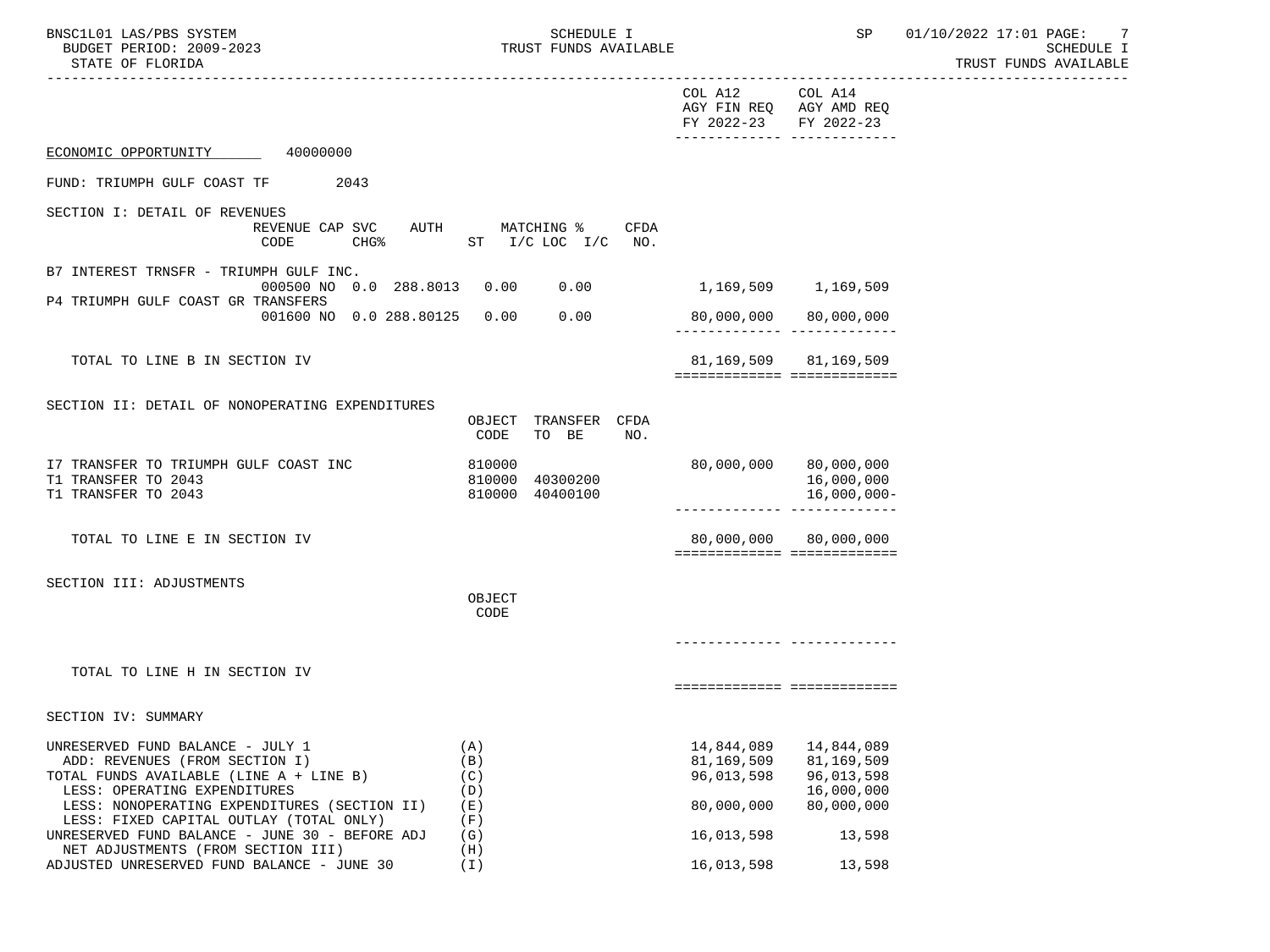ECONOMIC OPPORTUNITY 40000000

FUND: TRIUMPH GULF COAST TF 2043

| | COL A12 AGY FIN REQ FY 2022-23 | COL A14 AGY AMD REQ FY 2022-23 |
|---|---|---|
| **SECTION I: DETAIL OF REVENUES** (REVENUE CODE / CAP SVC CHG% / AUTH ST / MATCHING % I/C LOC I/C / CFDA NO.) | | |
| B7 INTEREST TRNSFR - TRIUMPH GULF INC. 000500 NO 0.0 288.8013 0.00 0.00 | 1,169,509 | 1,169,509 |
| P4 TRIUMPH GULF COAST GR TRANSFERS 001600 NO 0.0 288.80125 0.00 0.00 | 80,000,000 | 80,000,000 |
| TOTAL TO LINE B IN SECTION IV | 81,169,509 | 81,169,509 |
| **SECTION II: DETAIL OF NONOPERATING EXPENDITURES** (OBJECT CODE / TRANSFER TO BE / CFDA NO.) | | |
| I7 TRANSFER TO TRIUMPH GULF COAST INC 810000 | 80,000,000 | 80,000,000 |
| T1 TRANSFER TO 2043 810000 40300200 | | 16,000,000 |
| T1 TRANSFER TO 2043 810000 40400100 | | 16,000,000- |
| TOTAL TO LINE E IN SECTION IV | 80,000,000 | 80,000,000 |
| **SECTION III: ADJUSTMENTS** (OBJECT CODE) | | |
| TOTAL TO LINE H IN SECTION IV | | |
| **SECTION IV: SUMMARY** | | |
| UNRESERVED FUND BALANCE - JULY 1 (A) | 14,844,089 | 14,844,089 |
| ADD: REVENUES (FROM SECTION I) (B) | 81,169,509 | 81,169,509 |
| TOTAL FUNDS AVAILABLE (LINE A + LINE B) (C) | 96,013,598 | 96,013,598 |
| LESS: OPERATING EXPENDITURES (D) | | 16,000,000 |
| LESS: NONOPERATING EXPENDITURES (SECTION II) (E) | 80,000,000 | 80,000,000 |
| LESS: FIXED CAPITAL OUTLAY (TOTAL ONLY) (F) | | |
| UNRESERVED FUND BALANCE - JUNE 30 - BEFORE ADJ (G) | 16,013,598 | 13,598 |
| NET ADJUSTMENTS (FROM SECTION III) (H) | | |
| ADJUSTED UNRESERVED FUND BALANCE - JUNE 30 (I) | 16,013,598 | 13,598 |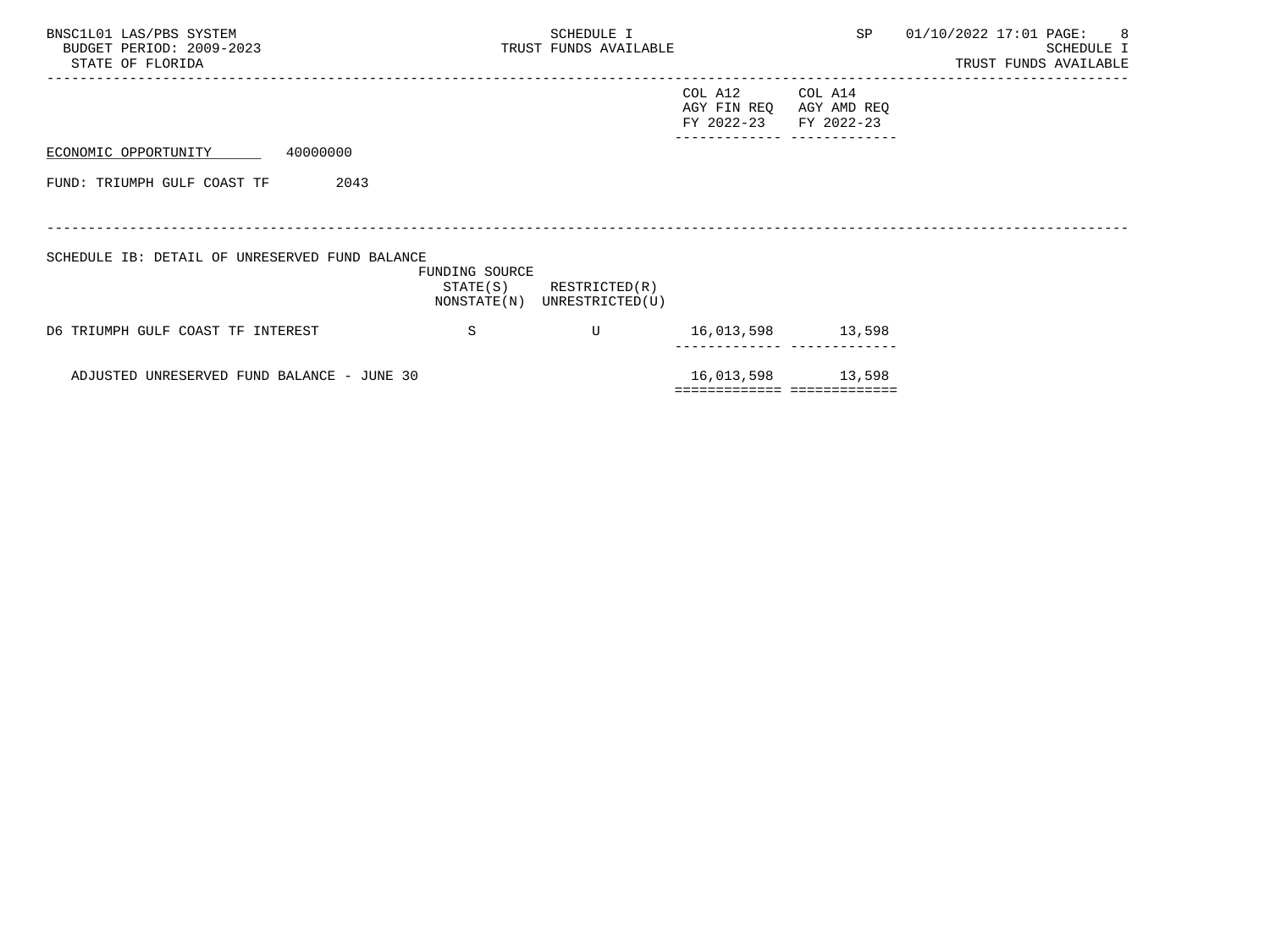ECONOMIC OPPORTUNITY 40000000

FUND: TRIUMPH GULF COAST TF 2043

SCHEDULE IB: DETAIL OF UNRESERVED FUND BALANCE

| | FUNDING SOURCE STATE(S) NONSTATE(N) | RESTRICTED(R) UNRESTRICTED(U) | COL A12 AGY FIN REQ FY 2022-23 | COL A14 AGY AMD REQ FY 2022-23 |
|---|---|---|---|---|
| D6 TRIUMPH GULF COAST TF INTEREST | S | U | 16,013,598 | 13,598 |
| ADJUSTED UNRESERVED FUND BALANCE - JUNE 30 | | | 16,013,598 | 13,598 |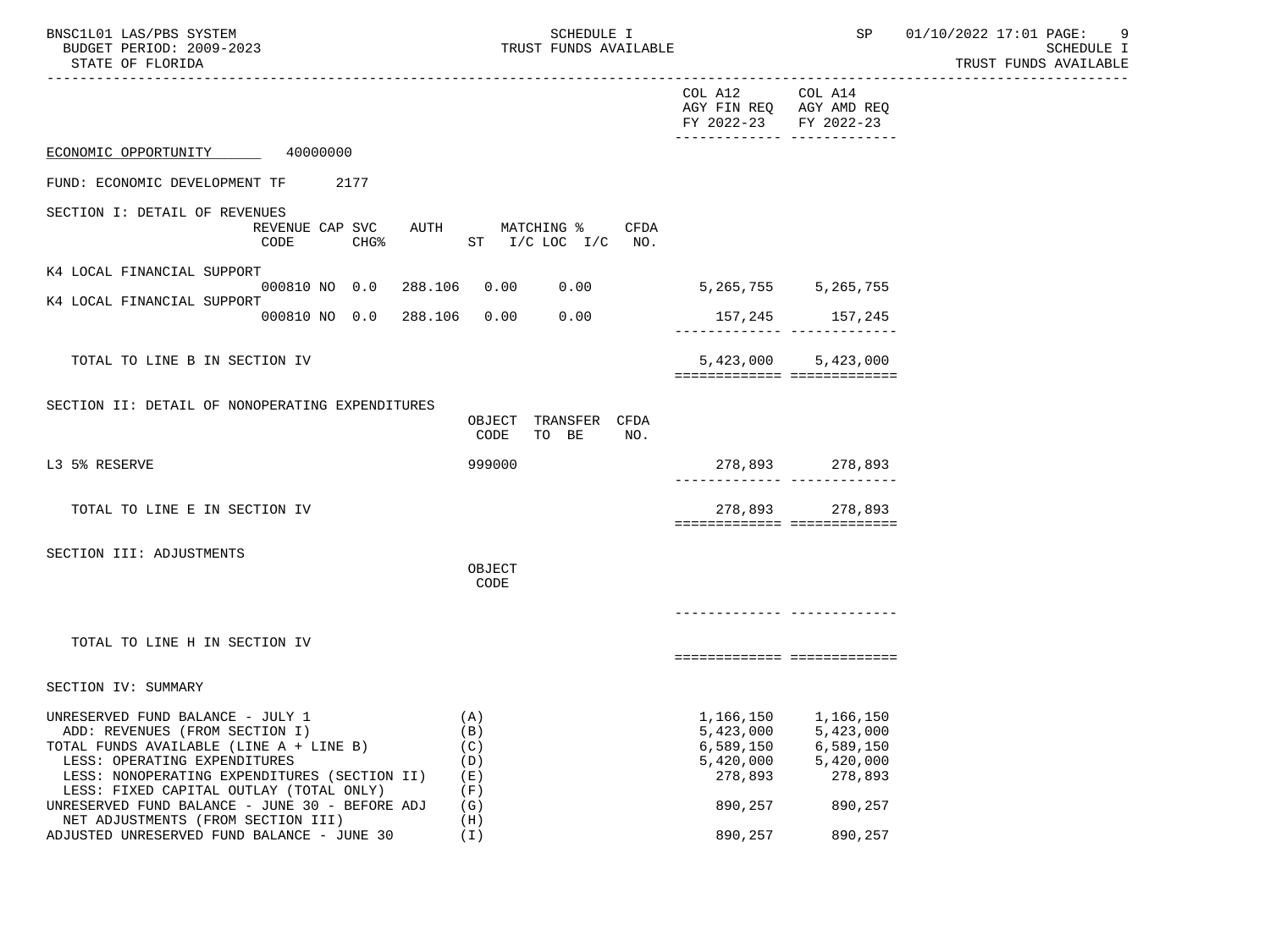ECONOMIC OPPORTUNITY 40000000

FUND: ECONOMIC DEVELOPMENT TF 2177

| | COL A12 AGY FIN REQ FY 2022-23 | COL A14 AGY AMD REQ FY 2022-23 |
|---|---|---|
| **SECTION I: DETAIL OF REVENUES** (REVENUE CODE / CAP SVC CHG% / AUTH / MATCHING % ST I/C LOC I/C / CFDA NO.) | | |
| K4 LOCAL FINANCIAL SUPPORT 000810 NO 0.0 288.106 0.00 0.00 | 5,265,755 | 5,265,755 |
| K4 LOCAL FINANCIAL SUPPORT 000810 NO 0.0 288.106 0.00 0.00 | 157,245 | 157,245 |
| TOTAL TO LINE B IN SECTION IV | 5,423,000 | 5,423,000 |
| **SECTION II: DETAIL OF NONOPERATING EXPENDITURES** (OBJECT CODE / TRANSFER TO BE / CFDA NO.) | | |
| L3 5% RESERVE 999000 | 278,893 | 278,893 |
| TOTAL TO LINE E IN SECTION IV | 278,893 | 278,893 |
| **SECTION III: ADJUSTMENTS** (OBJECT CODE) | | |
| TOTAL TO LINE H IN SECTION IV | | |
| **SECTION IV: SUMMARY** | | |
| UNRESERVED FUND BALANCE - JULY 1 (A) | 1,166,150 | 1,166,150 |
| ADD: REVENUES (FROM SECTION I) (B) | 5,423,000 | 5,423,000 |
| TOTAL FUNDS AVAILABLE (LINE A + LINE B) (C) | 6,589,150 | 6,589,150 |
| LESS: OPERATING EXPENDITURES (D) | 5,420,000 | 5,420,000 |
| LESS: NONOPERATING EXPENDITURES (SECTION II) (E) | 278,893 | 278,893 |
| LESS: FIXED CAPITAL OUTLAY (TOTAL ONLY) (F) | | |
| UNRESERVED FUND BALANCE - JUNE 30 - BEFORE ADJ (G) | 890,257 | 890,257 |
| NET ADJUSTMENTS (FROM SECTION III) (H) | | |
| ADJUSTED UNRESERVED FUND BALANCE - JUNE 30 (I) | 890,257 | 890,257 |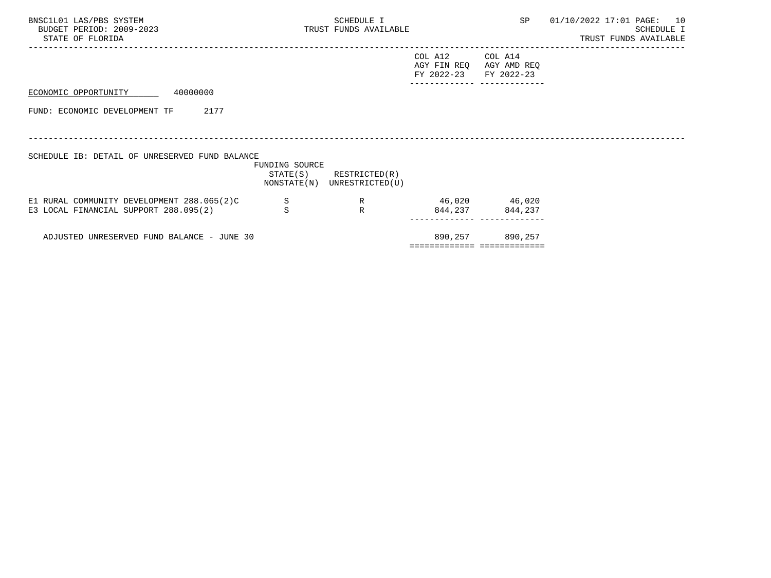ECONOMIC OPPORTUNITY 40000000

FUND: ECONOMIC DEVELOPMENT TF 2177

SCHEDULE IB: DETAIL OF UNRESERVED FUND BALANCE

| | FUNDING SOURCE STATE(S) NONSTATE(N) | RESTRICTED(R) UNRESTRICTED(U) | COL A12 AGY FIN REQ FY 2022-23 | COL A14 AGY AMD REQ FY 2022-23 |
|---|---|---|---|---|
| E1 RURAL COMMUNITY DEVELOPMENT 288.065(2)C | S | R | 46,020 | 46,020 |
| E3 LOCAL FINANCIAL SUPPORT 288.095(2) | S | R | 844,237 | 844,237 |
| ADJUSTED UNRESERVED FUND BALANCE - JUNE 30 | | | 890,257 | 890,257 |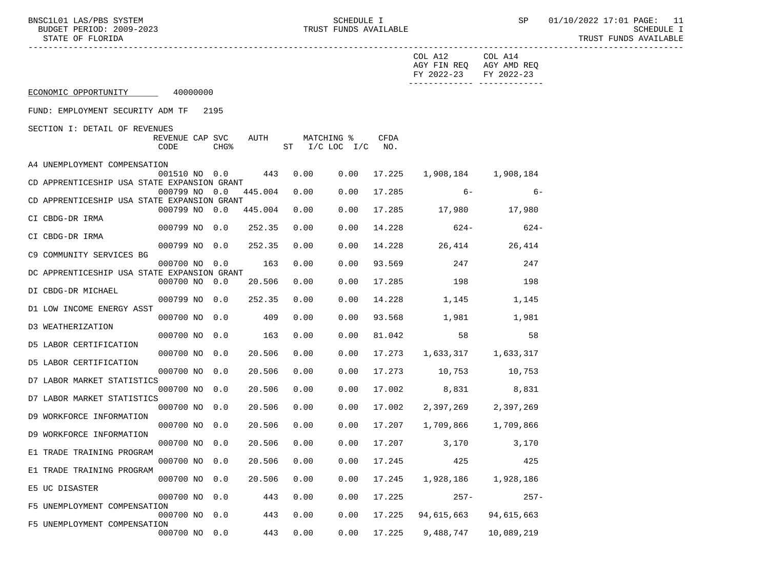ECONOMIC OPPORTUNITY 40000000

FUND: EMPLOYMENT SECURITY ADM TF 2195

SECTION I: DETAIL OF REVENUES

| | REVENUE CODE | CAP | SVC CHG% | AUTH | ST | MATCHING % I/C LOC | I/C | CFDA NO. | COL A12 AGY FIN REQ FY 2022-23 | COL A14 AGY AMD REQ FY 2022-23 |
|---|---|---|---|---|---|---|---|---|---|---|
| A4 UNEMPLOYMENT COMPENSATION | 001510 | NO | 0.0 | 443 | | 0.00 | 0.00 | 17.225 | 1,908,184 | 1,908,184 |
| CD APPRENTICESHIP USA STATE EXPANSION GRANT | 000799 | NO | 0.0 | 445.004 | | 0.00 | 0.00 | 17.285 | 6- | 6- |
| CD APPRENTICESHIP USA STATE EXPANSION GRANT | 000799 | NO | 0.0 | 445.004 | | 0.00 | 0.00 | 17.285 | 17,980 | 17,980 |
| CI CBDG-DR IRMA | 000799 | NO | 0.0 | 252.35 | | 0.00 | 0.00 | 14.228 | 624- | 624- |
| CI CBDG-DR IRMA | 000799 | NO | 0.0 | 252.35 | | 0.00 | 0.00 | 14.228 | 26,414 | 26,414 |
| C9 COMMUNITY SERVICES BG | 000700 | NO | 0.0 | 163 | | 0.00 | 0.00 | 93.569 | 247 | 247 |
| DC APPRENTICESHIP USA STATE EXPANSION GRANT | 000700 | NO | 0.0 | 20.506 | | 0.00 | 0.00 | 17.285 | 198 | 198 |
| DI CBDG-DR MICHAEL | 000799 | NO | 0.0 | 252.35 | | 0.00 | 0.00 | 14.228 | 1,145 | 1,145 |
| D1 LOW INCOME ENERGY ASST | 000700 | NO | 0.0 | 409 | | 0.00 | 0.00 | 93.568 | 1,981 | 1,981 |
| D3 WEATHERIZATION | 000700 | NO | 0.0 | 163 | | 0.00 | 0.00 | 81.042 | 58 | 58 |
| D5 LABOR CERTIFICATION | 000700 | NO | 0.0 | 20.506 | | 0.00 | 0.00 | 17.273 | 1,633,317 | 1,633,317 |
| D5 LABOR CERTIFICATION | 000700 | NO | 0.0 | 20.506 | | 0.00 | 0.00 | 17.273 | 10,753 | 10,753 |
| D7 LABOR MARKET STATISTICS | 000700 | NO | 0.0 | 20.506 | | 0.00 | 0.00 | 17.002 | 8,831 | 8,831 |
| D7 LABOR MARKET STATISTICS | 000700 | NO | 0.0 | 20.506 | | 0.00 | 0.00 | 17.002 | 2,397,269 | 2,397,269 |
| D9 WORKFORCE INFORMATION | 000700 | NO | 0.0 | 20.506 | | 0.00 | 0.00 | 17.207 | 1,709,866 | 1,709,866 |
| D9 WORKFORCE INFORMATION | 000700 | NO | 0.0 | 20.506 | | 0.00 | 0.00 | 17.207 | 3,170 | 3,170 |
| E1 TRADE TRAINING PROGRAM | 000700 | NO | 0.0 | 20.506 | | 0.00 | 0.00 | 17.245 | 425 | 425 |
| E1 TRADE TRAINING PROGRAM | 000700 | NO | 0.0 | 20.506 | | 0.00 | 0.00 | 17.245 | 1,928,186 | 1,928,186 |
| E5 UC DISASTER | 000700 | NO | 0.0 | 443 | | 0.00 | 0.00 | 17.225 | 257- | 257- |
| F5 UNEMPLOYMENT COMPENSATION | 000700 | NO | 0.0 | 443 | | 0.00 | 0.00 | 17.225 | 94,615,663 | 94,615,663 |
| F5 UNEMPLOYMENT COMPENSATION | 000700 | NO | 0.0 | 443 | | 0.00 | 0.00 | 17.225 | 9,488,747 | 10,089,219 |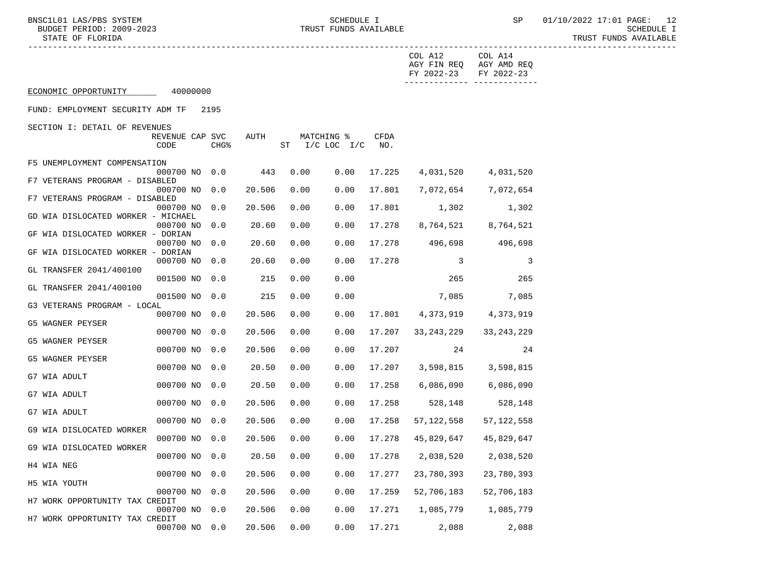SCHEDULE I
TRUST FUNDS AVAILABLE

BNSC1L01 LAS/PBS SYSTEM
BUDGET PERIOD: 2009-2023
STATE OF FLORIDA

SP 01/10/2022 17:01

ECONOMIC OPPORTUNITY 40000000

FUND: EMPLOYMENT SECURITY ADM TF 2195

SECTION I: DETAIL OF REVENUES

| | REVENUE CODE | CAP | SVC CHG% | AUTH | MATCHING % ST | I/C LOC I/C | CFDA NO. | COL A12 AGY FIN REQ FY 2022-23 | COL A14 AGY AMD REQ FY 2022-23 |
|---|---|---|---|---|---|---|---|---|---|
| F5 UNEMPLOYMENT COMPENSATION | 000700 | NO | 0.0 | 443 | 0.00 | 0.00 | 17.225 | 4,031,520 | 4,031,520 |
| F7 VETERANS PROGRAM - DISABLED | 000700 | NO | 0.0 | 20.506 | 0.00 | 0.00 | 17.801 | 7,072,654 | 7,072,654 |
| F7 VETERANS PROGRAM - DISABLED | 000700 | NO | 0.0 | 20.506 | 0.00 | 0.00 | 17.801 | 1,302 | 1,302 |
| GD WIA DISLOCATED WORKER - MICHAEL | 000700 | NO | 0.0 | 20.60 | 0.00 | 0.00 | 17.278 | 8,764,521 | 8,764,521 |
| GF WIA DISLOCATED WORKER - DORIAN | 000700 | NO | 0.0 | 20.60 | 0.00 | 0.00 | 17.278 | 496,698 | 496,698 |
| GF WIA DISLOCATED WORKER - DORIAN | 000700 | NO | 0.0 | 20.60 | 0.00 | 0.00 | 17.278 | 3 | 3 |
| GL TRANSFER 2041/400100 | 001500 | NO | 0.0 | 215 | 0.00 | 0.00 | | 265 | 265 |
| GL TRANSFER 2041/400100 | 001500 | NO | 0.0 | 215 | 0.00 | 0.00 | | 7,085 | 7,085 |
| G3 VETERANS PROGRAM - LOCAL | 000700 | NO | 0.0 | 20.506 | 0.00 | 0.00 | 17.801 | 4,373,919 | 4,373,919 |
| G5 WAGNER PEYSER | 000700 | NO | 0.0 | 20.506 | 0.00 | 0.00 | 17.207 | 33,243,229 | 33,243,229 |
| G5 WAGNER PEYSER | 000700 | NO | 0.0 | 20.506 | 0.00 | 0.00 | 17.207 | 24 | 24 |
| G5 WAGNER PEYSER | 000700 | NO | 0.0 | 20.50 | 0.00 | 0.00 | 17.207 | 3,598,815 | 3,598,815 |
| G7 WIA ADULT | 000700 | NO | 0.0 | 20.50 | 0.00 | 0.00 | 17.258 | 6,086,090 | 6,086,090 |
| G7 WIA ADULT | 000700 | NO | 0.0 | 20.506 | 0.00 | 0.00 | 17.258 | 528,148 | 528,148 |
| G7 WIA ADULT | 000700 | NO | 0.0 | 20.506 | 0.00 | 0.00 | 17.258 | 57,122,558 | 57,122,558 |
| G9 WIA DISLOCATED WORKER | 000700 | NO | 0.0 | 20.506 | 0.00 | 0.00 | 17.278 | 45,829,647 | 45,829,647 |
| G9 WIA DISLOCATED WORKER | 000700 | NO | 0.0 | 20.50 | 0.00 | 0.00 | 17.278 | 2,038,520 | 2,038,520 |
| H4 WIA NEG | 000700 | NO | 0.0 | 20.506 | 0.00 | 0.00 | 17.277 | 23,780,393 | 23,780,393 |
| H5 WIA YOUTH | 000700 | NO | 0.0 | 20.506 | 0.00 | 0.00 | 17.259 | 52,706,183 | 52,706,183 |
| H7 WORK OPPORTUNITY TAX CREDIT | 000700 | NO | 0.0 | 20.506 | 0.00 | 0.00 | 17.271 | 1,085,779 | 1,085,779 |
| H7 WORK OPPORTUNITY TAX CREDIT | 000700 | NO | 0.0 | 20.506 | 0.00 | 0.00 | 17.271 | 2,088 | 2,088 |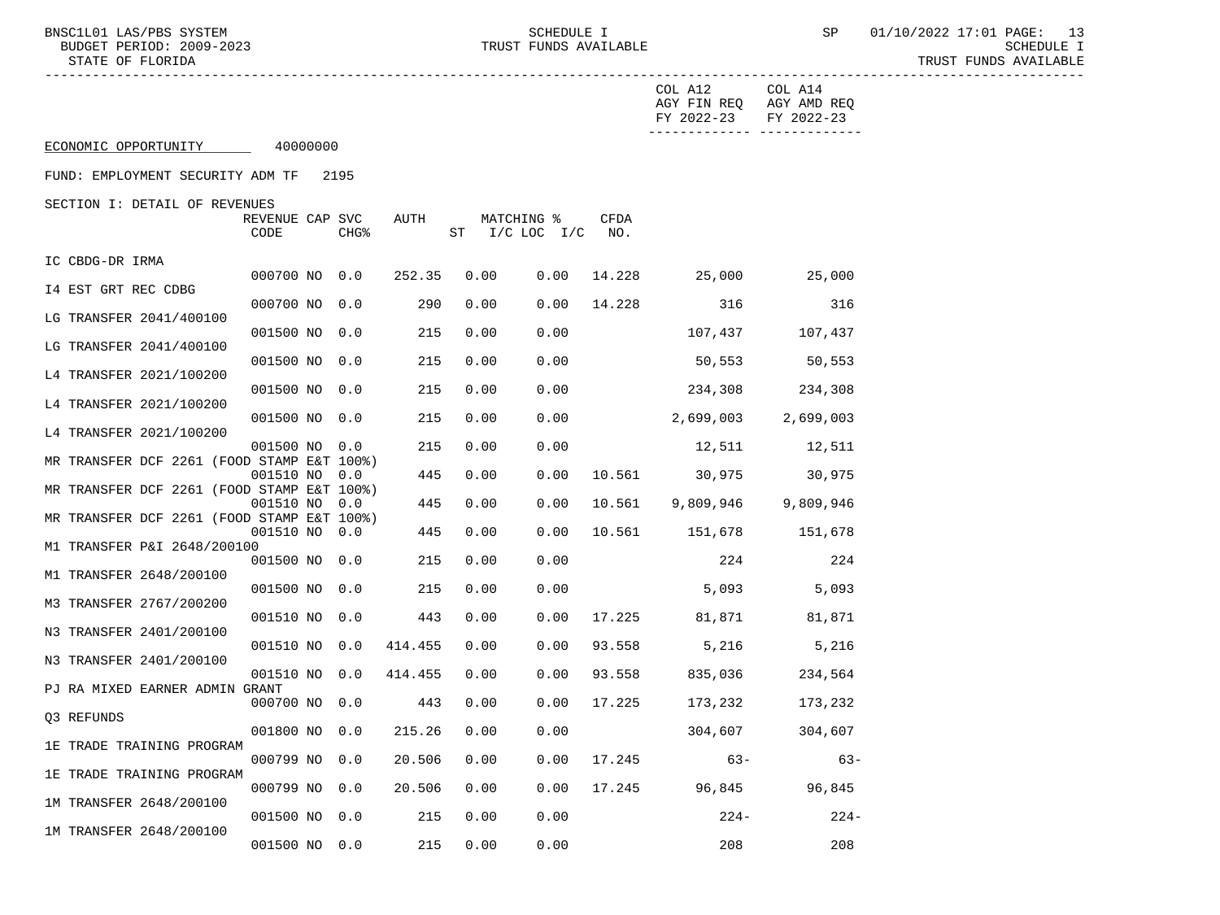ECONOMIC OPPORTUNITY 40000000

FUND: EMPLOYMENT SECURITY ADM TF 2195

SECTION I: DETAIL OF REVENUES

| | REVENUE CODE | CAP | SVC CHG% | AUTH | MATCHING % ST | I/C LOC | I/C | CFDA NO. | COL A12 AGY FIN REQ FY 2022-23 | COL A14 AGY AMD REQ FY 2022-23 |
|---|---|---|---|---|---|---|---|---|---|---|
| IC CBDG-DR IRMA | 000700 | NO | 0.0 | 252.35 | 0.00 | 0.00 | | 14.228 | 25,000 | 25,000 |
| I4 EST GRT REC CDBG | 000700 | NO | 0.0 | 290 | 0.00 | 0.00 | | 14.228 | 316 | 316 |
| LG TRANSFER 2041/400100 | 001500 | NO | 0.0 | 215 | 0.00 | 0.00 | | | 107,437 | 107,437 |
| LG TRANSFER 2041/400100 | 001500 | NO | 0.0 | 215 | 0.00 | 0.00 | | | 50,553 | 50,553 |
| L4 TRANSFER 2021/100200 | 001500 | NO | 0.0 | 215 | 0.00 | 0.00 | | | 234,308 | 234,308 |
| L4 TRANSFER 2021/100200 | 001500 | NO | 0.0 | 215 | 0.00 | 0.00 | | | 2,699,003 | 2,699,003 |
| L4 TRANSFER 2021/100200 | 001500 | NO | 0.0 | 215 | 0.00 | 0.00 | | | 12,511 | 12,511 |
| MR TRANSFER DCF 2261 (FOOD STAMP E&T 100%) | 001510 | NO | 0.0 | 445 | 0.00 | 0.00 | | 10.561 | 30,975 | 30,975 |
| MR TRANSFER DCF 2261 (FOOD STAMP E&T 100%) | 001510 | NO | 0.0 | 445 | 0.00 | 0.00 | | 10.561 | 9,809,946 | 9,809,946 |
| MR TRANSFER DCF 2261 (FOOD STAMP E&T 100%) | 001510 | NO | 0.0 | 445 | 0.00 | 0.00 | | 10.561 | 151,678 | 151,678 |
| M1 TRANSFER P&I 2648/200100 | 001500 | NO | 0.0 | 215 | 0.00 | 0.00 | | | 224 | 224 |
| M1 TRANSFER 2648/200100 | 001500 | NO | 0.0 | 215 | 0.00 | 0.00 | | | 5,093 | 5,093 |
| M3 TRANSFER 2767/200200 | 001510 | NO | 0.0 | 443 | 0.00 | 0.00 | | 17.225 | 81,871 | 81,871 |
| N3 TRANSFER 2401/200100 | 001510 | NO | 0.0 | 414.455 | 0.00 | 0.00 | | 93.558 | 5,216 | 5,216 |
| N3 TRANSFER 2401/200100 | 001510 | NO | 0.0 | 414.455 | 0.00 | 0.00 | | 93.558 | 835,036 | 234,564 |
| PJ RA MIXED EARNER ADMIN GRANT | 000700 | NO | 0.0 | 443 | 0.00 | 0.00 | | 17.225 | 173,232 | 173,232 |
| Q3 REFUNDS | 001800 | NO | 0.0 | 215.26 | 0.00 | 0.00 | | | 304,607 | 304,607 |
| 1E TRADE TRAINING PROGRAM | 000799 | NO | 0.0 | 20.506 | 0.00 | 0.00 | | 17.245 | 63- | 63- |
| 1E TRADE TRAINING PROGRAM | 000799 | NO | 0.0 | 20.506 | 0.00 | 0.00 | | 17.245 | 96,845 | 96,845 |
| 1M TRANSFER 2648/200100 | 001500 | NO | 0.0 | 215 | 0.00 | 0.00 | | | 224- | 224- |
| 1M TRANSFER 2648/200100 | 001500 | NO | 0.0 | 215 | 0.00 | 0.00 | | | 208 | 208 |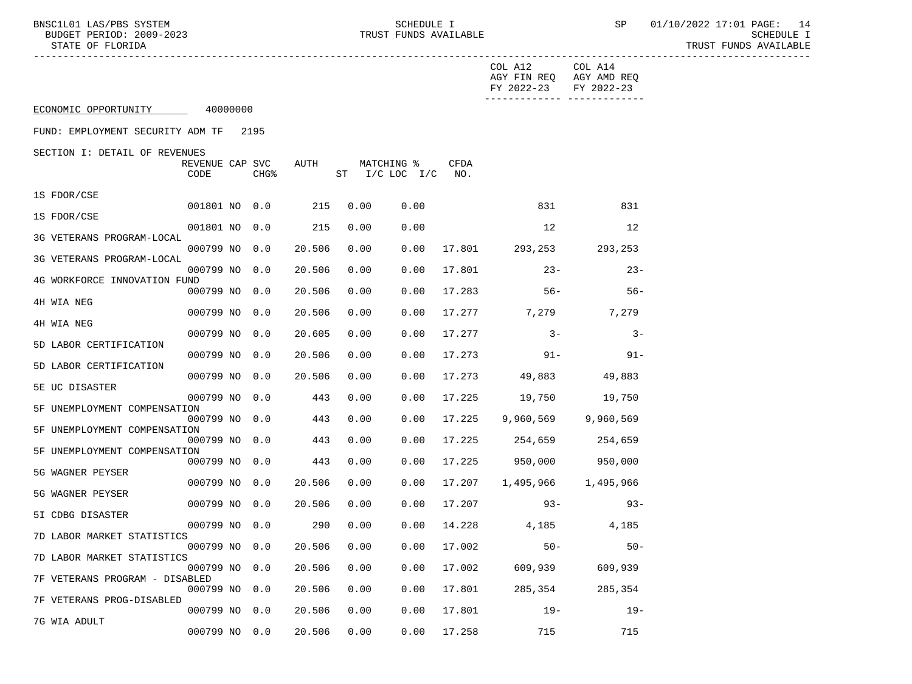ECONOMIC OPPORTUNITY 40000000

FUND: EMPLOYMENT SECURITY ADM TF 2195

SECTION I: DETAIL OF REVENUES

| | REVENUE CODE | CAP | SVC CHG% | AUTH | ST | MATCHING % I/C | LOC I/C | CFDA NO. | COL A12 AGY FIN REQ FY 2022-23 | COL A14 AGY AMD REQ FY 2022-23 |
|---|---|---|---|---|---|---|---|---|---|---|
| 1S FDOR/CSE | 001801 | NO | 0.0 | 215 | 0.00 | 0.00 | | | 831 | 831 |
| 1S FDOR/CSE | 001801 | NO | 0.0 | 215 | 0.00 | 0.00 | | | 12 | 12 |
| 3G VETERANS PROGRAM-LOCAL | 000799 | NO | 0.0 | 20.506 | 0.00 | 0.00 | | 17.801 | 293,253 | 293,253 |
| 3G VETERANS PROGRAM-LOCAL | 000799 | NO | 0.0 | 20.506 | 0.00 | 0.00 | | 17.801 | 23- | 23- |
| 4G WORKFORCE INNOVATION FUND | 000799 | NO | 0.0 | 20.506 | 0.00 | 0.00 | | 17.283 | 56- | 56- |
| 4H WIA NEG | 000799 | NO | 0.0 | 20.506 | 0.00 | 0.00 | | 17.277 | 7,279 | 7,279 |
| 4H WIA NEG | 000799 | NO | 0.0 | 20.605 | 0.00 | 0.00 | | 17.277 | 3- | 3- |
| 5D LABOR CERTIFICATION | 000799 | NO | 0.0 | 20.506 | 0.00 | 0.00 | | 17.273 | 91- | 91- |
| 5D LABOR CERTIFICATION | 000799 | NO | 0.0 | 20.506 | 0.00 | 0.00 | | 17.273 | 49,883 | 49,883 |
| 5E UC DISASTER | 000799 | NO | 0.0 | 443 | 0.00 | 0.00 | | 17.225 | 19,750 | 19,750 |
| 5F UNEMPLOYMENT COMPENSATION | 000799 | NO | 0.0 | 443 | 0.00 | 0.00 | | 17.225 | 9,960,569 | 9,960,569 |
| 5F UNEMPLOYMENT COMPENSATION | 000799 | NO | 0.0 | 443 | 0.00 | 0.00 | | 17.225 | 254,659 | 254,659 |
| 5F UNEMPLOYMENT COMPENSATION | 000799 | NO | 0.0 | 443 | 0.00 | 0.00 | | 17.225 | 950,000 | 950,000 |
| 5G WAGNER PEYSER | 000799 | NO | 0.0 | 20.506 | 0.00 | 0.00 | | 17.207 | 1,495,966 | 1,495,966 |
| 5G WAGNER PEYSER | 000799 | NO | 0.0 | 20.506 | 0.00 | 0.00 | | 17.207 | 93- | 93- |
| 5I CDBG DISASTER | 000799 | NO | 0.0 | 290 | 0.00 | 0.00 | | 14.228 | 4,185 | 4,185 |
| 7D LABOR MARKET STATISTICS | 000799 | NO | 0.0 | 20.506 | 0.00 | 0.00 | | 17.002 | 50- | 50- |
| 7D LABOR MARKET STATISTICS | 000799 | NO | 0.0 | 20.506 | 0.00 | 0.00 | | 17.002 | 609,939 | 609,939 |
| 7F VETERANS PROGRAM - DISABLED | 000799 | NO | 0.0 | 20.506 | 0.00 | 0.00 | | 17.801 | 285,354 | 285,354 |
| 7F VETERANS PROG-DISABLED | 000799 | NO | 0.0 | 20.506 | 0.00 | 0.00 | | 17.801 | 19- | 19- |
| 7G WIA ADULT | 000799 | NO | 0.0 | 20.506 | 0.00 | 0.00 | | 17.258 | 715 | 715 |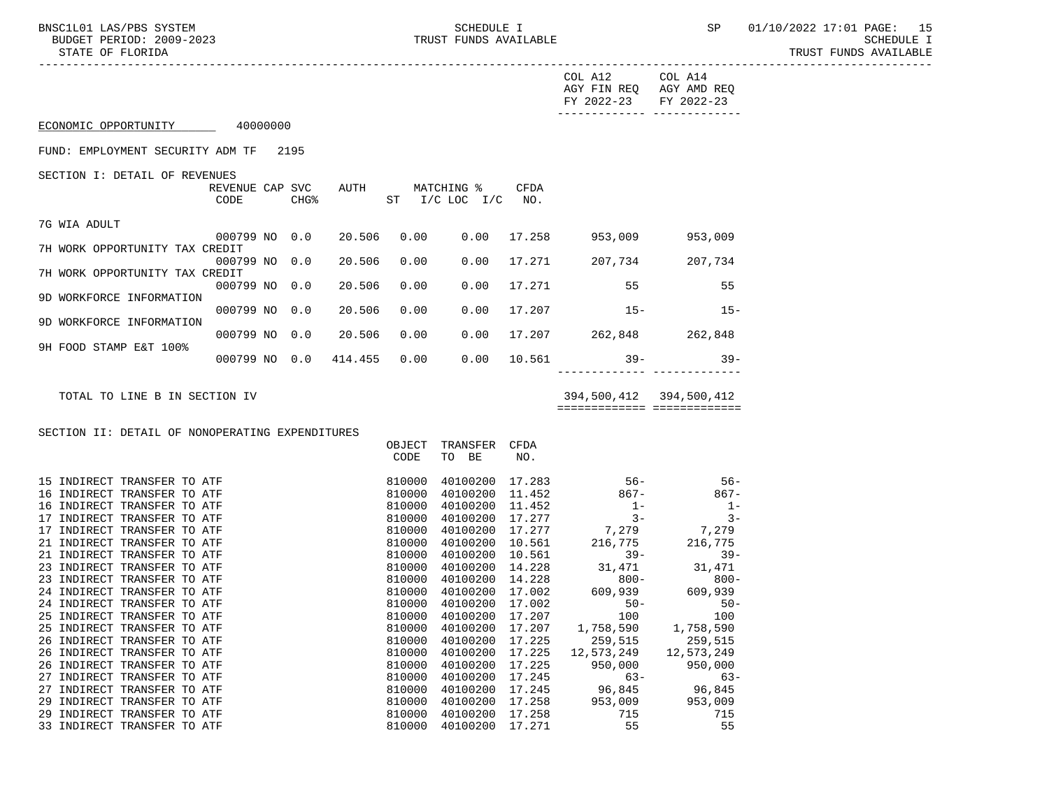ECONOMIC OPPORTUNITY 40000000

FUND: EMPLOYMENT SECURITY ADM TF 2195

SECTION I: DETAIL OF REVENUES

| | REVENUE CODE | CAP | SVC CHG% | AUTH ST | MATCHING % I/C | LOC I/C | CFDA NO. | COL A12 AGY FIN REQ FY 2022-23 | COL A14 AGY AMD REQ FY 2022-23 |
|---|---|---|---|---|---|---|---|---|---|
| 7G WIA ADULT | 000799 | NO | 0.0 | 20.506 | 0.00 | 0.00 | 17.258 | 953,009 | 953,009 |
| 7H WORK OPPORTUNITY TAX CREDIT | 000799 | NO | 0.0 | 20.506 | 0.00 | 0.00 | 17.271 | 207,734 | 207,734 |
| 7H WORK OPPORTUNITY TAX CREDIT | 000799 | NO | 0.0 | 20.506 | 0.00 | 0.00 | 17.271 | 55 | 55 |
| 9D WORKFORCE INFORMATION | 000799 | NO | 0.0 | 20.506 | 0.00 | 0.00 | 17.207 | 15- | 15- |
| 9D WORKFORCE INFORMATION | 000799 | NO | 0.0 | 20.506 | 0.00 | 0.00 | 17.207 | 262,848 | 262,848 |
| 9H FOOD STAMP E&T 100% | 000799 | NO | 0.0 | 414.455 | 0.00 | 0.00 | 10.561 | 39- | 39- |
| TOTAL TO LINE B IN SECTION IV | | | | | | | | 394,500,412 | 394,500,412 |

SECTION II: DETAIL OF NONOPERATING EXPENDITURES

| | OBJECT CODE | TRANSFER TO BE | CFDA NO. | COL A12 AGY FIN REQ FY 2022-23 | COL A14 AGY AMD REQ FY 2022-23 |
|---|---|---|---|---|---|
| 15 INDIRECT TRANSFER TO ATF | 810000 | 40100200 | 17.283 | 56- | 56- |
| 16 INDIRECT TRANSFER TO ATF | 810000 | 40100200 | 11.452 | 867- | 867- |
| 16 INDIRECT TRANSFER TO ATF | 810000 | 40100200 | 11.452 | 1- | 1- |
| 17 INDIRECT TRANSFER TO ATF | 810000 | 40100200 | 17.277 | 3- | 3- |
| 17 INDIRECT TRANSFER TO ATF | 810000 | 40100200 | 17.277 | 7,279 | 7,279 |
| 21 INDIRECT TRANSFER TO ATF | 810000 | 40100200 | 10.561 | 216,775 | 216,775 |
| 21 INDIRECT TRANSFER TO ATF | 810000 | 40100200 | 10.561 | 39- | 39- |
| 23 INDIRECT TRANSFER TO ATF | 810000 | 40100200 | 14.228 | 31,471 | 31,471 |
| 23 INDIRECT TRANSFER TO ATF | 810000 | 40100200 | 14.228 | 800- | 800- |
| 24 INDIRECT TRANSFER TO ATF | 810000 | 40100200 | 17.002 | 609,939 | 609,939 |
| 24 INDIRECT TRANSFER TO ATF | 810000 | 40100200 | 17.002 | 50- | 50- |
| 25 INDIRECT TRANSFER TO ATF | 810000 | 40100200 | 17.207 | 100 | 100 |
| 25 INDIRECT TRANSFER TO ATF | 810000 | 40100200 | 17.207 | 1,758,590 | 1,758,590 |
| 26 INDIRECT TRANSFER TO ATF | 810000 | 40100200 | 17.225 | 259,515 | 259,515 |
| 26 INDIRECT TRANSFER TO ATF | 810000 | 40100200 | 17.225 | 12,573,249 | 12,573,249 |
| 26 INDIRECT TRANSFER TO ATF | 810000 | 40100200 | 17.225 | 950,000 | 950,000 |
| 27 INDIRECT TRANSFER TO ATF | 810000 | 40100200 | 17.245 | 63- | 63- |
| 27 INDIRECT TRANSFER TO ATF | 810000 | 40100200 | 17.245 | 96,845 | 96,845 |
| 29 INDIRECT TRANSFER TO ATF | 810000 | 40100200 | 17.258 | 953,009 | 953,009 |
| 29 INDIRECT TRANSFER TO ATF | 810000 | 40100200 | 17.258 | 715 | 715 |
| 33 INDIRECT TRANSFER TO ATF | 810000 | 40100200 | 17.271 | 55 | 55 |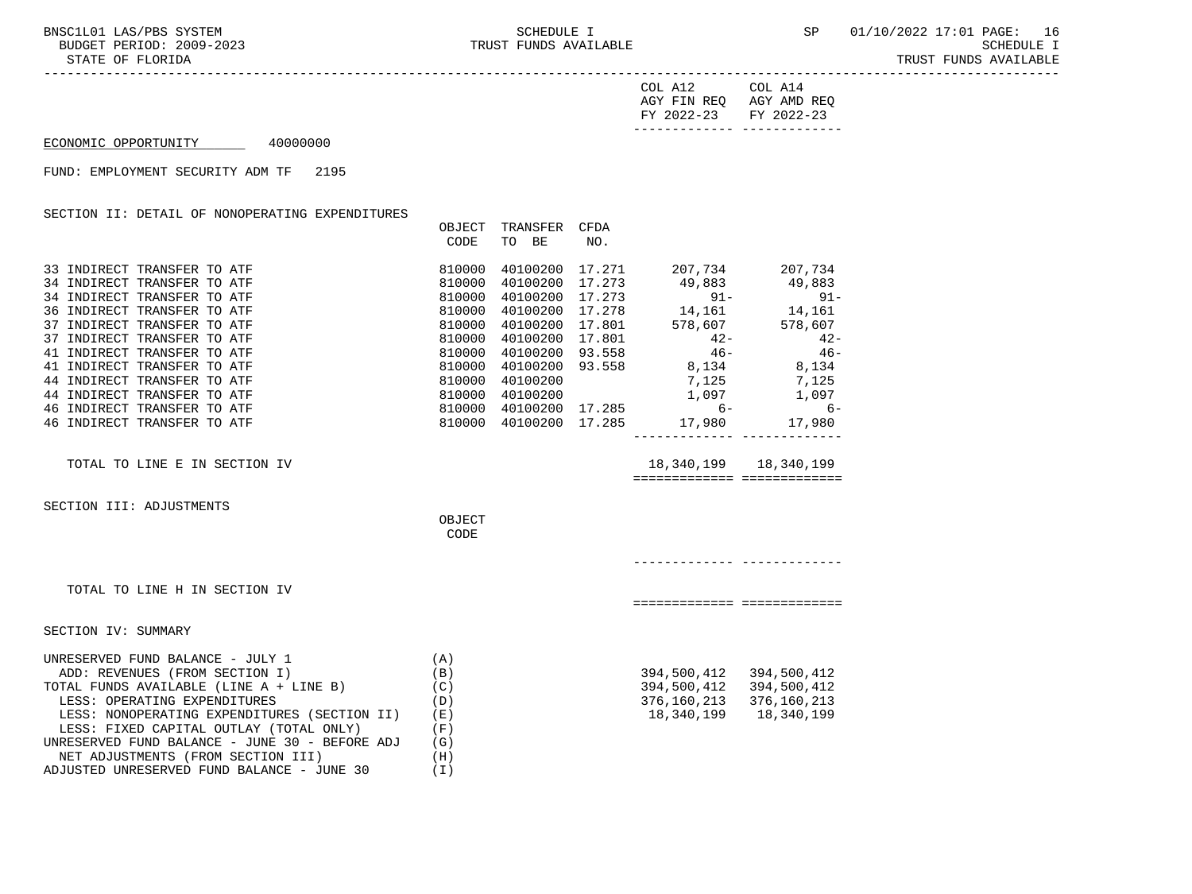COL A12 AGY FIN REQ FY 2022-23 | COL A14 AGY AMD REQ FY 2022-23

ECONOMIC OPPORTUNITY 40000000

FUND: EMPLOYMENT SECURITY ADM TF 2195

SECTION II: DETAIL OF NONOPERATING EXPENDITURES

| | OBJECT CODE | TRANSFER TO BE | CFDA NO. | COL A12 AGY FIN REQ FY 2022-23 | COL A14 AGY AMD REQ FY 2022-23 |
|---|---|---|---|---|---|
| 33 INDIRECT TRANSFER TO ATF | 810000 | 40100200 | 17.271 | 207,734 | 207,734 |
| 34 INDIRECT TRANSFER TO ATF | 810000 | 40100200 | 17.273 | 49,883 | 49,883 |
| 34 INDIRECT TRANSFER TO ATF | 810000 | 40100200 | 17.273 | 91- | 91- |
| 36 INDIRECT TRANSFER TO ATF | 810000 | 40100200 | 17.278 | 14,161 | 14,161 |
| 37 INDIRECT TRANSFER TO ATF | 810000 | 40100200 | 17.801 | 578,607 | 578,607 |
| 37 INDIRECT TRANSFER TO ATF | 810000 | 40100200 | 17.801 | 42- | 42- |
| 41 INDIRECT TRANSFER TO ATF | 810000 | 40100200 | 93.558 | 46- | 46- |
| 41 INDIRECT TRANSFER TO ATF | 810000 | 40100200 | 93.558 | 8,134 | 8,134 |
| 44 INDIRECT TRANSFER TO ATF | 810000 | 40100200 | | 7,125 | 7,125 |
| 44 INDIRECT TRANSFER TO ATF | 810000 | 40100200 | | 1,097 | 1,097 |
| 46 INDIRECT TRANSFER TO ATF | 810000 | 40100200 | 17.285 | 6- | 6- |
| 46 INDIRECT TRANSFER TO ATF | 810000 | 40100200 | 17.285 | 17,980 | 17,980 |
| TOTAL TO LINE E IN SECTION IV | | | | 18,340,199 | 18,340,199 |

SECTION III: ADJUSTMENTS

| | OBJECT CODE | COL A12 | COL A14 |
|---|---|---|---|
| TOTAL TO LINE H IN SECTION IV | | | |

SECTION IV: SUMMARY

| | | COL A12 AGY FIN REQ FY 2022-23 | COL A14 AGY AMD REQ FY 2022-23 |
|---|---|---|---|
| UNRESERVED FUND BALANCE - JULY 1 | (A) | | |
| ADD: REVENUES (FROM SECTION I) | (B) | 394,500,412 | 394,500,412 |
| TOTAL FUNDS AVAILABLE (LINE A + LINE B) | (C) | 394,500,412 | 394,500,412 |
| LESS: OPERATING EXPENDITURES | (D) | 376,160,213 | 376,160,213 |
| LESS: NONOPERATING EXPENDITURES (SECTION II) | (E) | 18,340,199 | 18,340,199 |
| LESS: FIXED CAPITAL OUTLAY (TOTAL ONLY) | (F) | | |
| UNRESERVED FUND BALANCE - JUNE 30 - BEFORE ADJ | (G) | | |
| NET ADJUSTMENTS (FROM SECTION III) | (H) | | |
| ADJUSTED UNRESERVED FUND BALANCE - JUNE 30 | (I) | | |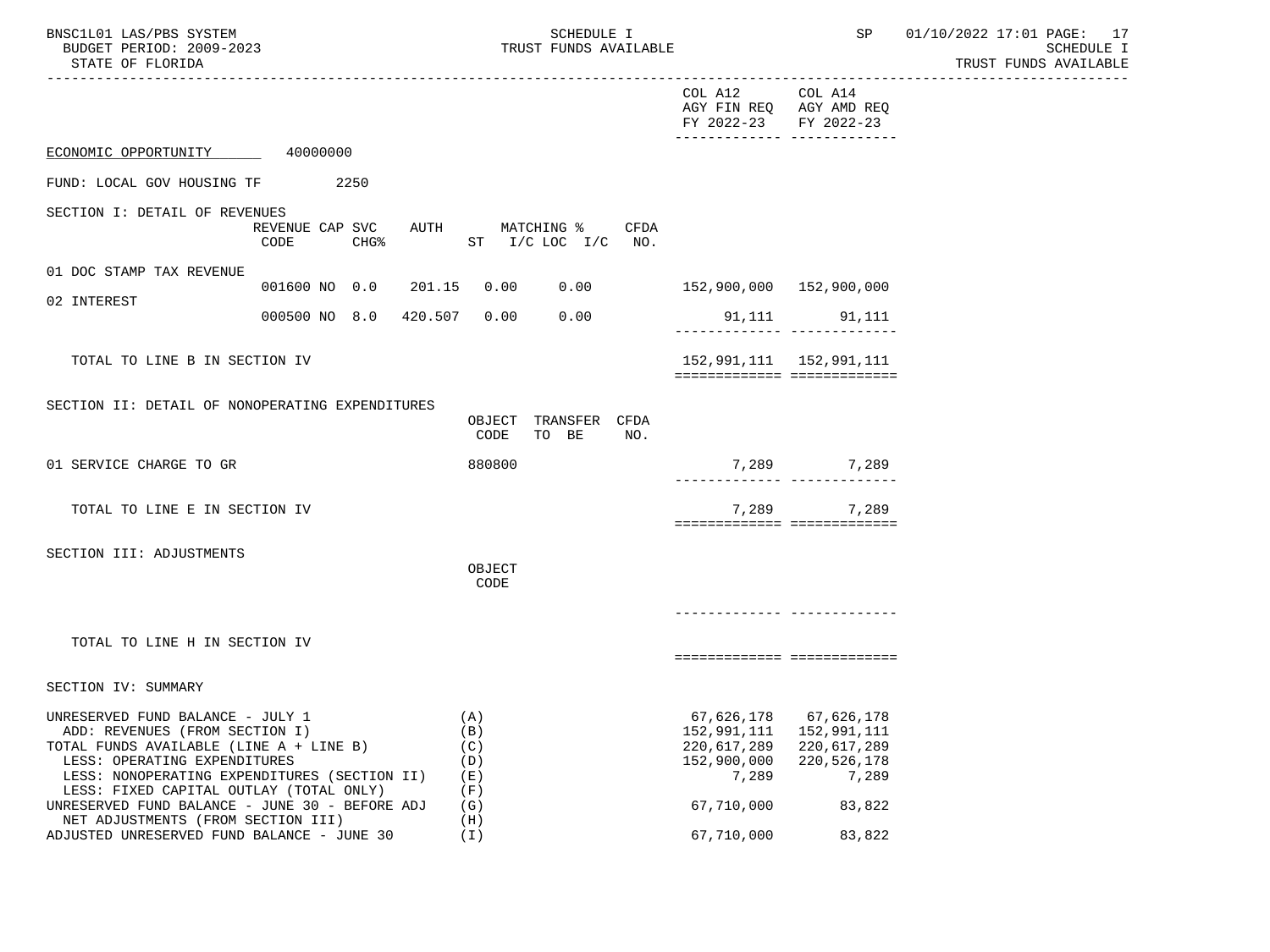COL A12 AGY FIN REQ FY 2022-23 | COL A14 AGY AMD REQ FY 2022-23

ECONOMIC OPPORTUNITY 40000000

FUND: LOCAL GOV HOUSING TF 2250

## SECTION I: DETAIL OF REVENUES

| | REVENUE CODE | CAP SVC CHG% | AUTH | MATCHING % ST | I/C LOC | I/C | CFDA NO. | COL A12 AGY FIN REQ FY 2022-23 | COL A14 AGY AMD REQ FY 2022-23 |
|---|---|---|---|---|---|---|---|---|---|
| 01 DOC STAMP TAX REVENUE | 001600 | NO 0.0 | 201.15 | 0.00 | 0.00 | | | 152,900,000 | 152,900,000 |
| 02 INTEREST | 000500 | NO 8.0 | 420.507 | 0.00 | 0.00 | | | 91,111 | 91,111 |
| TOTAL TO LINE B IN SECTION IV | | | | | | | | 152,991,111 | 152,991,111 |

## SECTION II: DETAIL OF NONOPERATING EXPENDITURES

| | OBJECT CODE | TRANSFER TO BE | CFDA NO. | COL A12 AGY FIN REQ FY 2022-23 | COL A14 AGY AMD REQ FY 2022-23 |
|---|---|---|---|---|---|
| 01 SERVICE CHARGE TO GR | 880800 | | | 7,289 | 7,289 |
| TOTAL TO LINE E IN SECTION IV | | | | 7,289 | 7,289 |

## SECTION III: ADJUSTMENTS

| | OBJECT CODE | COL A12 AGY FIN REQ FY 2022-23 | COL A14 AGY AMD REQ FY 2022-23 |
|---|---|---|---|
| TOTAL TO LINE H IN SECTION IV | | | |

## SECTION IV: SUMMARY

| | | COL A12 AGY FIN REQ FY 2022-23 | COL A14 AGY AMD REQ FY 2022-23 |
|---|---|---|---|
| UNRESERVED FUND BALANCE - JULY 1 | (A) | 67,626,178 | 67,626,178 |
| ADD: REVENUES (FROM SECTION I) | (B) | 152,991,111 | 152,991,111 |
| TOTAL FUNDS AVAILABLE (LINE A + LINE B) | (C) | 220,617,289 | 220,617,289 |
| LESS: OPERATING EXPENDITURES | (D) | 152,900,000 | 220,526,178 |
| LESS: NONOPERATING EXPENDITURES (SECTION II) | (E) | 7,289 | 7,289 |
| LESS: FIXED CAPITAL OUTLAY (TOTAL ONLY) | (F) | | |
| UNRESERVED FUND BALANCE - JUNE 30 - BEFORE ADJ | (G) | 67,710,000 | 83,822 |
| NET ADJUSTMENTS (FROM SECTION III) | (H) | | |
| ADJUSTED UNRESERVED FUND BALANCE - JUNE 30 | (I) | 67,710,000 | 83,822 |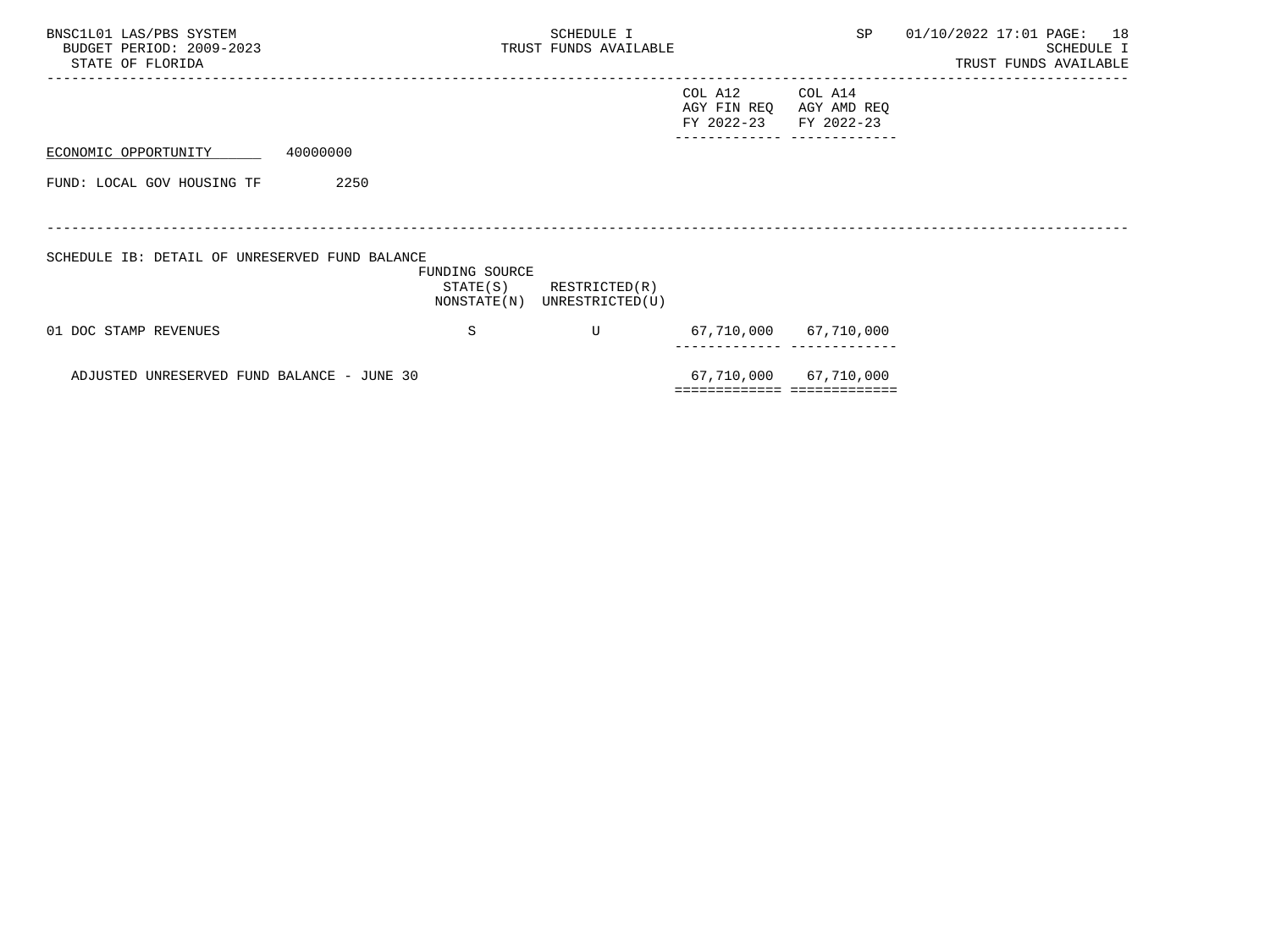BNSC1L01 LAS/PBS SYSTEM
BUDGET PERIOD: 2009-2023
STATE OF FLORIDA

SCHEDULE I
TRUST FUNDS AVAILABLE

SP 01/10/2022 17:01

SCHEDULE I
TRUST FUNDS AVAILABLE

ECONOMIC OPPORTUNITY 40000000

FUND: LOCAL GOV HOUSING TF 2250

SCHEDULE IB: DETAIL OF UNRESERVED FUND BALANCE

| | FUNDING SOURCE STATE(S) NONSTATE(N) | RESTRICTED(R) UNRESTRICTED(U) | COL A12 AGY FIN REQ FY 2022-23 | COL A14 AGY AMD REQ FY 2022-23 |
|---|---|---|---|---|
| 01 DOC STAMP REVENUES | S | U | 67,710,000 | 67,710,000 |
| ADJUSTED UNRESERVED FUND BALANCE - JUNE 30 | | | 67,710,000 | 67,710,000 |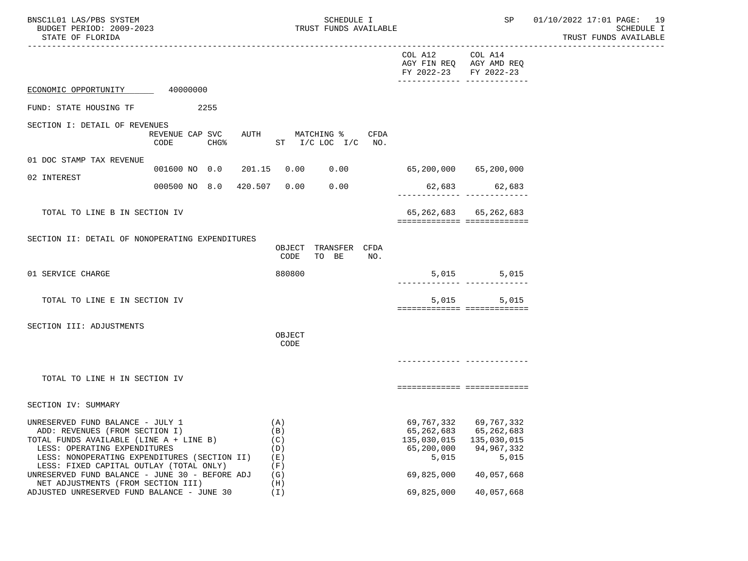BNSC1L01 LAS/PBS SYSTEM
BUDGET PERIOD: 2009-2023
STATE OF FLORIDA

SCHEDULE I
TRUST FUNDS AVAILABLE

SP 01/10/2022 17:01

SCHEDULE I
TRUST FUNDS AVAILABLE

| | COL A12 AGY FIN REQ FY 2022-23 | COL A14 AGY AMD REQ FY 2022-23 |
|---|---|---|

ECONOMIC OPPORTUNITY 40000000

FUND: STATE HOUSING TF 2255

## SECTION I: DETAIL OF REVENUES

| | REVENUE CODE | CAP | SVC CHG% | AUTH | MATCHING % ST | I/C LOC | I/C | CFDA NO. | COL A12 | COL A14 |
|---|---|---|---|---|---|---|---|---|---|---|
| 01 DOC STAMP TAX REVENUE | 001600 | NO | 0.0 | 201.15 | 0.00 | 0.00 | | | 65,200,000 | 65,200,000 |
| 02 INTEREST | 000500 | NO | 8.0 | 420.507 | 0.00 | 0.00 | | | 62,683 | 62,683 |
| TOTAL TO LINE B IN SECTION IV | | | | | | | | | 65,262,683 | 65,262,683 |

## SECTION II: DETAIL OF NONOPERATING EXPENDITURES

| | OBJECT CODE | TRANSFER TO BE | CFDA NO. | COL A12 | COL A14 |
|---|---|---|---|---|---|
| 01 SERVICE CHARGE | 880800 | | | 5,015 | 5,015 |
| TOTAL TO LINE E IN SECTION IV | | | | 5,015 | 5,015 |

## SECTION III: ADJUSTMENTS

| | OBJECT CODE | COL A12 | COL A14 |
|---|---|---|---|
| TOTAL TO LINE H IN SECTION IV | | | |

## SECTION IV: SUMMARY

| | | COL A12 | COL A14 |
|---|---|---|---|
| UNRESERVED FUND BALANCE - JULY 1 | (A) | 69,767,332 | 69,767,332 |
| ADD: REVENUES (FROM SECTION I) | (B) | 65,262,683 | 65,262,683 |
| TOTAL FUNDS AVAILABLE (LINE A + LINE B) | (C) | 135,030,015 | 135,030,015 |
| LESS: OPERATING EXPENDITURES | (D) | 65,200,000 | 94,967,332 |
| LESS: NONOPERATING EXPENDITURES (SECTION II) | (E) | 5,015 | 5,015 |
| LESS: FIXED CAPITAL OUTLAY (TOTAL ONLY) | (F) | | |
| UNRESERVED FUND BALANCE - JUNE 30 - BEFORE ADJ | (G) | 69,825,000 | 40,057,668 |
| NET ADJUSTMENTS (FROM SECTION III) | (H) | | |
| ADJUSTED UNRESERVED FUND BALANCE - JUNE 30 | (I) | 69,825,000 | 40,057,668 |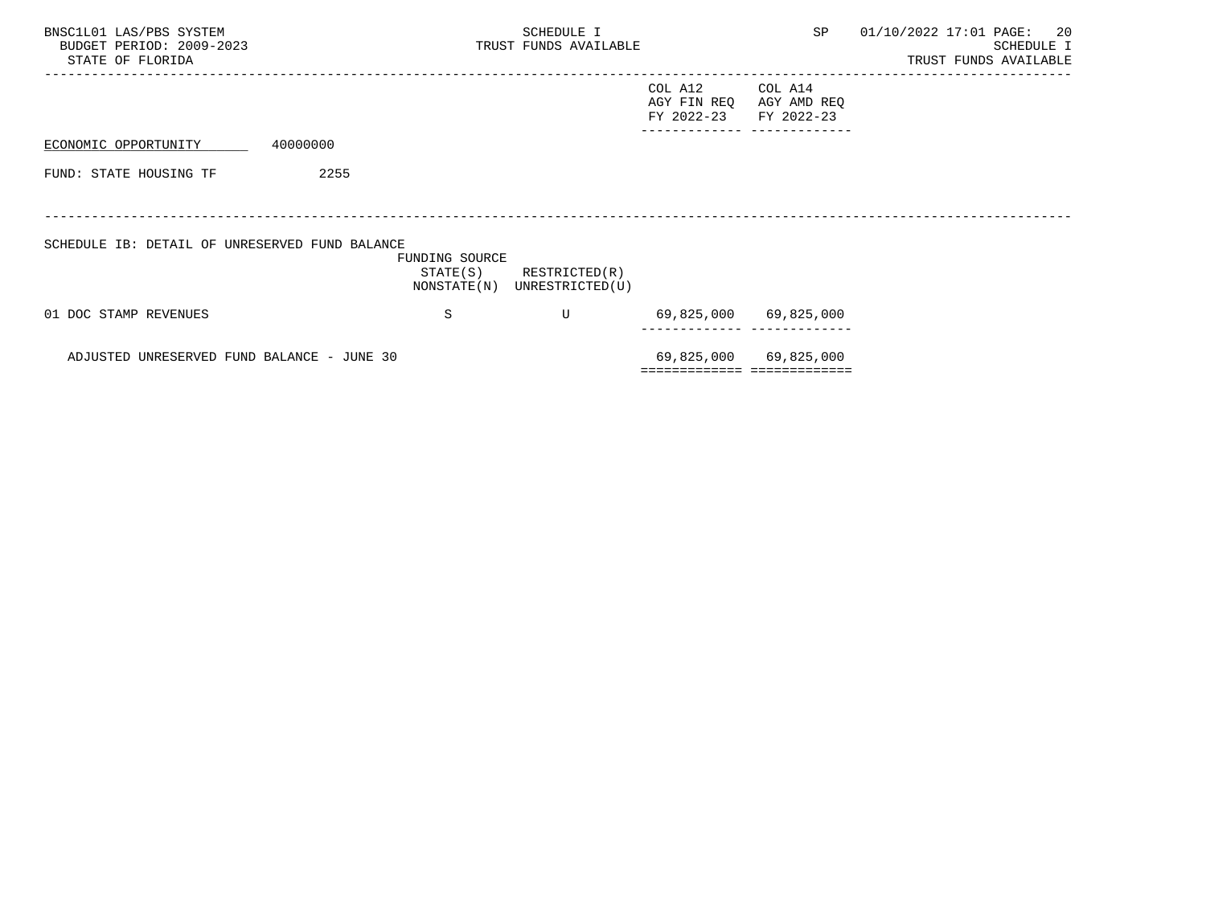ECONOMIC OPPORTUNITY 40000000

FUND: STATE HOUSING TF 2255

SCHEDULE IB: DETAIL OF UNRESERVED FUND BALANCE

| | FUNDING SOURCE STATE(S) NONSTATE(N) | RESTRICTED(R) UNRESTRICTED(U) | COL A12 AGY FIN REQ FY 2022-23 | COL A14 AGY AMD REQ FY 2022-23 |
|---|---|---|---|---|
| 01 DOC STAMP REVENUES | S | U | 69,825,000 | 69,825,000 |
| ADJUSTED UNRESERVED FUND BALANCE - JUNE 30 | | | 69,825,000 | 69,825,000 |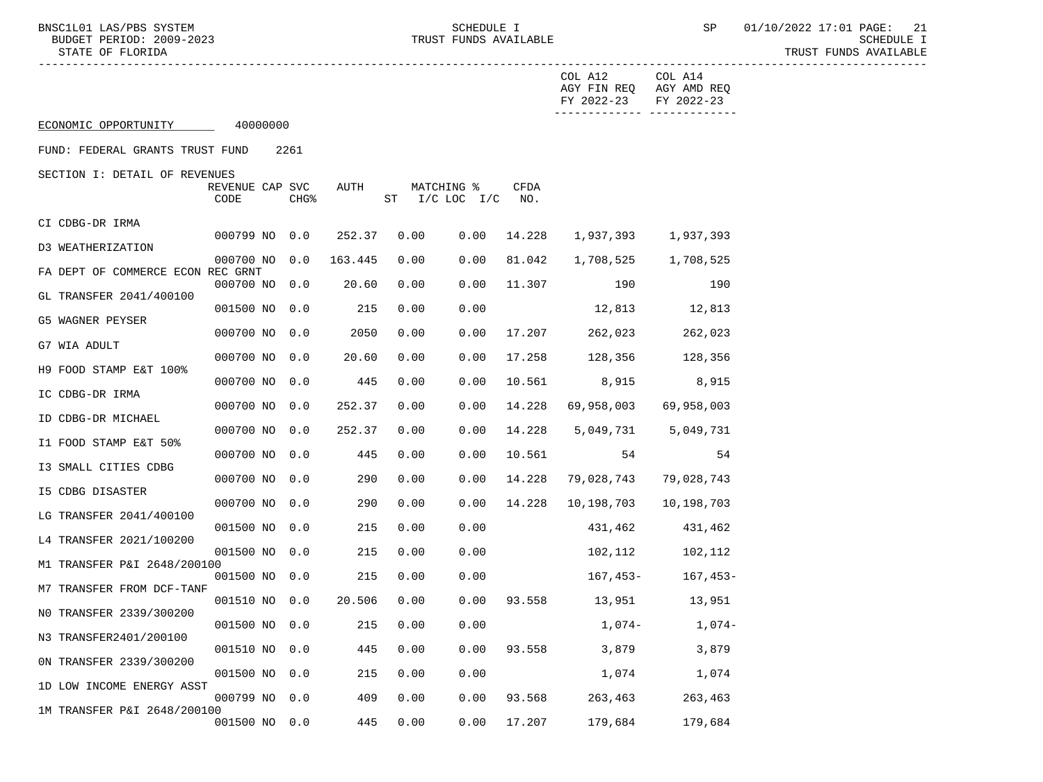ECONOMIC OPPORTUNITY 40000000

FUND: FEDERAL GRANTS TRUST FUND 2261

SECTION I: DETAIL OF REVENUES

| | REVENUE CODE | CAP | SVC CHG% | AUTH | ST | MATCHING % I/C | LOC I/C | CFDA NO. | COL A12 AGY FIN REQ FY 2022-23 | COL A14 AGY AMD REQ FY 2022-23 |
|---|---|---|---|---|---|---|---|---|---|---|
| CI CDBG-DR IRMA | 000799 | NO | 0.0 | 252.37 | 0.00 | | 0.00 | 14.228 | 1,937,393 | 1,937,393 |
| D3 WEATHERIZATION | 000700 | NO | 0.0 | 163.445 | 0.00 | | 0.00 | 81.042 | 1,708,525 | 1,708,525 |
| FA DEPT OF COMMERCE ECON REC GRNT | 000700 | NO | 0.0 | 20.60 | 0.00 | | 0.00 | 11.307 | 190 | 190 |
| GL TRANSFER 2041/400100 | 001500 | NO | 0.0 | 215 | 0.00 | | 0.00 | | 12,813 | 12,813 |
| G5 WAGNER PEYSER | 000700 | NO | 0.0 | 2050 | 0.00 | | 0.00 | 17.207 | 262,023 | 262,023 |
| G7 WIA ADULT | 000700 | NO | 0.0 | 20.60 | 0.00 | | 0.00 | 17.258 | 128,356 | 128,356 |
| H9 FOOD STAMP E&T 100% | 000700 | NO | 0.0 | 445 | 0.00 | | 0.00 | 10.561 | 8,915 | 8,915 |
| IC CDBG-DR IRMA | 000700 | NO | 0.0 | 252.37 | 0.00 | | 0.00 | 14.228 | 69,958,003 | 69,958,003 |
| ID CDBG-DR MICHAEL | 000700 | NO | 0.0 | 252.37 | 0.00 | | 0.00 | 14.228 | 5,049,731 | 5,049,731 |
| I1 FOOD STAMP E&T 50% | 000700 | NO | 0.0 | 445 | 0.00 | | 0.00 | 10.561 | 54 | 54 |
| I3 SMALL CITIES CDBG | 000700 | NO | 0.0 | 290 | 0.00 | | 0.00 | 14.228 | 79,028,743 | 79,028,743 |
| I5 CDBG DISASTER | 000700 | NO | 0.0 | 290 | 0.00 | | 0.00 | 14.228 | 10,198,703 | 10,198,703 |
| LG TRANSFER 2041/400100 | 001500 | NO | 0.0 | 215 | 0.00 | | 0.00 | | 431,462 | 431,462 |
| L4 TRANSFER 2021/100200 | 001500 | NO | 0.0 | 215 | 0.00 | | 0.00 | | 102,112 | 102,112 |
| M1 TRANSFER P&I 2648/200100 | 001500 | NO | 0.0 | 215 | 0.00 | | 0.00 | | 167,453- | 167,453- |
| M7 TRANSFER FROM DCF-TANF | 001510 | NO | 0.0 | 20.506 | 0.00 | | 0.00 | 93.558 | 13,951 | 13,951 |
| N0 TRANSFER 2339/300200 | 001500 | NO | 0.0 | 215 | 0.00 | | 0.00 | | 1,074- | 1,074- |
| N3 TRANSFER2401/200100 | 001510 | NO | 0.0 | 445 | 0.00 | | 0.00 | 93.558 | 3,879 | 3,879 |
| 0N TRANSFER 2339/300200 | 001500 | NO | 0.0 | 215 | 0.00 | | 0.00 | | 1,074 | 1,074 |
| 1D LOW INCOME ENERGY ASST | 000799 | NO | 0.0 | 409 | 0.00 | | 0.00 | 93.568 | 263,463 | 263,463 |
| 1M TRANSFER P&I 2648/200100 | 001500 | NO | 0.0 | 445 | 0.00 | | 0.00 | 17.207 | 179,684 | 179,684 |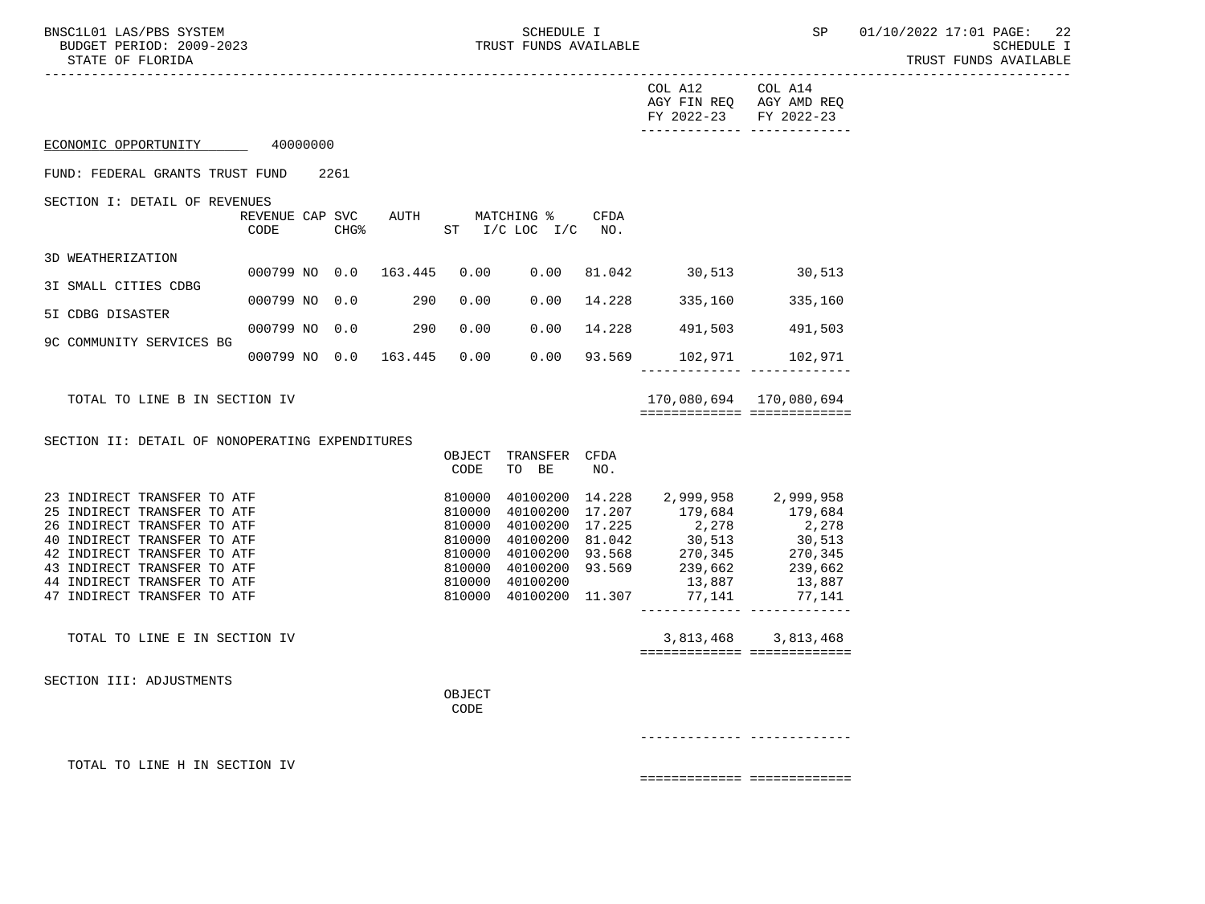SCHEDULE I
TRUST FUNDS AVAILABLE
STATE OF FLORIDA

## ECONOMIC OPPORTUNITY 40000000

FUND: FEDERAL GRANTS TRUST FUND 2261

### SECTION I: DETAIL OF REVENUES

| | REVENUE CODE | CAP SVC CHG% | | AUTH | ST | MATCHING % I/C LOC | I/C | CFDA NO. | COL A12 AGY FIN REQ FY 2022-23 | COL A14 AGY AMD REQ FY 2022-23 |
|---|---|---|---|---|---|---|---|---|---|---|
| 3D WEATHERIZATION | 000799 | NO | 0.0 | 163.445 | | 0.00 | 0.00 | 81.042 | 30,513 | 30,513 |
| 3I SMALL CITIES CDBG | 000799 | NO | 0.0 | 290 | | 0.00 | 0.00 | 14.228 | 335,160 | 335,160 |
| 5I CDBG DISASTER | 000799 | NO | 0.0 | 290 | | 0.00 | 0.00 | 14.228 | 491,503 | 491,503 |
| 9C COMMUNITY SERVICES BG | 000799 | NO | 0.0 | 163.445 | | 0.00 | 0.00 | 93.569 | 102,971 | 102,971 |
| TOTAL TO LINE B IN SECTION IV | | | | | | | | | 170,080,694 | 170,080,694 |

### SECTION II: DETAIL OF NONOPERATING EXPENDITURES

| | OBJECT CODE | TRANSFER TO BE | CFDA NO. | COL A12 AGY FIN REQ FY 2022-23 | COL A14 AGY AMD REQ FY 2022-23 |
|---|---|---|---|---|---|
| 23 INDIRECT TRANSFER TO ATF | 810000 | 40100200 | 14.228 | 2,999,958 | 2,999,958 |
| 25 INDIRECT TRANSFER TO ATF | 810000 | 40100200 | 17.207 | 179,684 | 179,684 |
| 26 INDIRECT TRANSFER TO ATF | 810000 | 40100200 | 17.225 | 2,278 | 2,278 |
| 40 INDIRECT TRANSFER TO ATF | 810000 | 40100200 | 81.042 | 30,513 | 30,513 |
| 42 INDIRECT TRANSFER TO ATF | 810000 | 40100200 | 93.568 | 270,345 | 270,345 |
| 43 INDIRECT TRANSFER TO ATF | 810000 | 40100200 | 93.569 | 239,662 | 239,662 |
| 44 INDIRECT TRANSFER TO ATF | 810000 | 40100200 | | 13,887 | 13,887 |
| 47 INDIRECT TRANSFER TO ATF | 810000 | 40100200 | 11.307 | 77,141 | 77,141 |
| TOTAL TO LINE E IN SECTION IV | | | | 3,813,468 | 3,813,468 |

### SECTION III: ADJUSTMENTS

| | OBJECT CODE | COL A12 AGY FIN REQ FY 2022-23 | COL A14 AGY AMD REQ FY 2022-23 |
|---|---|---|---|
| TOTAL TO LINE H IN SECTION IV | | | |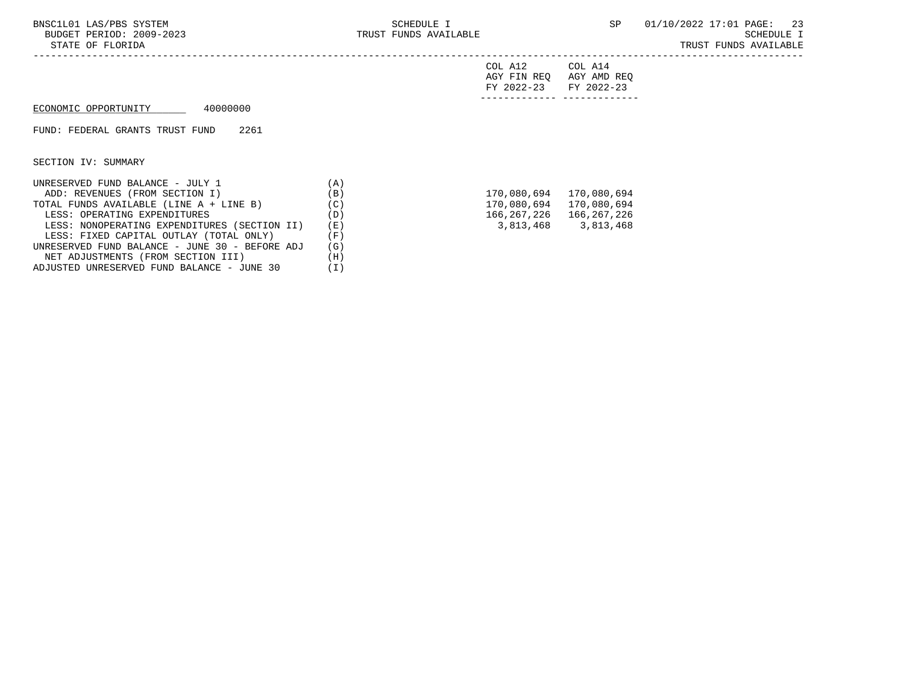ECONOMIC OPPORTUNITY 40000000

FUND: FEDERAL GRANTS TRUST FUND 2261

SECTION IV: SUMMARY

| | | COL A12 AGY FIN REQ FY 2022-23 | COL A14 AGY AMD REQ FY 2022-23 |
|---|---|---|---|
| UNRESERVED FUND BALANCE - JULY 1 | (A) | | |
| ADD: REVENUES (FROM SECTION I) | (B) | 170,080,694 | 170,080,694 |
| TOTAL FUNDS AVAILABLE (LINE A + LINE B) | (C) | 170,080,694 | 170,080,694 |
| LESS: OPERATING EXPENDITURES | (D) | 166,267,226 | 166,267,226 |
| LESS: NONOPERATING EXPENDITURES (SECTION II) | (E) | 3,813,468 | 3,813,468 |
| LESS: FIXED CAPITAL OUTLAY (TOTAL ONLY) | (F) | | |
| UNRESERVED FUND BALANCE - JUNE 30 - BEFORE ADJ | (G) | | |
| NET ADJUSTMENTS (FROM SECTION III) | (H) | | |
| ADJUSTED UNRESERVED FUND BALANCE - JUNE 30 | (I) | | |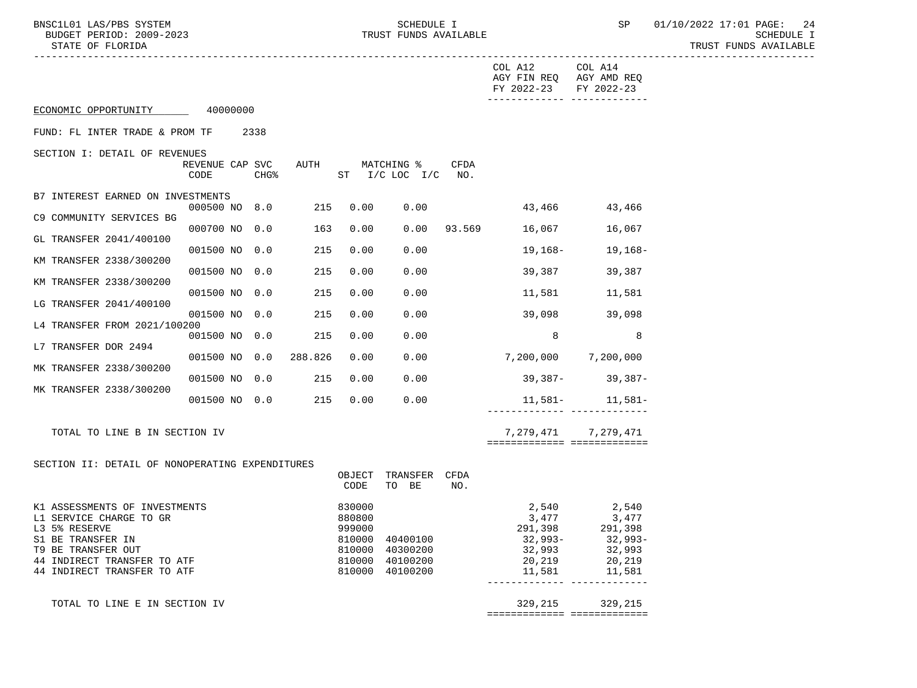BNSC1L01 LAS/PBS SYSTEM — SCHEDULE I — TRUST FUNDS AVAILABLE
BUDGET PERIOD: 2009-2023
STATE OF FLORIDA

| | COL A12 AGY FIN REQ FY 2022-23 | COL A14 AGY AMD REQ FY 2022-23 |
|---|---|---|

ECONOMIC OPPORTUNITY 40000000

FUND: FL INTER TRADE & PROM TF 2338

SECTION I: DETAIL OF REVENUES

| | REVENUE CODE | CAP | SVC CHG% | AUTH ST | MATCHING % I/C | LOC I/C | CFDA NO. | COL A12 AGY FIN REQ FY 2022-23 | COL A14 AGY AMD REQ FY 2022-23 |
|---|---|---|---|---|---|---|---|---|---|
| B7 INTEREST EARNED ON INVESTMENTS | 000500 | NO | 8.0 | 215 | 0.00 | 0.00 | | 43,466 | 43,466 |
| C9 COMMUNITY SERVICES BG | 000700 | NO | 0.0 | 163 | 0.00 | 0.00 | 93.569 | 16,067 | 16,067 |
| GL TRANSFER 2041/400100 | 001500 | NO | 0.0 | 215 | 0.00 | 0.00 | | 19,168- | 19,168- |
| KM TRANSFER 2338/300200 | 001500 | NO | 0.0 | 215 | 0.00 | 0.00 | | 39,387 | 39,387 |
| KM TRANSFER 2338/300200 | 001500 | NO | 0.0 | 215 | 0.00 | 0.00 | | 11,581 | 11,581 |
| LG TRANSFER 2041/400100 | 001500 | NO | 0.0 | 215 | 0.00 | 0.00 | | 39,098 | 39,098 |
| L4 TRANSFER FROM 2021/100200 | 001500 | NO | 0.0 | 215 | 0.00 | 0.00 | | 8 | 8 |
| L7 TRANSFER DOR 2494 | 001500 | NO | 0.0 | 288.826 | 0.00 | 0.00 | | 7,200,000 | 7,200,000 |
| MK TRANSFER 2338/300200 | 001500 | NO | 0.0 | 215 | 0.00 | 0.00 | | 39,387- | 39,387- |
| MK TRANSFER 2338/300200 | 001500 | NO | 0.0 | 215 | 0.00 | 0.00 | | 11,581- | 11,581- |
| TOTAL TO LINE B IN SECTION IV | | | | | | | | 7,279,471 | 7,279,471 |

SECTION II: DETAIL OF NONOPERATING EXPENDITURES

| | OBJECT CODE | TRANSFER TO BE | CFDA NO. | COL A12 AGY FIN REQ FY 2022-23 | COL A14 AGY AMD REQ FY 2022-23 |
|---|---|---|---|---|---|
| K1 ASSESSMENTS OF INVESTMENTS | 830000 | | | 2,540 | 2,540 |
| L1 SERVICE CHARGE TO GR | 880800 | | | 3,477 | 3,477 |
| L3 5% RESERVE | 999000 | | | 291,398 | 291,398 |
| S1 BE TRANSFER IN | 810000 | 40400100 | | 32,993- | 32,993- |
| T9 BE TRANSFER OUT | 810000 | 40300200 | | 32,993 | 32,993 |
| 44 INDIRECT TRANSFER TO ATF | 810000 | 40100200 | | 20,219 | 20,219 |
| 44 INDIRECT TRANSFER TO ATF | 810000 | 40100200 | | 11,581 | 11,581 |
| TOTAL TO LINE E IN SECTION IV | | | | 329,215 | 329,215 |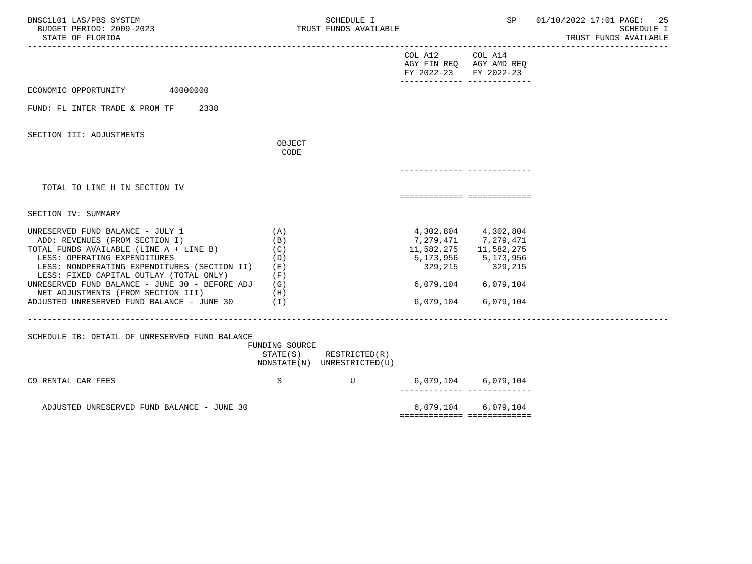COL A12 AGY FIN REQ FY 2022-23 | COL A14 AGY AMD REQ FY 2022-23

ECONOMIC OPPORTUNITY 40000000

FUND: FL INTER TRADE & PROM TF 2338

SECTION III: ADJUSTMENTS

| | OBJECT CODE | COL A12 AGY FIN REQ FY 2022-23 | COL A14 AGY AMD REQ FY 2022-23 |
|---|---|---|---|
| TOTAL TO LINE H IN SECTION IV | | | |

SECTION IV: SUMMARY

| | | COL A12 AGY FIN REQ FY 2022-23 | COL A14 AGY AMD REQ FY 2022-23 |
|---|---|---|---|
| UNRESERVED FUND BALANCE - JULY 1 | (A) | 4,302,804 | 4,302,804 |
| ADD: REVENUES (FROM SECTION I) | (B) | 7,279,471 | 7,279,471 |
| TOTAL FUNDS AVAILABLE (LINE A + LINE B) | (C) | 11,582,275 | 11,582,275 |
| LESS: OPERATING EXPENDITURES | (D) | 5,173,956 | 5,173,956 |
| LESS: NONOPERATING EXPENDITURES (SECTION II) | (E) | 329,215 | 329,215 |
| LESS: FIXED CAPITAL OUTLAY (TOTAL ONLY) | (F) | | |
| UNRESERVED FUND BALANCE - JUNE 30 - BEFORE ADJ | (G) | 6,079,104 | 6,079,104 |
| NET ADJUSTMENTS (FROM SECTION III) | (H) | | |
| ADJUSTED UNRESERVED FUND BALANCE - JUNE 30 | (I) | 6,079,104 | 6,079,104 |

SCHEDULE IB: DETAIL OF UNRESERVED FUND BALANCE

| | FUNDING SOURCE STATE(S) NONSTATE(N) | RESTRICTED(R) UNRESTRICTED(U) | COL A12 AGY FIN REQ FY 2022-23 | COL A14 AGY AMD REQ FY 2022-23 |
|---|---|---|---|---|
| C9 RENTAL CAR FEES | S | U | 6,079,104 | 6,079,104 |
| ADJUSTED UNRESERVED FUND BALANCE - JUNE 30 | | | 6,079,104 | 6,079,104 |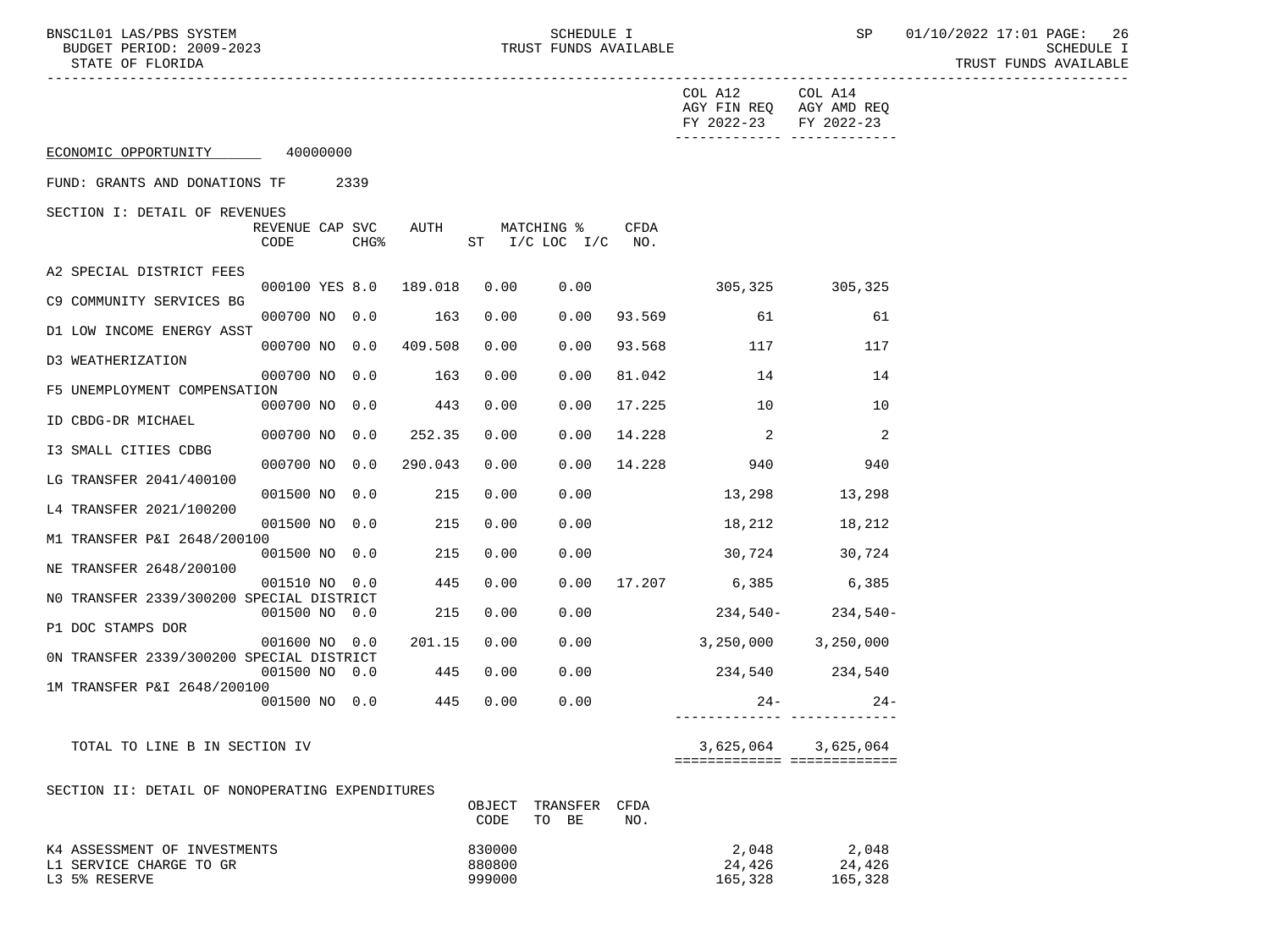COL A12 AGY FIN REQ FY 2022-23 | COL A14 AGY AMD REQ FY 2022-23

ECONOMIC OPPORTUNITY 40000000

FUND: GRANTS AND DONATIONS TF 2339

SECTION I: DETAIL OF REVENUES

| | REVENUE CODE | CAP | SVC CHG% | AUTH ST | MATCHING % I/C | LOC I/C | CFDA NO. | COL A12 AGY FIN REQ FY 2022-23 | COL A14 AGY AMD REQ FY 2022-23 |
|---|---|---|---|---|---|---|---|---|---|
| A2 SPECIAL DISTRICT FEES | 000100 | YES | 8.0 | 189.018 | 0.00 | 0.00 | | 305,325 | 305,325 |
| C9 COMMUNITY SERVICES BG | 000700 | NO | 0.0 | 163 | 0.00 | 0.00 | 93.569 | 61 | 61 |
| D1 LOW INCOME ENERGY ASST | 000700 | NO | 0.0 | 409.508 | 0.00 | 0.00 | 93.568 | 117 | 117 |
| D3 WEATHERIZATION | 000700 | NO | 0.0 | 163 | 0.00 | 0.00 | 81.042 | 14 | 14 |
| F5 UNEMPLOYMENT COMPENSATION | 000700 | NO | 0.0 | 443 | 0.00 | 0.00 | 17.225 | 10 | 10 |
| ID CBDG-DR MICHAEL | 000700 | NO | 0.0 | 252.35 | 0.00 | 0.00 | 14.228 | 2 | 2 |
| I3 SMALL CITIES CDBG | 000700 | NO | 0.0 | 290.043 | 0.00 | 0.00 | 14.228 | 940 | 940 |
| LG TRANSFER 2041/400100 | 001500 | NO | 0.0 | 215 | 0.00 | 0.00 | | 13,298 | 13,298 |
| L4 TRANSFER 2021/100200 | 001500 | NO | 0.0 | 215 | 0.00 | 0.00 | | 18,212 | 18,212 |
| M1 TRANSFER P&I 2648/200100 | 001500 | NO | 0.0 | 215 | 0.00 | 0.00 | | 30,724 | 30,724 |
| NE TRANSFER 2648/200100 | 001510 | NO | 0.0 | 445 | 0.00 | 0.00 | 17.207 | 6,385 | 6,385 |
| N0 TRANSFER 2339/300200 SPECIAL DISTRICT | 001500 | NO | 0.0 | 215 | 0.00 | 0.00 | | 234,540- | 234,540- |
| P1 DOC STAMPS DOR | 001600 | NO | 0.0 | 201.15 | 0.00 | 0.00 | | 3,250,000 | 3,250,000 |
| 0N TRANSFER 2339/300200 SPECIAL DISTRICT | 001500 | NO | 0.0 | 445 | 0.00 | 0.00 | | 234,540 | 234,540 |
| 1M TRANSFER P&I 2648/200100 | 001500 | NO | 0.0 | 445 | 0.00 | 0.00 | | 24- | 24- |
| TOTAL TO LINE B IN SECTION IV | | | | | | | | 3,625,064 | 3,625,064 |

SECTION II: DETAIL OF NONOPERATING EXPENDITURES

| | OBJECT CODE | TRANSFER TO BE | CFDA NO. | COL A12 AGY FIN REQ FY 2022-23 | COL A14 AGY AMD REQ FY 2022-23 |
|---|---|---|---|---|---|
| K4 ASSESSMENT OF INVESTMENTS | 830000 | | | 2,048 | 2,048 |
| L1 SERVICE CHARGE TO GR | 880800 | | | 24,426 | 24,426 |
| L3 5% RESERVE | 999000 | | | 165,328 | 165,328 |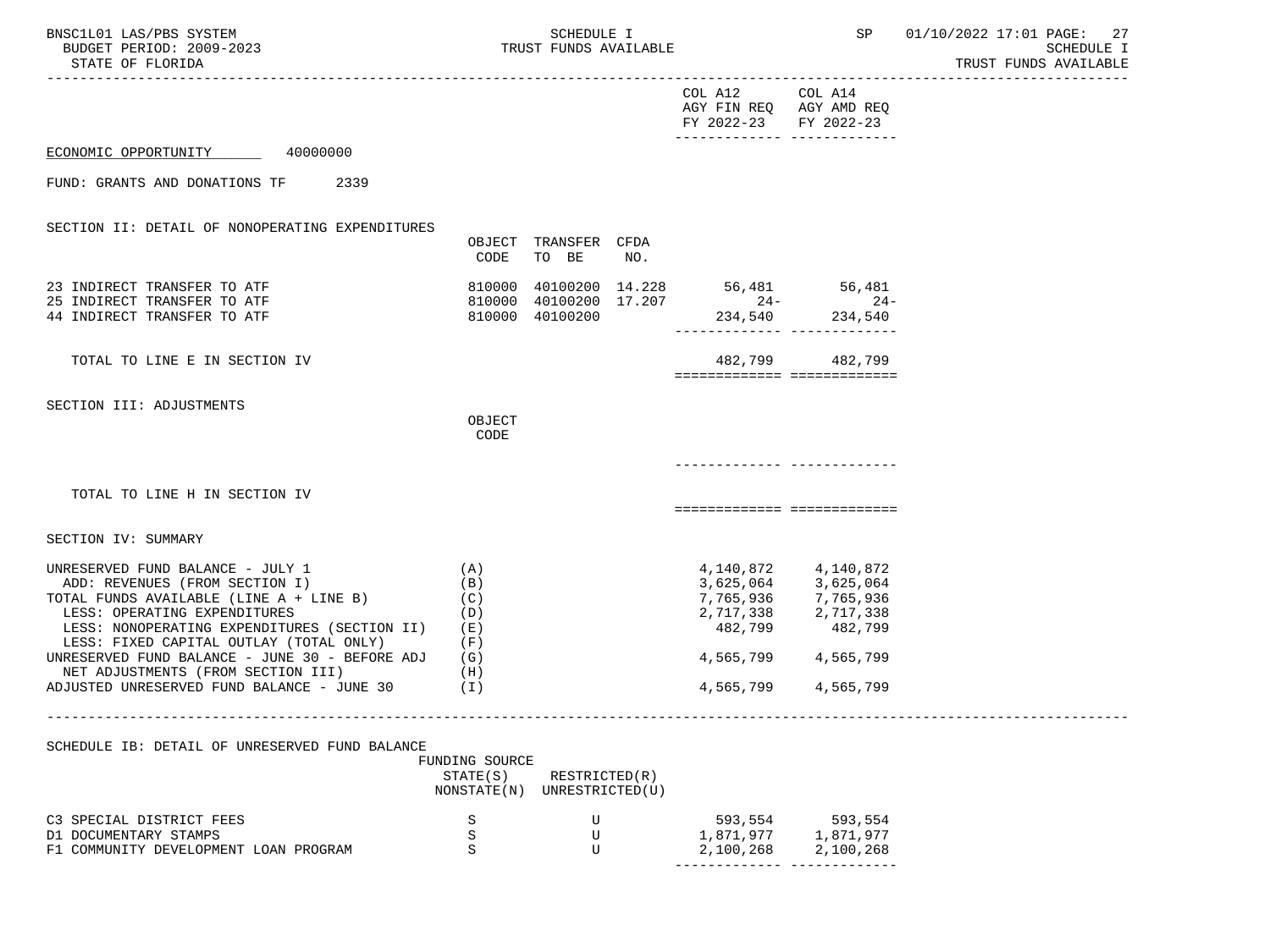| | | | | COL A12 AGY FIN REQ FY 2022-23 | COL A14 AGY AMD REQ FY 2022-23 |
|---|---|---|---|---|---|

ECONOMIC OPPORTUNITY 40000000

FUND: GRANTS AND DONATIONS TF 2339

SECTION II: DETAIL OF NONOPERATING EXPENDITURES

| | OBJECT CODE | TRANSFER TO BE | CFDA NO. | COL A12 | COL A14 |
|---|---|---|---|---|---|
| 23 INDIRECT TRANSFER TO ATF | 810000 | 40100200 | 14.228 | 56,481 | 56,481 |
| 25 INDIRECT TRANSFER TO ATF | 810000 | 40100200 | 17.207 | 24- | 24- |
| 44 INDIRECT TRANSFER TO ATF | 810000 | 40100200 | | 234,540 | 234,540 |
| TOTAL TO LINE E IN SECTION IV | | | | 482,799 | 482,799 |

SECTION III: ADJUSTMENTS

| | OBJECT CODE | COL A12 | COL A14 |
|---|---|---|---|
| TOTAL TO LINE H IN SECTION IV | | | |

SECTION IV: SUMMARY

| | | COL A12 | COL A14 |
|---|---|---|---|
| UNRESERVED FUND BALANCE - JULY 1 | (A) | 4,140,872 | 4,140,872 |
| ADD: REVENUES (FROM SECTION I) | (B) | 3,625,064 | 3,625,064 |
| TOTAL FUNDS AVAILABLE (LINE A + LINE B) | (C) | 7,765,936 | 7,765,936 |
| LESS: OPERATING EXPENDITURES | (D) | 2,717,338 | 2,717,338 |
| LESS: NONOPERATING EXPENDITURES (SECTION II) | (E) | 482,799 | 482,799 |
| LESS: FIXED CAPITAL OUTLAY (TOTAL ONLY) | (F) | | |
| UNRESERVED FUND BALANCE - JUNE 30 - BEFORE ADJ | (G) | 4,565,799 | 4,565,799 |
| NET ADJUSTMENTS (FROM SECTION III) | (H) | | |
| ADJUSTED UNRESERVED FUND BALANCE - JUNE 30 | (I) | 4,565,799 | 4,565,799 |

SCHEDULE IB: DETAIL OF UNRESERVED FUND BALANCE

| | FUNDING SOURCE STATE(S) NONSTATE(N) | RESTRICTED(R) UNRESTRICTED(U) | COL A12 | COL A14 |
|---|---|---|---|---|
| C3 SPECIAL DISTRICT FEES | S | U | 593,554 | 593,554 |
| D1 DOCUMENTARY STAMPS | S | U | 1,871,977 | 1,871,977 |
| F1 COMMUNITY DEVELOPMENT LOAN PROGRAM | S | U | 2,100,268 | 2,100,268 |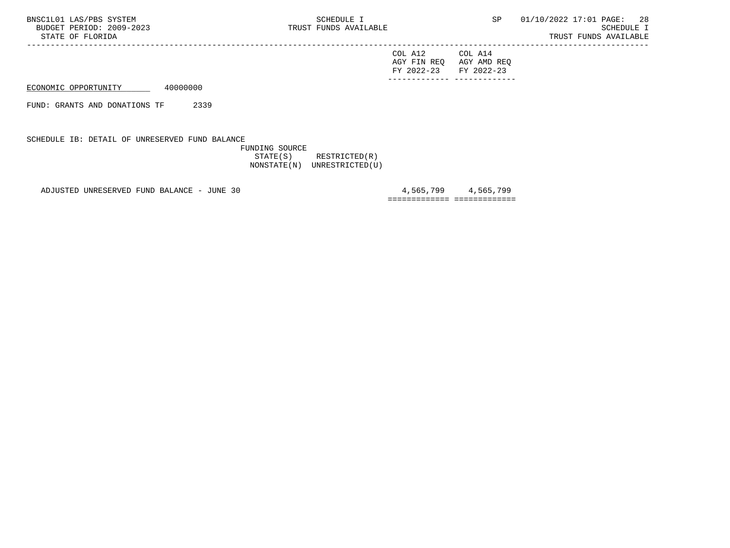| | COL A12 AGY FIN REQ FY 2022-23 | COL A14 AGY AMD REQ FY 2022-23 |
|---|---|---|
| ECONOMIC OPPORTUNITY 40000000 | | |
| FUND: GRANTS AND DONATIONS TF 2339 | | |

SCHEDULE IB: DETAIL OF UNRESERVED FUND BALANCE

FUNDING SOURCE
STATE(S) RESTRICTED(R)
NONSTATE(N) UNRESTRICTED(U)

| | COL A12 AGY FIN REQ FY 2022-23 | COL A14 AGY AMD REQ FY 2022-23 |
|---|---|---|
| ADJUSTED UNRESERVED FUND BALANCE - JUNE 30 | 4,565,799 | 4,565,799 |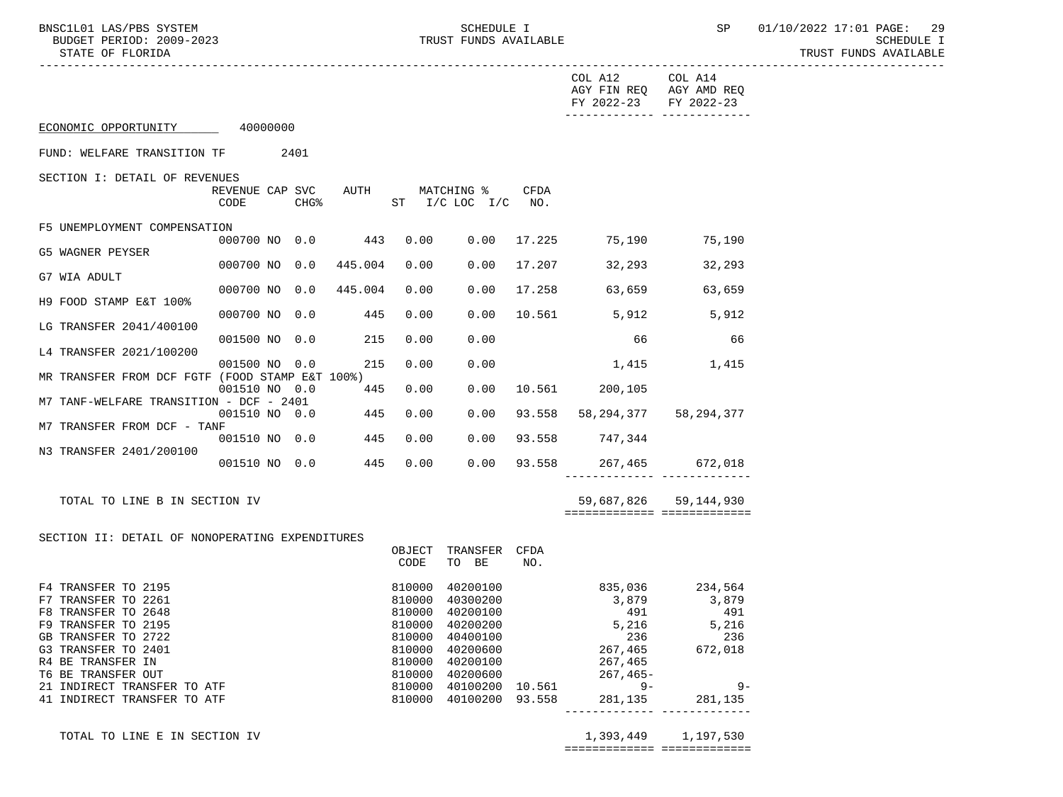STATE OF FLORIDA

SCHEDULE I
TRUST FUNDS AVAILABLE

ECONOMIC OPPORTUNITY 40000000

FUND: WELFARE TRANSITION TF 2401

SECTION I: DETAIL OF REVENUES

| | REVENUE CODE | CAP | SVC CHG% | AUTH | MATCHING % ST | I/C LOC I/C | CFDA NO. | COL A12 AGY FIN REQ FY 2022-23 | COL A14 AGY AMD REQ FY 2022-23 |
|---|---|---|---|---|---|---|---|---|---|
| F5 UNEMPLOYMENT COMPENSATION | 000700 | NO | 0.0 | 443 | 0.00 | 0.00 | 17.225 | 75,190 | 75,190 |
| G5 WAGNER PEYSER | 000700 | NO | 0.0 | 445.004 | 0.00 | 0.00 | 17.207 | 32,293 | 32,293 |
| G7 WIA ADULT | 000700 | NO | 0.0 | 445.004 | 0.00 | 0.00 | 17.258 | 63,659 | 63,659 |
| H9 FOOD STAMP E&T 100% | 000700 | NO | 0.0 | 445 | 0.00 | 0.00 | 10.561 | 5,912 | 5,912 |
| LG TRANSFER 2041/400100 | 001500 | NO | 0.0 | 215 | 0.00 | 0.00 | | 66 | 66 |
| L4 TRANSFER 2021/100200 | 001500 | NO | 0.0 | 215 | 0.00 | 0.00 | | 1,415 | 1,415 |
| MR TRANSFER FROM DCF FGTF (FOOD STAMP E&T 100%) | 001510 | NO | 0.0 | 445 | 0.00 | 0.00 | 10.561 | 200,105 | |
| M7 TANF-WELFARE TRANSITION - DCF - 2401 | 001510 | NO | 0.0 | 445 | 0.00 | 0.00 | 93.558 | 58,294,377 | 58,294,377 |
| M7 TRANSFER FROM DCF - TANF | 001510 | NO | 0.0 | 445 | 0.00 | 0.00 | 93.558 | 747,344 | |
| N3 TRANSFER 2401/200100 | 001510 | NO | 0.0 | 445 | 0.00 | 0.00 | 93.558 | 267,465 | 672,018 |
| TOTAL TO LINE B IN SECTION IV | | | | | | | | 59,687,826 | 59,144,930 |

SECTION II: DETAIL OF NONOPERATING EXPENDITURES

| | OBJECT CODE | TRANSFER TO BE | CFDA NO. | COL A12 AGY FIN REQ FY 2022-23 | COL A14 AGY AMD REQ FY 2022-23 |
|---|---|---|---|---|---|
| F4 TRANSFER TO 2195 | 810000 | 40200100 | | 835,036 | 234,564 |
| F7 TRANSFER TO 2261 | 810000 | 40300200 | | 3,879 | 3,879 |
| F8 TRANSFER TO 2648 | 810000 | 40200100 | | 491 | 491 |
| F9 TRANSFER TO 2195 | 810000 | 40200200 | | 5,216 | 5,216 |
| GB TRANSFER TO 2722 | 810000 | 40400100 | | 236 | 236 |
| G3 TRANSFER TO 2401 | 810000 | 40200600 | | 267,465 | 672,018 |
| R4 BE TRANSFER IN | 810000 | 40200100 | | 267,465 | |
| T6 BE TRANSFER OUT | 810000 | 40200600 | | 267,465- | |
| 21 INDIRECT TRANSFER TO ATF | 810000 | 40100200 | 10.561 | 9- | 9- |
| 41 INDIRECT TRANSFER TO ATF | 810000 | 40100200 | 93.558 | 281,135 | 281,135 |
| TOTAL TO LINE E IN SECTION IV | | | | 1,393,449 | 1,197,530 |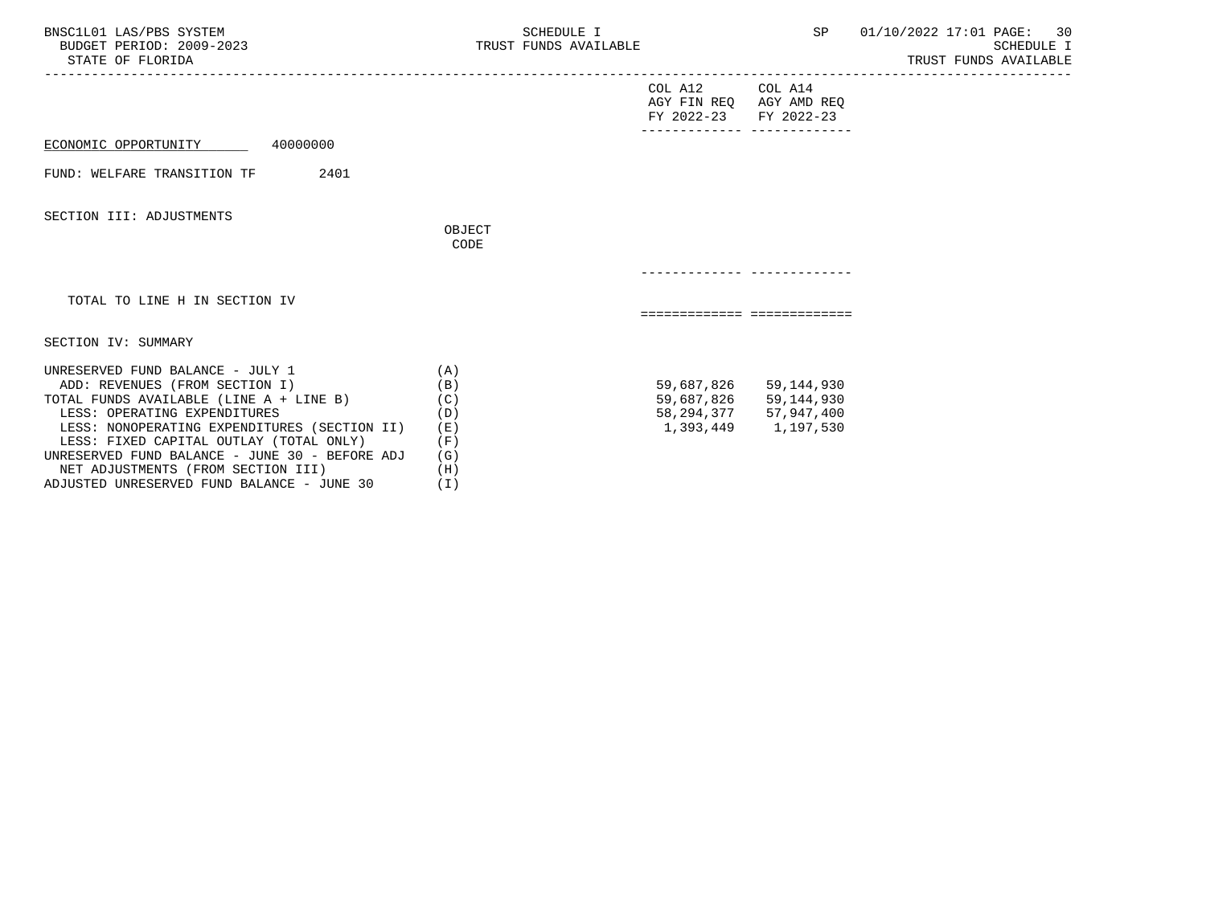BNSC1L01 LAS/PBS SYSTEM — SCHEDULE I — TRUST FUNDS AVAILABLE

BUDGET PERIOD: 2009-2023

STATE OF FLORIDA

ECONOMIC OPPORTUNITY 40000000

FUND: WELFARE TRANSITION TF 2401

SECTION III: ADJUSTMENTS

| | OBJECT CODE | COL A12 AGY FIN REQ FY 2022-23 | COL A14 AGY AMD REQ FY 2022-23 |
|---|---|---|---|
| TOTAL TO LINE H IN SECTION IV | | | |

SECTION IV: SUMMARY

| | | COL A12 AGY FIN REQ FY 2022-23 | COL A14 AGY AMD REQ FY 2022-23 |
|---|---|---|---|
| UNRESERVED FUND BALANCE - JULY 1 | (A) | | |
| ADD: REVENUES (FROM SECTION I) | (B) | 59,687,826 | 59,144,930 |
| TOTAL FUNDS AVAILABLE (LINE A + LINE B) | (C) | 59,687,826 | 59,144,930 |
| LESS: OPERATING EXPENDITURES | (D) | 58,294,377 | 57,947,400 |
| LESS: NONOPERATING EXPENDITURES (SECTION II) | (E) | 1,393,449 | 1,197,530 |
| LESS: FIXED CAPITAL OUTLAY (TOTAL ONLY) | (F) | | |
| UNRESERVED FUND BALANCE - JUNE 30 - BEFORE ADJ | (G) | | |
| NET ADJUSTMENTS (FROM SECTION III) | (H) | | |
| ADJUSTED UNRESERVED FUND BALANCE - JUNE 30 | (I) | | |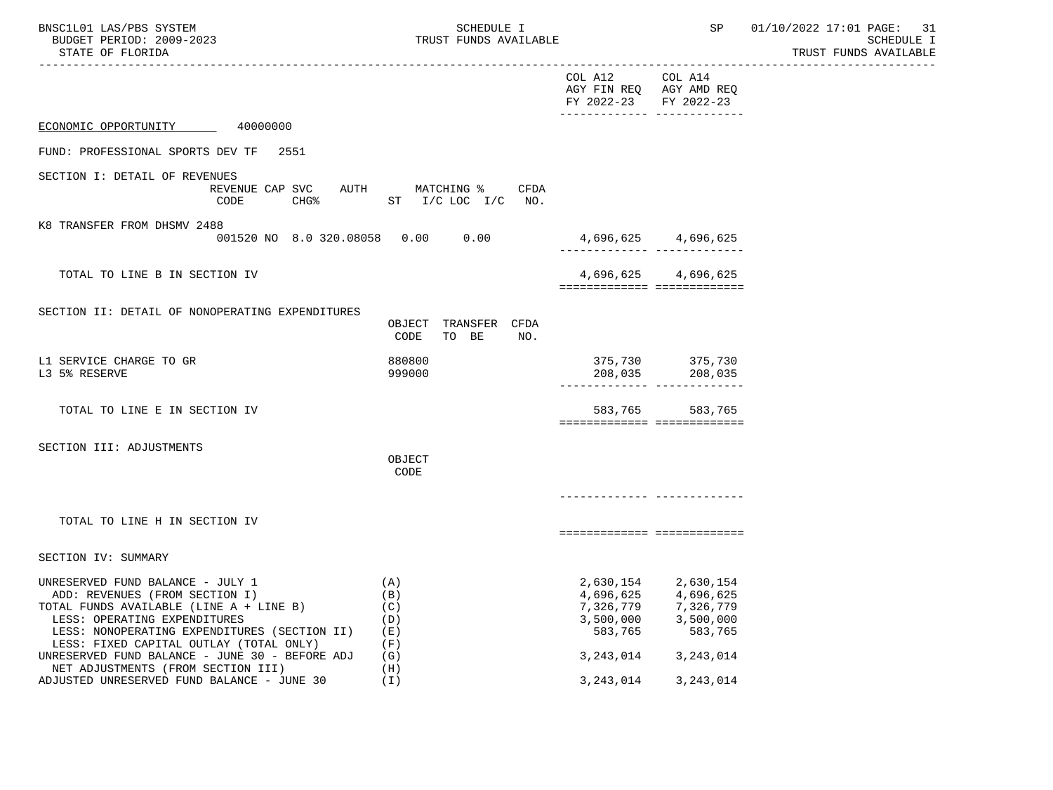SCHEDULE I
TRUST FUNDS AVAILABLE

BUDGET PERIOD: 2009-2023
STATE OF FLORIDA

| | COL A12 AGY FIN REQ FY 2022-23 | COL A14 AGY AMD REQ FY 2022-23 |
|---|---|---|

ECONOMIC OPPORTUNITY 40000000

FUND: PROFESSIONAL SPORTS DEV TF 2551

**SECTION I: DETAIL OF REVENUES**

| | REVENUE CODE | CAP SVC CHG% | AUTH ST | MATCHING % I/C | LOC I/C | CFDA NO. | COL A12 AGY FIN REQ FY 2022-23 | COL A14 AGY AMD REQ FY 2022-23 |
|---|---|---|---|---|---|---|---|---|
| K8 TRANSFER FROM DHSMV 2488 | 001520 | NO 8.0 | 320.08058 | 0.00 | 0.00 | | 4,696,625 | 4,696,625 |
| TOTAL TO LINE B IN SECTION IV | | | | | | | 4,696,625 | 4,696,625 |

**SECTION II: DETAIL OF NONOPERATING EXPENDITURES**

| | OBJECT CODE | TRANSFER TO BE | CFDA NO. | COL A12 AGY FIN REQ FY 2022-23 | COL A14 AGY AMD REQ FY 2022-23 |
|---|---|---|---|---|---|
| L1 SERVICE CHARGE TO GR | 880800 | | | 375,730 | 375,730 |
| L3 5% RESERVE | 999000 | | | 208,035 | 208,035 |
| TOTAL TO LINE E IN SECTION IV | | | | 583,765 | 583,765 |

**SECTION III: ADJUSTMENTS**

| | OBJECT CODE | COL A12 AGY FIN REQ FY 2022-23 | COL A14 AGY AMD REQ FY 2022-23 |
|---|---|---|---|
| TOTAL TO LINE H IN SECTION IV | | | |

**SECTION IV: SUMMARY**

| | | COL A12 AGY FIN REQ FY 2022-23 | COL A14 AGY AMD REQ FY 2022-23 |
|---|---|---|---|
| UNRESERVED FUND BALANCE - JULY 1 | (A) | 2,630,154 | 2,630,154 |
| ADD: REVENUES (FROM SECTION I) | (B) | 4,696,625 | 4,696,625 |
| TOTAL FUNDS AVAILABLE (LINE A + LINE B) | (C) | 7,326,779 | 7,326,779 |
| LESS: OPERATING EXPENDITURES | (D) | 3,500,000 | 3,500,000 |
| LESS: NONOPERATING EXPENDITURES (SECTION II) | (E) | 583,765 | 583,765 |
| LESS: FIXED CAPITAL OUTLAY (TOTAL ONLY) | (F) | | |
| UNRESERVED FUND BALANCE - JUNE 30 - BEFORE ADJ | (G) | 3,243,014 | 3,243,014 |
| NET ADJUSTMENTS (FROM SECTION III) | (H) | | |
| ADJUSTED UNRESERVED FUND BALANCE - JUNE 30 | (I) | 3,243,014 | 3,243,014 |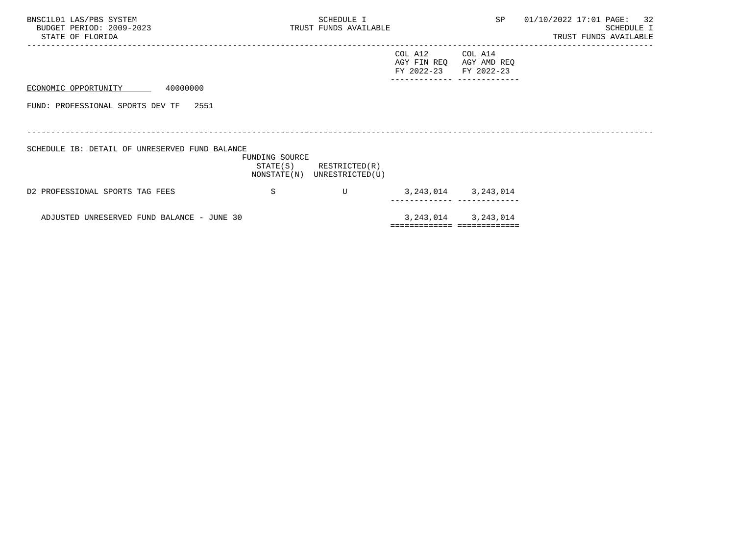ECONOMIC OPPORTUNITY 40000000

FUND: PROFESSIONAL SPORTS DEV TF 2551

SCHEDULE IB: DETAIL OF UNRESERVED FUND BALANCE

| | FUNDING SOURCE STATE(S) NONSTATE(N) | RESTRICTED(R) UNRESTRICTED(U) | COL A12 AGY FIN REQ FY 2022-23 | COL A14 AGY AMD REQ FY 2022-23 |
|---|---|---|---|---|
| D2 PROFESSIONAL SPORTS TAG FEES | S | U | 3,243,014 | 3,243,014 |
| ADJUSTED UNRESERVED FUND BALANCE - JUNE 30 | | | 3,243,014 | 3,243,014 |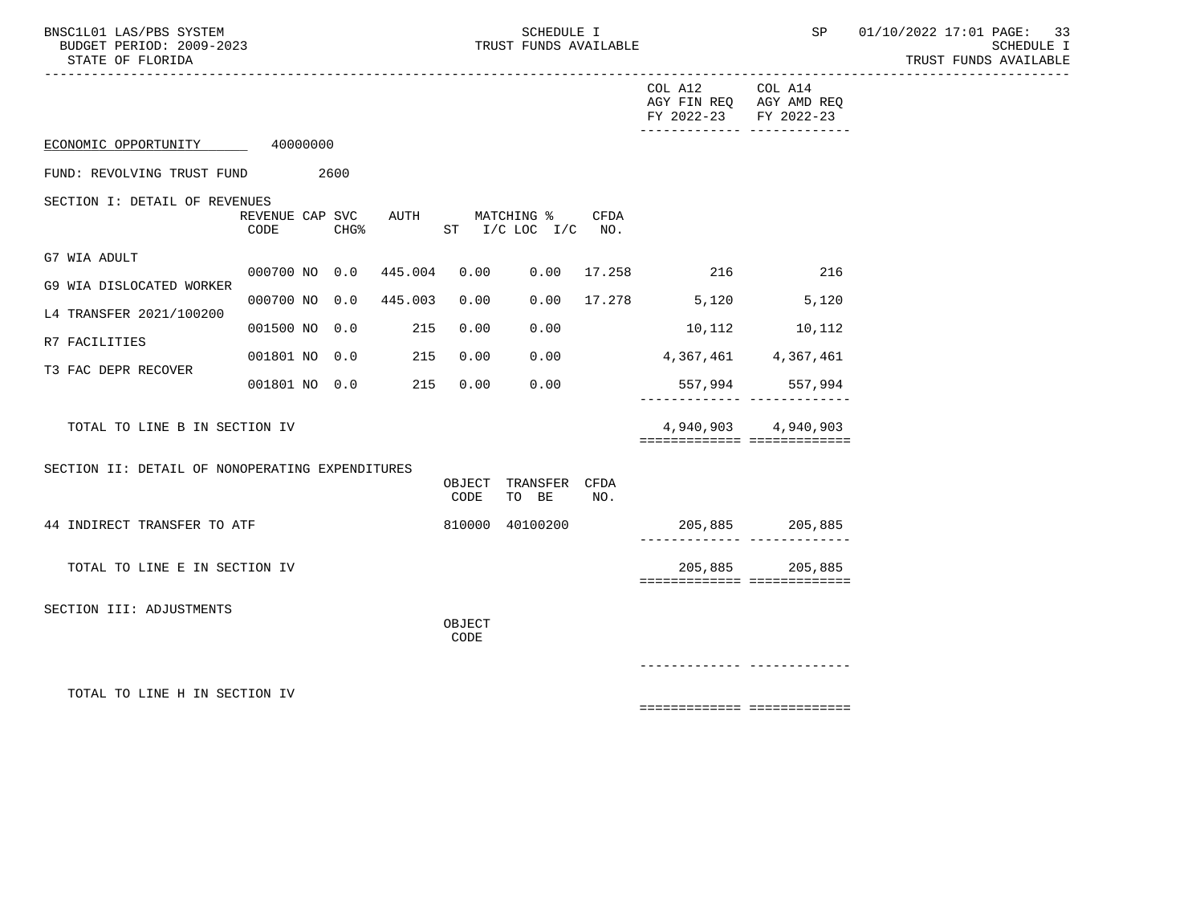ECONOMIC OPPORTUNITY 40000000

FUND: REVOLVING TRUST FUND 2600

SECTION I: DETAIL OF REVENUES

| | REVENUE CODE | CAP | SVC CHG% | AUTH | ST | MATCHING % I/C | LOC I/C | CFDA NO. | COL A12 AGY FIN REQ FY 2022-23 | COL A14 AGY AMD REQ FY 2022-23 |
|---|---|---|---|---|---|---|---|---|---|---|
| G7 WIA ADULT | 000700 | NO | 0.0 | 445.004 | | 0.00 | 0.00 | 17.258 | 216 | 216 |
| G9 WIA DISLOCATED WORKER | 000700 | NO | 0.0 | 445.003 | | 0.00 | 0.00 | 17.278 | 5,120 | 5,120 |
| L4 TRANSFER 2021/100200 | 001500 | NO | 0.0 | 215 | | 0.00 | 0.00 | | 10,112 | 10,112 |
| R7 FACILITIES | 001801 | NO | 0.0 | 215 | | 0.00 | 0.00 | | 4,367,461 | 4,367,461 |
| T3 FAC DEPR RECOVER | 001801 | NO | 0.0 | 215 | | 0.00 | 0.00 | | 557,994 | 557,994 |
| TOTAL TO LINE B IN SECTION IV | | | | | | | | | 4,940,903 | 4,940,903 |

SECTION II: DETAIL OF NONOPERATING EXPENDITURES

| | OBJECT CODE | TRANSFER TO BE | CFDA NO. | COL A12 AGY FIN REQ FY 2022-23 | COL A14 AGY AMD REQ FY 2022-23 |
|---|---|---|---|---|---|
| 44 INDIRECT TRANSFER TO ATF | 810000 | 40100200 | | 205,885 | 205,885 |
| TOTAL TO LINE E IN SECTION IV | | | | 205,885 | 205,885 |

SECTION III: ADJUSTMENTS

| | OBJECT CODE | COL A12 AGY FIN REQ FY 2022-23 | COL A14 AGY AMD REQ FY 2022-23 |
|---|---|---|---|
| TOTAL TO LINE H IN SECTION IV | | | |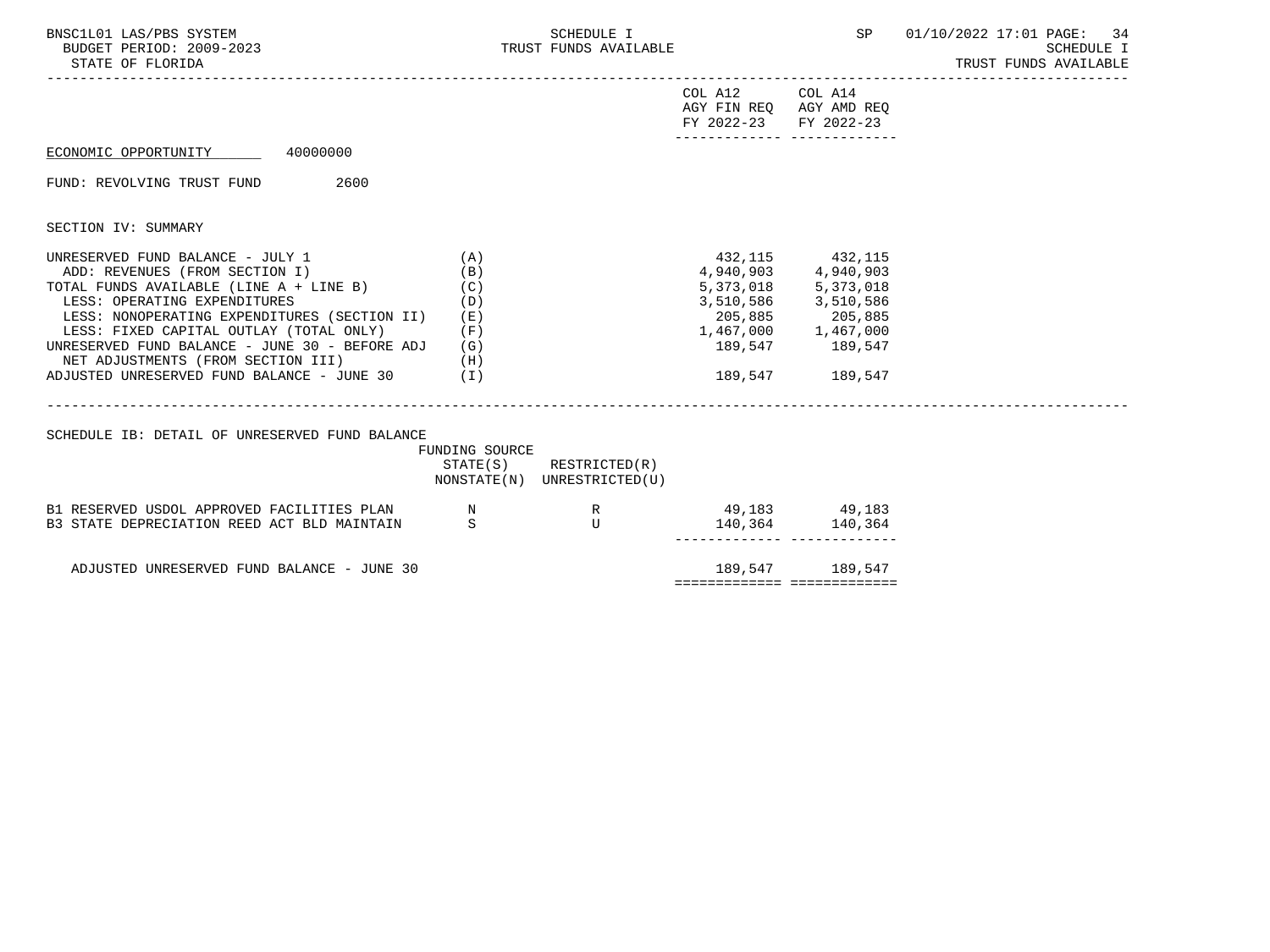|  |  | COL A12 AGY FIN REQ FY 2022-23 | COL A14 AGY AMD REQ FY 2022-23 |
|---|---|---|---|

ECONOMIC OPPORTUNITY 40000000

FUND: REVOLVING TRUST FUND 2600

SECTION IV: SUMMARY

|  |  | COL A12 AGY FIN REQ FY 2022-23 | COL A14 AGY AMD REQ FY 2022-23 |
|---|---|---|---|
| UNRESERVED FUND BALANCE - JULY 1 | (A) | 432,115 | 432,115 |
| ADD: REVENUES (FROM SECTION I) | (B) | 4,940,903 | 4,940,903 |
| TOTAL FUNDS AVAILABLE (LINE A + LINE B) | (C) | 5,373,018 | 5,373,018 |
| LESS: OPERATING EXPENDITURES | (D) | 3,510,586 | 3,510,586 |
| LESS: NONOPERATING EXPENDITURES (SECTION II) | (E) | 205,885 | 205,885 |
| LESS: FIXED CAPITAL OUTLAY (TOTAL ONLY) | (F) | 1,467,000 | 1,467,000 |
| UNRESERVED FUND BALANCE - JUNE 30 - BEFORE ADJ | (G) | 189,547 | 189,547 |
| NET ADJUSTMENTS (FROM SECTION III) | (H) |  |  |
| ADJUSTED UNRESERVED FUND BALANCE - JUNE 30 | (I) | 189,547 | 189,547 |

SCHEDULE IB: DETAIL OF UNRESERVED FUND BALANCE

|  | FUNDING SOURCE STATE(S) NONSTATE(N) | RESTRICTED(R) UNRESTRICTED(U) | COL A12 AGY FIN REQ FY 2022-23 | COL A14 AGY AMD REQ FY 2022-23 |
|---|---|---|---|---|
| B1 RESERVED USDOL APPROVED FACILITIES PLAN | N | R | 49,183 | 49,183 |
| B3 STATE DEPRECIATION REED ACT BLD MAINTAIN | S | U | 140,364 | 140,364 |
| ADJUSTED UNRESERVED FUND BALANCE - JUNE 30 |  |  | 189,547 | 189,547 |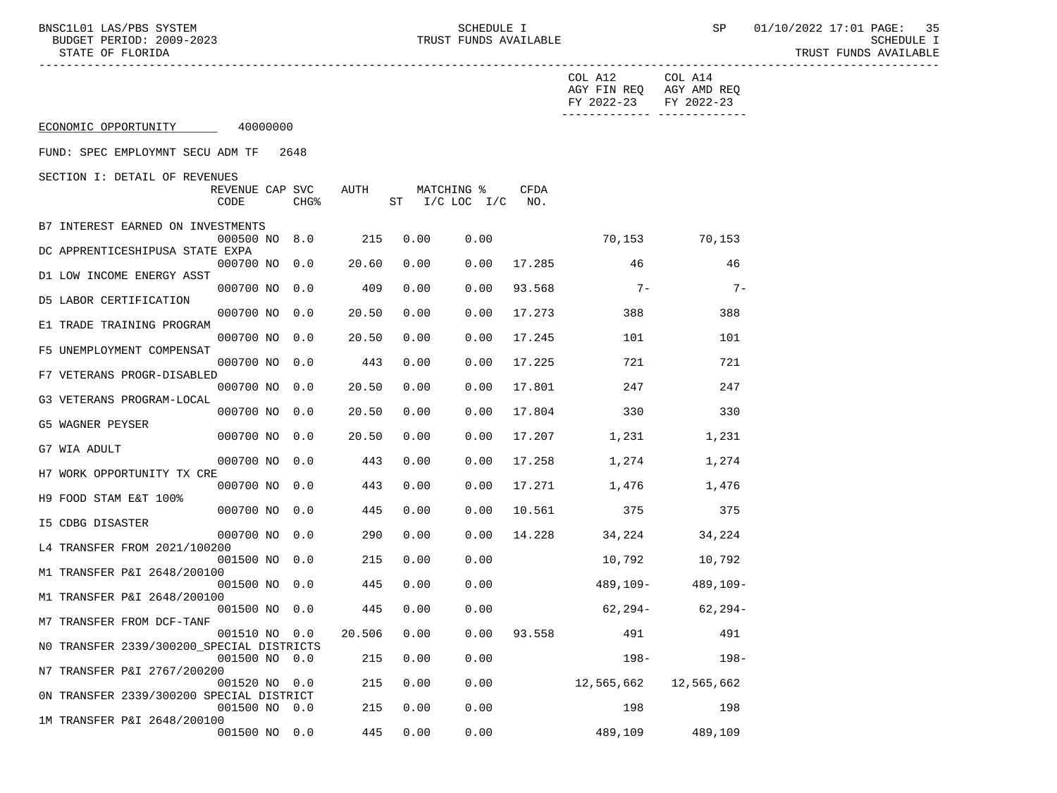SCHEDULE I
TRUST FUNDS AVAILABLE

| | | | | | | | | | COL A12 AGY FIN REQ FY 2022-23 | COL A14 AGY AMD REQ FY 2022-23 |
|---|---|---|---|---|---|---|---|---|---|---|
| ECONOMIC OPPORTUNITY 40000000 | | | | | | | | | | |
| FUND: SPEC EMPLOYMNT SECU ADM TF 2648 | | | | | | | | | | |
| SECTION I: DETAIL OF REVENUES | | | | | | | | | | |
| | REVENUE CODE | CAP | SVC CHG% | AUTH ST | MATCHING % I/C | LOC I/C | CFDA NO. | | | |
| B7 INTEREST EARNED ON INVESTMENTS | 000500 | NO | 8.0 | 215 | 0.00 | 0.00 | | | 70,153 | 70,153 |
| DC APPRENTICESHIPUSA STATE EXPA | 000700 | NO | 0.0 | 20.60 | 0.00 | 0.00 | 17.285 | | 46 | 46 |
| D1 LOW INCOME ENERGY ASST | 000700 | NO | 0.0 | 409 | 0.00 | 0.00 | 93.568 | | 7- | 7- |
| D5 LABOR CERTIFICATION | 000700 | NO | 0.0 | 20.50 | 0.00 | 0.00 | 17.273 | | 388 | 388 |
| E1 TRADE TRAINING PROGRAM | 000700 | NO | 0.0 | 20.50 | 0.00 | 0.00 | 17.245 | | 101 | 101 |
| F5 UNEMPLOYMENT COMPENSAT | 000700 | NO | 0.0 | 443 | 0.00 | 0.00 | 17.225 | | 721 | 721 |
| F7 VETERANS PROGR-DISABLED | 000700 | NO | 0.0 | 20.50 | 0.00 | 0.00 | 17.801 | | 247 | 247 |
| G3 VETERANS PROGRAM-LOCAL | 000700 | NO | 0.0 | 20.50 | 0.00 | 0.00 | 17.804 | | 330 | 330 |
| G5 WAGNER PEYSER | 000700 | NO | 0.0 | 20.50 | 0.00 | 0.00 | 17.207 | | 1,231 | 1,231 |
| G7 WIA ADULT | 000700 | NO | 0.0 | 443 | 0.00 | 0.00 | 17.258 | | 1,274 | 1,274 |
| H7 WORK OPPORTUNITY TX CRE | 000700 | NO | 0.0 | 443 | 0.00 | 0.00 | 17.271 | | 1,476 | 1,476 |
| H9 FOOD STAM E&T 100% | 000700 | NO | 0.0 | 445 | 0.00 | 0.00 | 10.561 | | 375 | 375 |
| I5 CDBG DISASTER | 000700 | NO | 0.0 | 290 | 0.00 | 0.00 | 14.228 | | 34,224 | 34,224 |
| L4 TRANSFER FROM 2021/100200 | 001500 | NO | 0.0 | 215 | 0.00 | 0.00 | | | 10,792 | 10,792 |
| M1 TRANSFER P&I 2648/200100 | 001500 | NO | 0.0 | 445 | 0.00 | 0.00 | | | 489,109- | 489,109- |
| M1 TRANSFER P&I 2648/200100 | 001500 | NO | 0.0 | 445 | 0.00 | 0.00 | | | 62,294- | 62,294- |
| M7 TRANSFER FROM DCF-TANF | 001510 | NO | 0.0 | 20.506 | 0.00 | 0.00 | 93.558 | | 491 | 491 |
| N0 TRANSFER 2339/300200_SPECIAL DISTRICTS | 001500 | NO | 0.0 | 215 | 0.00 | 0.00 | | | 198- | 198- |
| N7 TRANSFER P&I 2767/200200 | 001520 | NO | 0.0 | 215 | 0.00 | 0.00 | | | 12,565,662 | 12,565,662 |
| 0N TRANSFER 2339/300200 SPECIAL DISTRICT | 001500 | NO | 0.0 | 215 | 0.00 | 0.00 | | | 198 | 198 |
| 1M TRANSFER P&I 2648/200100 | 001500 | NO | 0.0 | 445 | 0.00 | 0.00 | | | 489,109 | 489,109 |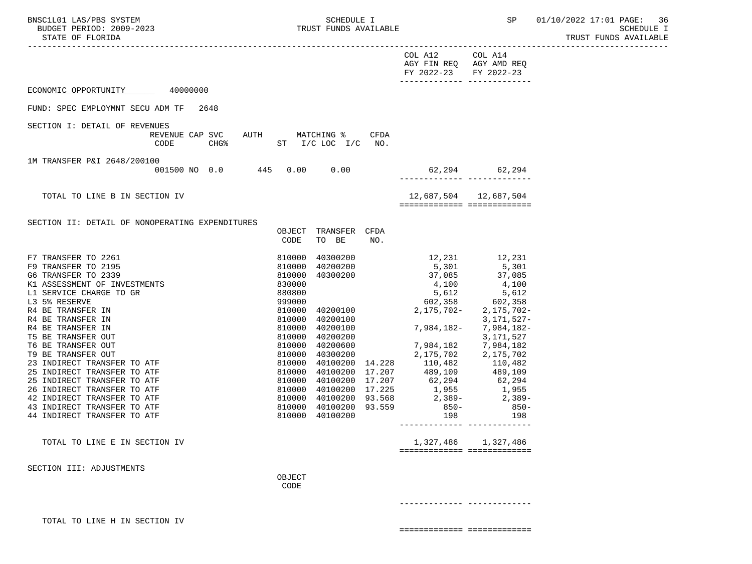ECONOMIC OPPORTUNITY 40000000

FUND: SPEC EMPLOYMNT SECU ADM TF 2648

| | | | COL A12 AGY FIN REQ FY 2022-23 | COL A14 AGY AMD REQ FY 2022-23 |
|---|---|---|---|---|

SECTION I: DETAIL OF REVENUES

| | REVENUE CODE | CAP SVC CHG% | AUTH ST | MATCHING % I/C LOC | I/C | CFDA NO. | COL A12 AGY FIN REQ FY 2022-23 | COL A14 AGY AMD REQ FY 2022-23 |
|---|---|---|---|---|---|---|---|---|
| 1M TRANSFER P&I 2648/200100 | 001500 | NO 0.0 | 445 | 0.00 | 0.00 | | 62,294 | 62,294 |
| TOTAL TO LINE B IN SECTION IV | | | | | | | 12,687,504 | 12,687,504 |

SECTION II: DETAIL OF NONOPERATING EXPENDITURES

| | OBJECT CODE | TRANSFER TO BE | CFDA NO. | COL A12 AGY FIN REQ FY 2022-23 | COL A14 AGY AMD REQ FY 2022-23 |
|---|---|---|---|---|---|
| F7 TRANSFER TO 2261 | 810000 | 40300200 | | 12,231 | 12,231 |
| F9 TRANSFER TO 2195 | 810000 | 40200200 | | 5,301 | 5,301 |
| G6 TRANSFER TO 2339 | 810000 | 40300200 | | 37,085 | 37,085 |
| K1 ASSESSMENT OF INVESTMENTS | 830000 | | | 4,100 | 4,100 |
| L1 SERVICE CHARGE TO GR | 880800 | | | 5,612 | 5,612 |
| L3 5% RESERVE | 999000 | | | 602,358 | 602,358 |
| R4 BE TRANSFER IN | 810000 | 40200100 | | 2,175,702- | 2,175,702- |
| R4 BE TRANSFER IN | 810000 | 40200100 | | | 3,171,527- |
| R4 BE TRANSFER IN | 810000 | 40200100 | | 7,984,182- | 7,984,182- |
| T5 BE TRANSFER OUT | 810000 | 40200200 | | | 3,171,527 |
| T6 BE TRANSFER OUT | 810000 | 40200600 | | 7,984,182 | 7,984,182 |
| T9 BE TRANSFER OUT | 810000 | 40300200 | | 2,175,702 | 2,175,702 |
| 23 INDIRECT TRANSFER TO ATF | 810000 | 40100200 | 14.228 | 110,482 | 110,482 |
| 25 INDIRECT TRANSFER TO ATF | 810000 | 40100200 | 17.207 | 489,109 | 489,109 |
| 25 INDIRECT TRANSFER TO ATF | 810000 | 40100200 | 17.207 | 62,294 | 62,294 |
| 26 INDIRECT TRANSFER TO ATF | 810000 | 40100200 | 17.225 | 1,955 | 1,955 |
| 42 INDIRECT TRANSFER TO ATF | 810000 | 40100200 | 93.568 | 2,389- | 2,389- |
| 43 INDIRECT TRANSFER TO ATF | 810000 | 40100200 | 93.559 | 850- | 850- |
| 44 INDIRECT TRANSFER TO ATF | 810000 | 40100200 | | 198 | 198 |
| TOTAL TO LINE E IN SECTION IV | | | | 1,327,486 | 1,327,486 |

SECTION III: ADJUSTMENTS

| | OBJECT CODE | COL A12 AGY FIN REQ FY 2022-23 | COL A14 AGY AMD REQ FY 2022-23 |
|---|---|---|---|
| TOTAL TO LINE H IN SECTION IV | | | |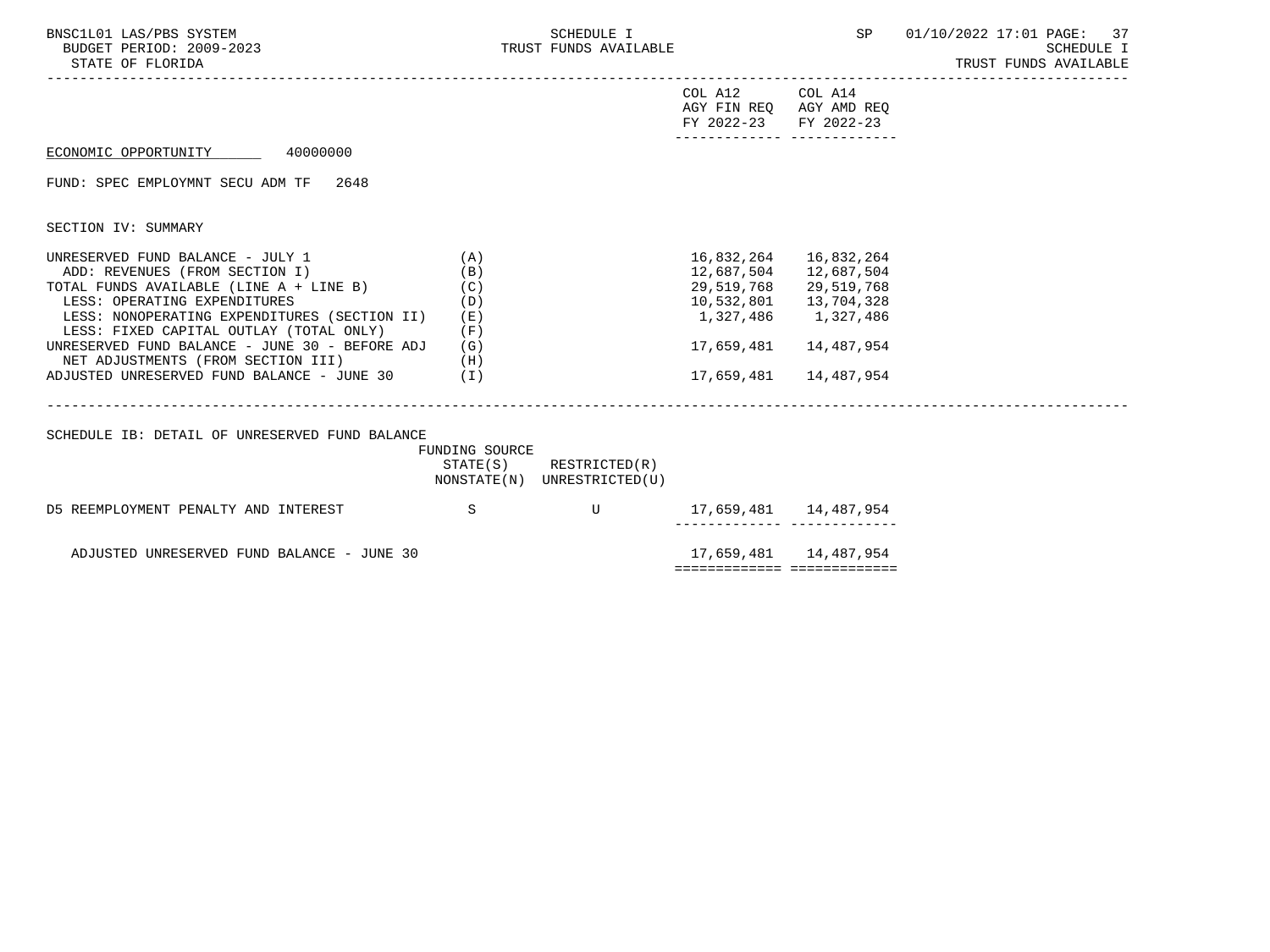| | | COL A12 AGY FIN REQ FY 2022-23 | COL A14 AGY AMD REQ FY 2022-23 |
|---|---|---|---|

ECONOMIC OPPORTUNITY 40000000

FUND: SPEC EMPLOYMNT SECU ADM TF 2648

SECTION IV: SUMMARY

| | | COL A12 AGY FIN REQ FY 2022-23 | COL A14 AGY AMD REQ FY 2022-23 |
|---|---|---|---|
| UNRESERVED FUND BALANCE - JULY 1 | (A) | 16,832,264 | 16,832,264 |
| ADD: REVENUES (FROM SECTION I) | (B) | 12,687,504 | 12,687,504 |
| TOTAL FUNDS AVAILABLE (LINE A + LINE B) | (C) | 29,519,768 | 29,519,768 |
| LESS: OPERATING EXPENDITURES | (D) | 10,532,801 | 13,704,328 |
| LESS: NONOPERATING EXPENDITURES (SECTION II) | (E) | 1,327,486 | 1,327,486 |
| LESS: FIXED CAPITAL OUTLAY (TOTAL ONLY) | (F) | | |
| UNRESERVED FUND BALANCE - JUNE 30 - BEFORE ADJ | (G) | 17,659,481 | 14,487,954 |
| NET ADJUSTMENTS (FROM SECTION III) | (H) | | |
| ADJUSTED UNRESERVED FUND BALANCE - JUNE 30 | (I) | 17,659,481 | 14,487,954 |

SCHEDULE IB: DETAIL OF UNRESERVED FUND BALANCE

| | FUNDING SOURCE STATE(S) NONSTATE(N) | RESTRICTED(R) UNRESTRICTED(U) | COL A12 | COL A14 |
|---|---|---|---|---|
| D5 REEMPLOYMENT PENALTY AND INTEREST | S | U | 17,659,481 | 14,487,954 |
| ADJUSTED UNRESERVED FUND BALANCE - JUNE 30 | | | 17,659,481 | 14,487,954 |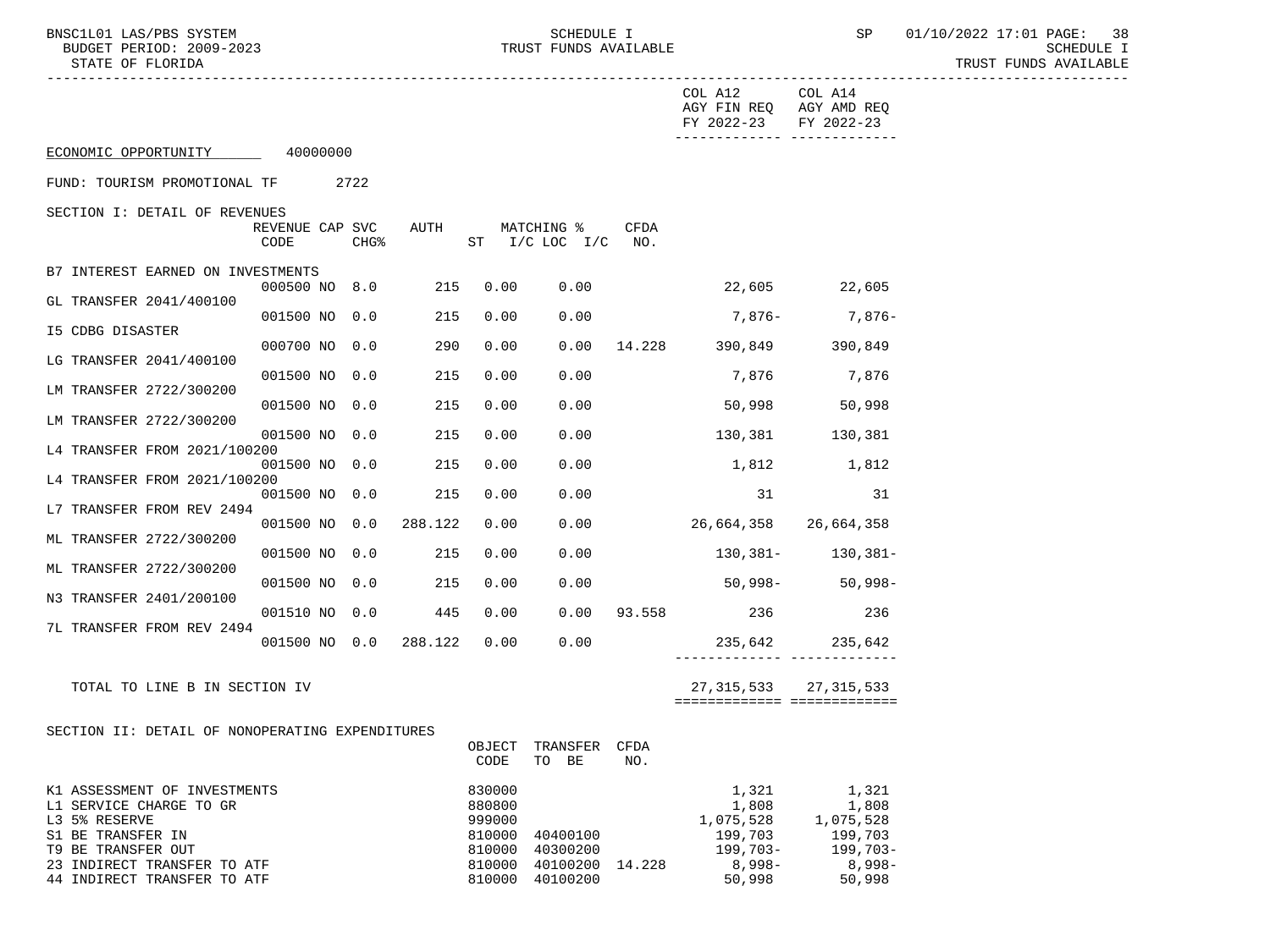| | COL A12 AGY FIN REQ FY 2022-23 | COL A14 AGY AMD REQ FY 2022-23 |
|---|---|---|

ECONOMIC OPPORTUNITY 40000000

FUND: TOURISM PROMOTIONAL TF 2722

SECTION I: DETAIL OF REVENUES

| | REVENUE CODE | CAP | SVC CHG% | AUTH ST | MATCHING % I/C | LOC I/C | CFDA NO. | COL A12 AGY FIN REQ FY 2022-23 | COL A14 AGY AMD REQ FY 2022-23 |
|---|---|---|---|---|---|---|---|---|---|
| B7 INTEREST EARNED ON INVESTMENTS | 000500 | NO | 8.0 | 215 | 0.00 | 0.00 | | 22,605 | 22,605 |
| GL TRANSFER 2041/400100 | 001500 | NO | 0.0 | 215 | 0.00 | 0.00 | | 7,876- | 7,876- |
| I5 CDBG DISASTER | 000700 | NO | 0.0 | 290 | 0.00 | 0.00 | 14.228 | 390,849 | 390,849 |
| LG TRANSFER 2041/400100 | 001500 | NO | 0.0 | 215 | 0.00 | 0.00 | | 7,876 | 7,876 |
| LM TRANSFER 2722/300200 | 001500 | NO | 0.0 | 215 | 0.00 | 0.00 | | 50,998 | 50,998 |
| LM TRANSFER 2722/300200 | 001500 | NO | 0.0 | 215 | 0.00 | 0.00 | | 130,381 | 130,381 |
| L4 TRANSFER FROM 2021/100200 | 001500 | NO | 0.0 | 215 | 0.00 | 0.00 | | 1,812 | 1,812 |
| L4 TRANSFER FROM 2021/100200 | 001500 | NO | 0.0 | 215 | 0.00 | 0.00 | | 31 | 31 |
| L7 TRANSFER FROM REV 2494 | 001500 | NO | 0.0 | 288.122 | 0.00 | 0.00 | | 26,664,358 | 26,664,358 |
| ML TRANSFER 2722/300200 | 001500 | NO | 0.0 | 215 | 0.00 | 0.00 | | 130,381- | 130,381- |
| ML TRANSFER 2722/300200 | 001500 | NO | 0.0 | 215 | 0.00 | 0.00 | | 50,998- | 50,998- |
| N3 TRANSFER 2401/200100 | 001510 | NO | 0.0 | 445 | 0.00 | 0.00 | 93.558 | 236 | 236 |
| 7L TRANSFER FROM REV 2494 | 001500 | NO | 0.0 | 288.122 | 0.00 | 0.00 | | 235,642 | 235,642 |
| TOTAL TO LINE B IN SECTION IV | | | | | | | | 27,315,533 | 27,315,533 |

SECTION II: DETAIL OF NONOPERATING EXPENDITURES

| | OBJECT CODE | TRANSFER TO BE | CFDA NO. | COL A12 AGY FIN REQ FY 2022-23 | COL A14 AGY AMD REQ FY 2022-23 |
|---|---|---|---|---|---|
| K1 ASSESSMENT OF INVESTMENTS | 830000 | | | 1,321 | 1,321 |
| L1 SERVICE CHARGE TO GR | 880800 | | | 1,808 | 1,808 |
| L3 5% RESERVE | 999000 | | | 1,075,528 | 1,075,528 |
| S1 BE TRANSFER IN | 810000 | 40400100 | | 199,703 | 199,703 |
| T9 BE TRANSFER OUT | 810000 | 40300200 | | 199,703- | 199,703- |
| 23 INDIRECT TRANSFER TO ATF | 810000 | 40100200 | 14.228 | 8,998- | 8,998- |
| 44 INDIRECT TRANSFER TO ATF | 810000 | 40100200 | | 50,998 | 50,998 |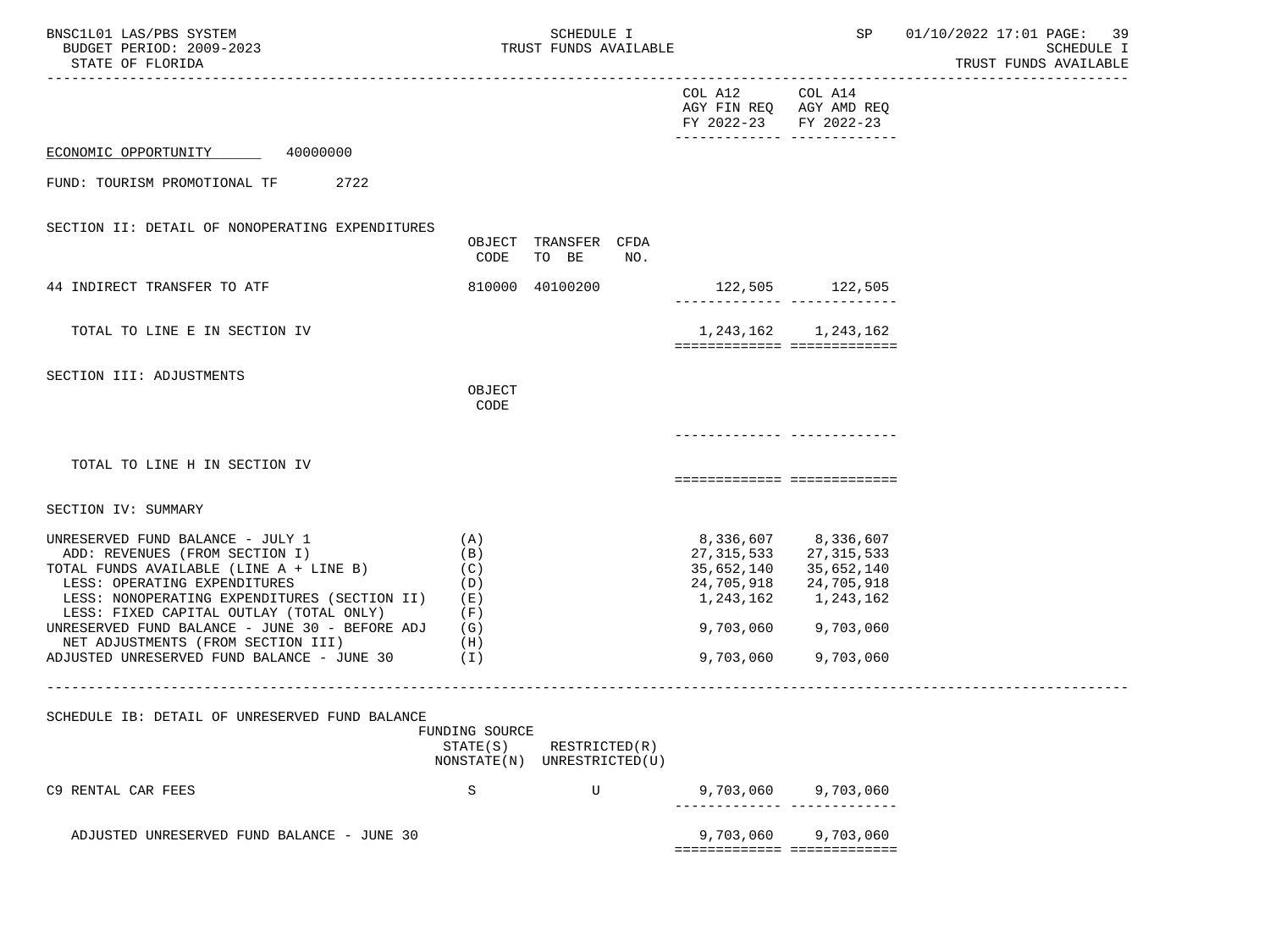ECONOMIC OPPORTUNITY 40000000

FUND: TOURISM PROMOTIONAL TF 2722

| | | | | COL A12 AGY FIN REQ FY 2022-23 | COL A14 AGY AMD REQ FY 2022-23 |
|---|---|---|---|---|---|
| SECTION II: DETAIL OF NONOPERATING EXPENDITURES | OBJECT CODE | TRANSFER TO BE | CFDA NO. | | |
| 44 INDIRECT TRANSFER TO ATF | 810000 | 40100200 | | 122,505 | 122,505 |
| TOTAL TO LINE E IN SECTION IV | | | | 1,243,162 | 1,243,162 |

| SECTION III: ADJUSTMENTS | OBJECT CODE | | |
|---|---|---|---|
| TOTAL TO LINE H IN SECTION IV | | | |

SECTION IV: SUMMARY

| | | COL A12 AGY FIN REQ FY 2022-23 | COL A14 AGY AMD REQ FY 2022-23 |
|---|---|---|---|
| UNRESERVED FUND BALANCE - JULY 1 | (A) | 8,336,607 | 8,336,607 |
| ADD: REVENUES (FROM SECTION I) | (B) | 27,315,533 | 27,315,533 |
| TOTAL FUNDS AVAILABLE (LINE A + LINE B) | (C) | 35,652,140 | 35,652,140 |
| LESS: OPERATING EXPENDITURES | (D) | 24,705,918 | 24,705,918 |
| LESS: NONOPERATING EXPENDITURES (SECTION II) | (E) | 1,243,162 | 1,243,162 |
| LESS: FIXED CAPITAL OUTLAY (TOTAL ONLY) | (F) | | |
| UNRESERVED FUND BALANCE - JUNE 30 - BEFORE ADJ | (G) | 9,703,060 | 9,703,060 |
| NET ADJUSTMENTS (FROM SECTION III) | (H) | | |
| ADJUSTED UNRESERVED FUND BALANCE - JUNE 30 | (I) | 9,703,060 | 9,703,060 |

SCHEDULE IB: DETAIL OF UNRESERVED FUND BALANCE

| | FUNDING SOURCE STATE(S) NONSTATE(N) | RESTRICTED(R) UNRESTRICTED(U) | COL A12 | COL A14 |
|---|---|---|---|---|
| C9 RENTAL CAR FEES | S | U | 9,703,060 | 9,703,060 |
| ADJUSTED UNRESERVED FUND BALANCE - JUNE 30 | | | 9,703,060 | 9,703,060 |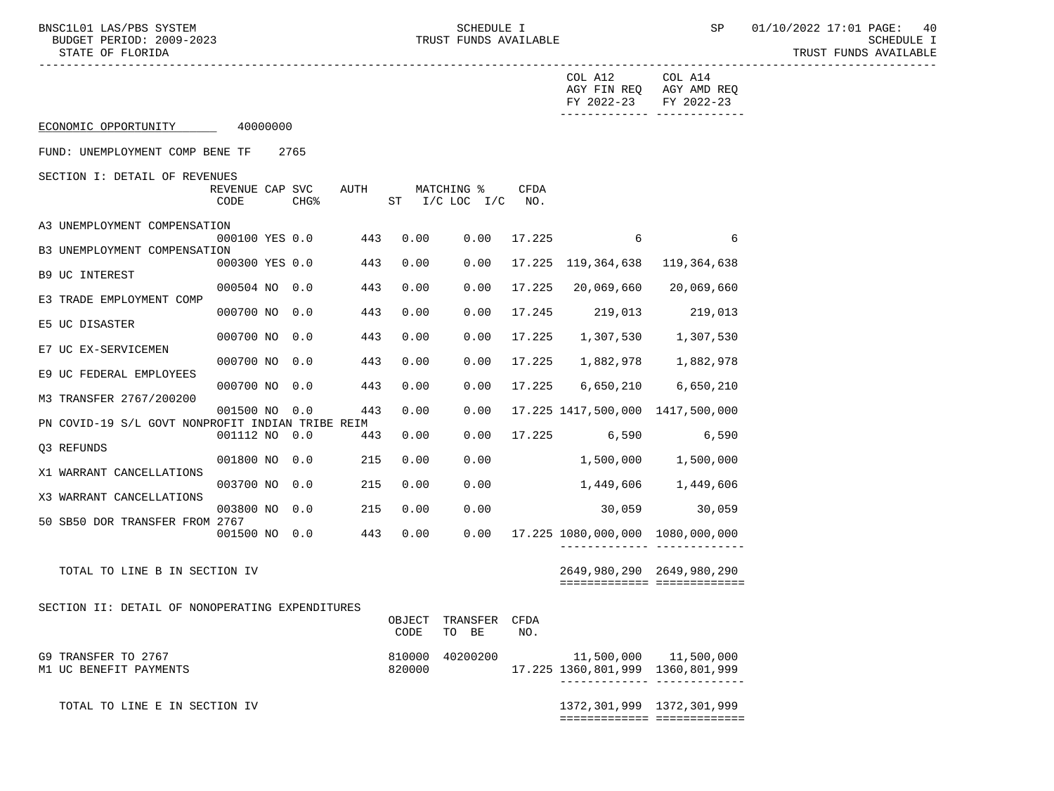SCHEDULE I
TRUST FUNDS AVAILABLE

|  |  |  |  |  |  |  |  | COL A12 AGY FIN REQ FY 2022-23 | COL A14 AGY AMD REQ FY 2022-23 |
|---|---|---|---|---|---|---|---|---|---|

ECONOMIC OPPORTUNITY 40000000

FUND: UNEMPLOYMENT COMP BENE TF 2765

SECTION I: DETAIL OF REVENUES

| | REVENUE CODE | CAP | SVC CHG% | AUTH ST | MATCHING % I/C | LOC I/C | CFDA NO. | COL A12 AGY FIN REQ FY 2022-23 | COL A14 AGY AMD REQ FY 2022-23 |
|---|---|---|---|---|---|---|---|---|---|
| A3 UNEMPLOYMENT COMPENSATION | 000100 | YES | 0.0 | 443 | 0.00 | 0.00 | 17.225 | 6 | 6 |
| B3 UNEMPLOYMENT COMPENSATION | 000300 | YES | 0.0 | 443 | 0.00 | 0.00 | 17.225 | 119,364,638 | 119,364,638 |
| B9 UC INTEREST | 000504 | NO | 0.0 | 443 | 0.00 | 0.00 | 17.225 | 20,069,660 | 20,069,660 |
| E3 TRADE EMPLOYMENT COMP | 000700 | NO | 0.0 | 443 | 0.00 | 0.00 | 17.245 | 219,013 | 219,013 |
| E5 UC DISASTER | 000700 | NO | 0.0 | 443 | 0.00 | 0.00 | 17.225 | 1,307,530 | 1,307,530 |
| E7 UC EX-SERVICEMEN | 000700 | NO | 0.0 | 443 | 0.00 | 0.00 | 17.225 | 1,882,978 | 1,882,978 |
| E9 UC FEDERAL EMPLOYEES | 000700 | NO | 0.0 | 443 | 0.00 | 0.00 | 17.225 | 6,650,210 | 6,650,210 |
| M3 TRANSFER 2767/200200 | 001500 | NO | 0.0 | 443 | 0.00 | 0.00 | 17.225 | 1417,500,000 | 1417,500,000 |
| PN COVID-19 S/L GOVT NONPROFIT INDIAN TRIBE REIM | 001112 | NO | 0.0 | 443 | 0.00 | 0.00 | 17.225 | 6,590 | 6,590 |
| Q3 REFUNDS | 001800 | NO | 0.0 | 215 | 0.00 | 0.00 | | 1,500,000 | 1,500,000 |
| X1 WARRANT CANCELLATIONS | 003700 | NO | 0.0 | 215 | 0.00 | 0.00 | | 1,449,606 | 1,449,606 |
| X3 WARRANT CANCELLATIONS | 003800 | NO | 0.0 | 215 | 0.00 | 0.00 | | 30,059 | 30,059 |
| 50 SB50 DOR TRANSFER FROM 2767 | 001500 | NO | 0.0 | 443 | 0.00 | 0.00 | 17.225 | 1080,000,000 | 1080,000,000 |
| TOTAL TO LINE B IN SECTION IV | | | | | | | | 2649,980,290 | 2649,980,290 |

SECTION II: DETAIL OF NONOPERATING EXPENDITURES

| | OBJECT CODE | TRANSFER TO BE | CFDA NO. | COL A12 AGY FIN REQ FY 2022-23 | COL A14 AGY AMD REQ FY 2022-23 |
|---|---|---|---|---|---|
| G9 TRANSFER TO 2767 | 810000 | 40200200 | | 11,500,000 | 11,500,000 |
| M1 UC BENEFIT PAYMENTS | 820000 | | 17.225 | 1360,801,999 | 1360,801,999 |
| TOTAL TO LINE E IN SECTION IV | | | | 1372,301,999 | 1372,301,999 |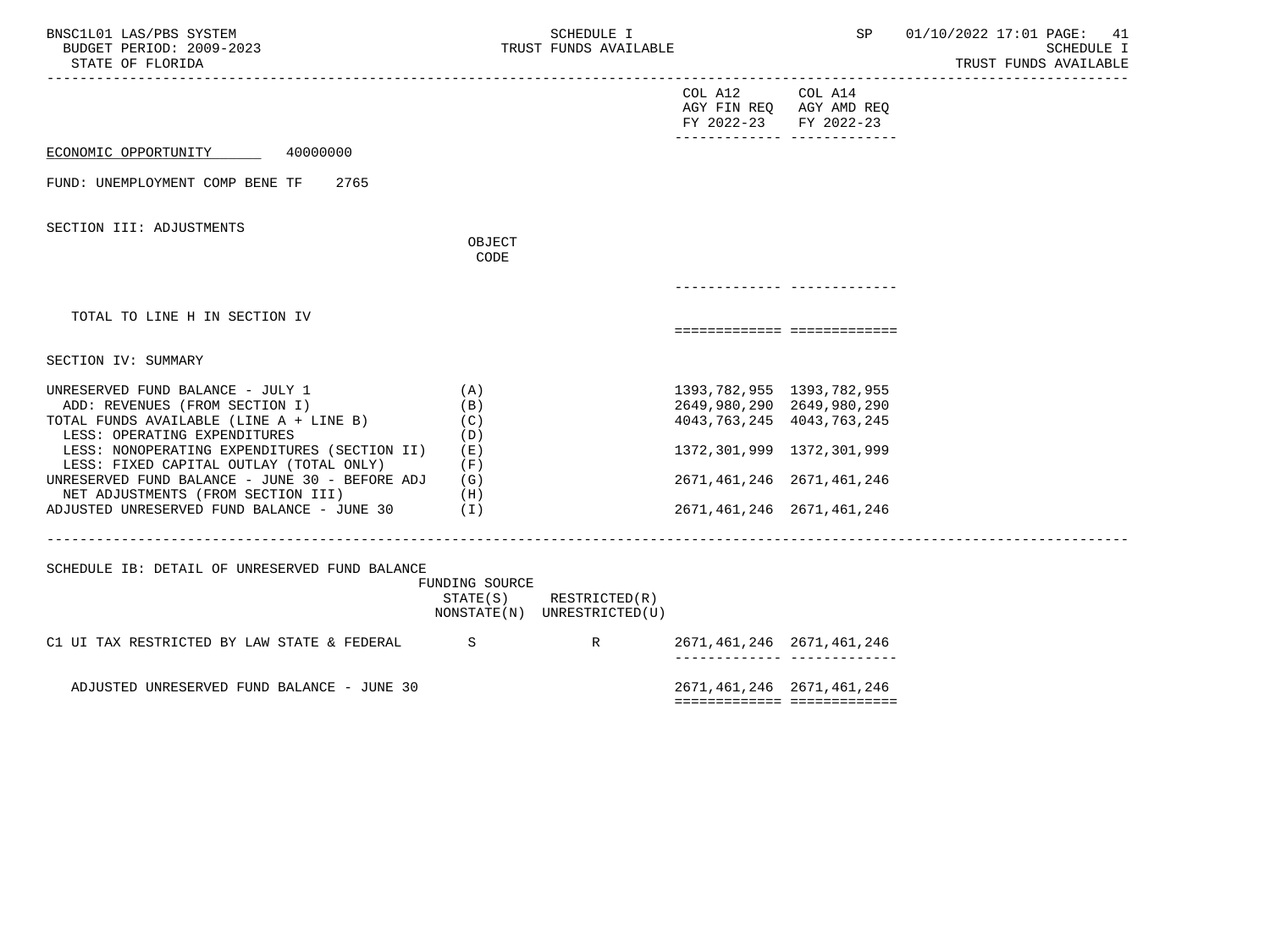ECONOMIC OPPORTUNITY 40000000

FUND: UNEMPLOYMENT COMP BENE TF 2765

SECTION III: ADJUSTMENTS

| | OBJECT CODE | COL A12 AGY FIN REQ FY 2022-23 | COL A14 AGY AMD REQ FY 2022-23 |
|---|---|---|---|
| TOTAL TO LINE H IN SECTION IV | | | |

SECTION IV: SUMMARY

| | | COL A12 AGY FIN REQ FY 2022-23 | COL A14 AGY AMD REQ FY 2022-23 |
|---|---|---|---|
| UNRESERVED FUND BALANCE - JULY 1 | (A) | 1393,782,955 | 1393,782,955 |
| ADD: REVENUES (FROM SECTION I) | (B) | 2649,980,290 | 2649,980,290 |
| TOTAL FUNDS AVAILABLE (LINE A + LINE B) | (C) | 4043,763,245 | 4043,763,245 |
| LESS: OPERATING EXPENDITURES | (D) | | |
| LESS: NONOPERATING EXPENDITURES (SECTION II) | (E) | 1372,301,999 | 1372,301,999 |
| LESS: FIXED CAPITAL OUTLAY (TOTAL ONLY) | (F) | | |
| UNRESERVED FUND BALANCE - JUNE 30 - BEFORE ADJ | (G) | 2671,461,246 | 2671,461,246 |
| NET ADJUSTMENTS (FROM SECTION III) | (H) | | |
| ADJUSTED UNRESERVED FUND BALANCE - JUNE 30 | (I) | 2671,461,246 | 2671,461,246 |

SCHEDULE IB: DETAIL OF UNRESERVED FUND BALANCE

| | FUNDING SOURCE STATE(S) NONSTATE(N) | RESTRICTED(R) UNRESTRICTED(U) | COL A12 AGY FIN REQ FY 2022-23 | COL A14 AGY AMD REQ FY 2022-23 |
|---|---|---|---|---|
| C1 UI TAX RESTRICTED BY LAW STATE & FEDERAL | S | R | 2671,461,246 | 2671,461,246 |
| ADJUSTED UNRESERVED FUND BALANCE - JUNE 30 | | | 2671,461,246 | 2671,461,246 |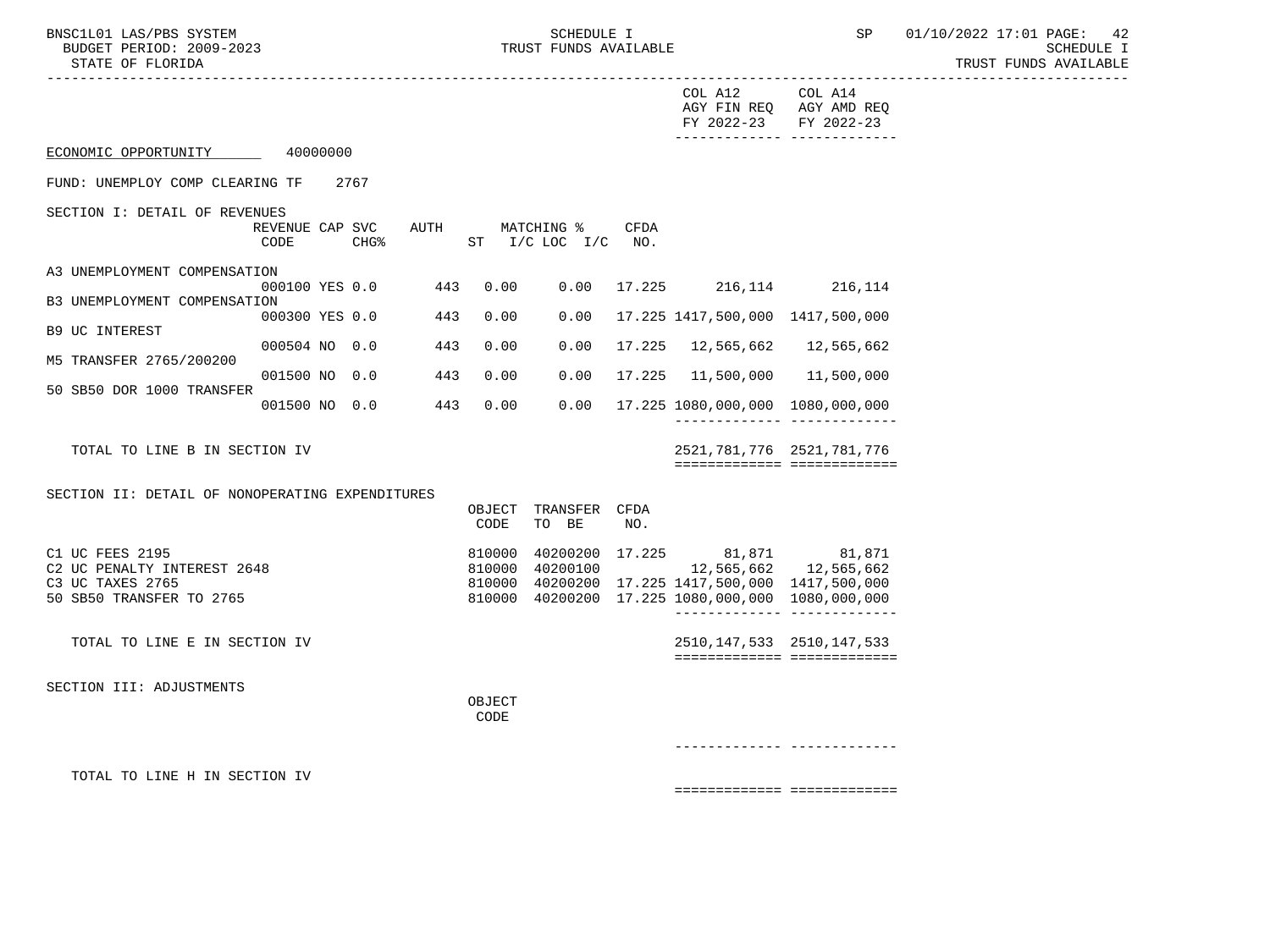BNSC1L01 LAS/PBS SYSTEM — SCHEDULE I — TRUST FUNDS AVAILABLE
BUDGET PERIOD: 2009-2023
STATE OF FLORIDA

ECONOMIC OPPORTUNITY 40000000

FUND: UNEMPLOY COMP CLEARING TF 2767

## SECTION I: DETAIL OF REVENUES

| | REVENUE CODE | CAP SVC CHG% | AUTH ST | MATCHING % I/C | LOC I/C | CFDA NO. | COL A12 AGY FIN REQ FY 2022-23 | COL A14 AGY AMD REQ FY 2022-23 |
|---|---|---|---|---|---|---|---|---|
| A3 UNEMPLOYMENT COMPENSATION | 000100 | YES 0.0 | 443 | 0.00 | 0.00 | 17.225 | 216,114 | 216,114 |
| B3 UNEMPLOYMENT COMPENSATION | 000300 | YES 0.0 | 443 | 0.00 | 0.00 | 17.225 | 1417,500,000 | 1417,500,000 |
| B9 UC INTEREST | 000504 | NO 0.0 | 443 | 0.00 | 0.00 | 17.225 | 12,565,662 | 12,565,662 |
| M5 TRANSFER 2765/200200 | 001500 | NO 0.0 | 443 | 0.00 | 0.00 | 17.225 | 11,500,000 | 11,500,000 |
| 50 SB50 DOR 1000 TRANSFER | 001500 | NO 0.0 | 443 | 0.00 | 0.00 | 17.225 | 1080,000,000 | 1080,000,000 |
| TOTAL TO LINE B IN SECTION IV | | | | | | | 2521,781,776 | 2521,781,776 |

## SECTION II: DETAIL OF NONOPERATING EXPENDITURES

| | OBJECT CODE | TRANSFER TO BE | CFDA NO. | COL A12 AGY FIN REQ FY 2022-23 | COL A14 AGY AMD REQ FY 2022-23 |
|---|---|---|---|---|---|
| C1 UC FEES 2195 | 810000 | 40200200 | 17.225 | 81,871 | 81,871 |
| C2 UC PENALTY INTEREST 2648 | 810000 | 40200100 | | 12,565,662 | 12,565,662 |
| C3 UC TAXES 2765 | 810000 | 40200200 | 17.225 | 1417,500,000 | 1417,500,000 |
| 50 SB50 TRANSFER TO 2765 | 810000 | 40200200 | 17.225 | 1080,000,000 | 1080,000,000 |
| TOTAL TO LINE E IN SECTION IV | | | | 2510,147,533 | 2510,147,533 |

## SECTION III: ADJUSTMENTS

| | OBJECT CODE | COL A12 AGY FIN REQ FY 2022-23 | COL A14 AGY AMD REQ FY 2022-23 |
|---|---|---|---|
| TOTAL TO LINE H IN SECTION IV | | | |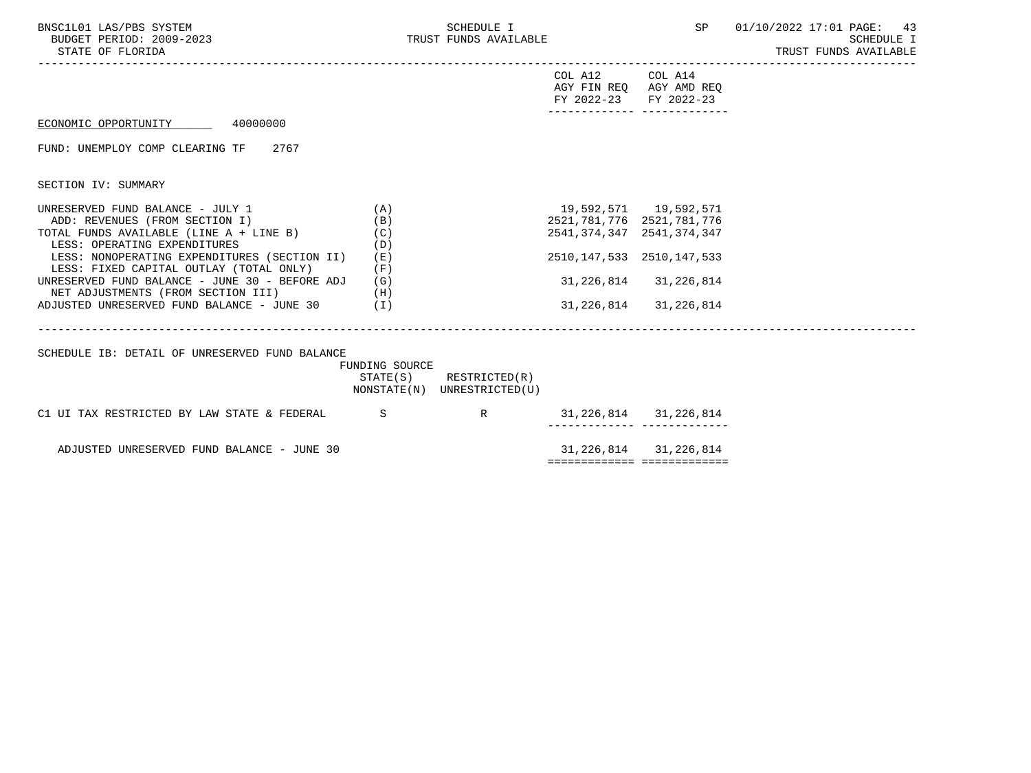| | | COL A12 AGY FIN REQ FY 2022-23 | COL A14 AGY AMD REQ FY 2022-23 |
|---|---|---|---|

ECONOMIC OPPORTUNITY 40000000

FUND: UNEMPLOY COMP CLEARING TF 2767

SECTION IV: SUMMARY

| | | COL A12 AGY FIN REQ FY 2022-23 | COL A14 AGY AMD REQ FY 2022-23 |
|---|---|---|---|
| UNRESERVED FUND BALANCE - JULY 1 | (A) | 19,592,571 | 19,592,571 |
| ADD: REVENUES (FROM SECTION I) | (B) | 2521,781,776 | 2521,781,776 |
| TOTAL FUNDS AVAILABLE (LINE A + LINE B) | (C) | 2541,374,347 | 2541,374,347 |
| LESS: OPERATING EXPENDITURES | (D) | | |
| LESS: NONOPERATING EXPENDITURES (SECTION II) | (E) | 2510,147,533 | 2510,147,533 |
| LESS: FIXED CAPITAL OUTLAY (TOTAL ONLY) | (F) | | |
| UNRESERVED FUND BALANCE - JUNE 30 - BEFORE ADJ | (G) | 31,226,814 | 31,226,814 |
| NET ADJUSTMENTS (FROM SECTION III) | (H) | | |
| ADJUSTED UNRESERVED FUND BALANCE - JUNE 30 | (I) | 31,226,814 | 31,226,814 |

SCHEDULE IB: DETAIL OF UNRESERVED FUND BALANCE

| | FUNDING SOURCE STATE(S) NONSTATE(N) | RESTRICTED(R) UNRESTRICTED(U) | COL A12 | COL A14 |
|---|---|---|---|---|
| C1 UI TAX RESTRICTED BY LAW STATE & FEDERAL | S | R | 31,226,814 | 31,226,814 |
| ADJUSTED UNRESERVED FUND BALANCE - JUNE 30 | | | 31,226,814 | 31,226,814 |